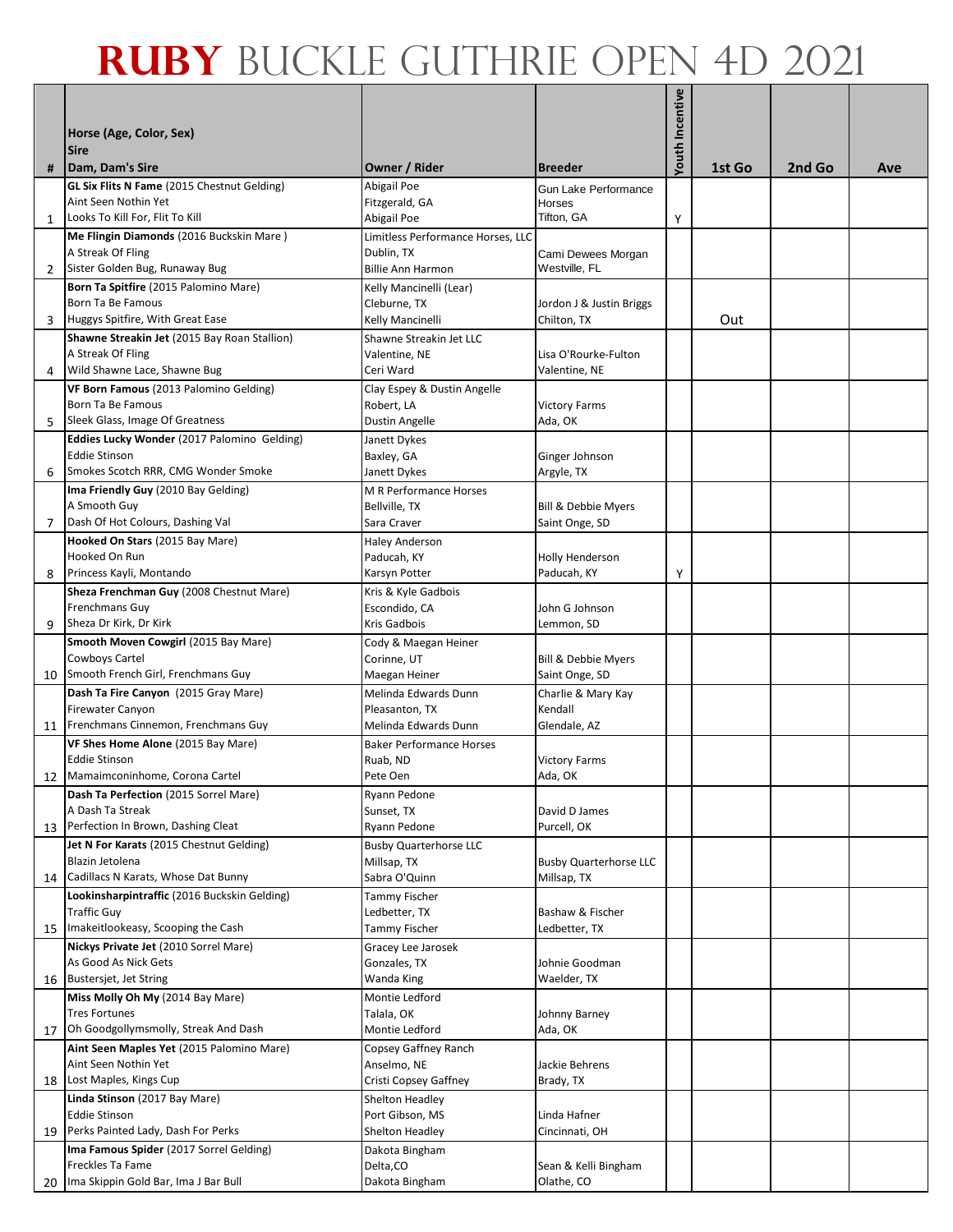# RUBY BUCKLE GUTHRIE OPEN 4D 2021

| # | Horse (Age, Color, Sex)<br>Sire<br>Dam, Dam's Sire | Owner / Rider | Breeder | Youth Incentive | 1st Go | 2nd Go | Ave |
|---|---|---|---|---|---|---|---|
| 1 | **GL Six Flits N Fame** (2015 Chestnut Gelding)<br>Aint Seen Nothin Yet<br>Looks To Kill For, Flit To Kill | Abigail Poe<br>Fitzgerald, GA<br>Abigail Poe | Gun Lake Performance Horses<br>Tifton, GA | Y | | | |
| 2 | **Me Flingin Diamonds** (2016 Buckskin Mare )<br>A Streak Of Fling<br>Sister Golden Bug, Runaway Bug | Limitless Performance Horses, LLC<br>Dublin, TX<br>Billie Ann Harmon | Cami Dewees Morgan<br>Westville, FL | | | | |
| 3 | **Born Ta Spitfire** (2015 Palomino Mare)<br>Born Ta Be Famous<br>Huggys Spitfire, With Great Ease | Kelly Mancinelli (Lear)<br>Cleburne, TX<br>Kelly Mancinelli | Jordon J & Justin Briggs<br>Chilton, TX | | Out | | |
| 4 | **Shawne Streakin Jet** (2015 Bay Roan Stallion)<br>A Streak Of Fling<br>Wild Shawne Lace, Shawne Bug | Shawne Streakin Jet LLC<br>Valentine, NE<br>Ceri Ward | Lisa O'Rourke-Fulton<br>Valentine, NE | | | | |
| 5 | **VF Born Famous** (2013 Palomino Gelding)<br>Born Ta Be Famous<br>Sleek Glass, Image Of Greatness | Clay Espey & Dustin Angelle<br>Robert, LA<br>Dustin Angelle | Victory Farms<br>Ada, OK | | | | |
| 6 | **Eddies Lucky Wonder** (2017 Palomino Gelding)<br>Eddie Stinson<br>Smokes Scotch RRR, CMG Wonder Smoke | Janett Dykes<br>Baxley, GA<br>Janett Dykes | Ginger Johnson<br>Argyle, TX | | | | |
| 7 | **Ima Friendly Guy** (2010 Bay Gelding)<br>A Smooth Guy<br>Dash Of Hot Colours, Dashing Val | M R Performance Horses<br>Bellville, TX<br>Sara Craver | Bill & Debbie Myers<br>Saint Onge, SD | | | | |
| 8 | **Hooked On Stars** (2015 Bay Mare)<br>Hooked On Run<br>Princess Kayli, Montando | Haley Anderson<br>Paducah, KY<br>Karsyn Potter | Holly Henderson<br>Paducah, KY | Y | | | |
| 9 | **Sheza Frenchman Guy** (2008 Chestnut Mare)<br>Frenchmans Guy<br>Sheza Dr Kirk, Dr Kirk | Kris & Kyle Gadbois<br>Escondido, CA<br>Kris Gadbois | John G Johnson<br>Lemmon, SD | | | | |
| 10 | **Smooth Moven Cowgirl** (2015 Bay Mare)<br>Cowboys Cartel<br>Smooth French Girl, Frenchmans Guy | Cody & Maegan Heiner<br>Corinne, UT<br>Maegan Heiner | Bill & Debbie Myers<br>Saint Onge, SD | | | | |
| 11 | **Dash Ta Fire Canyon** (2015 Gray Mare)<br>Firewater Canyon<br>Frenchmans Cinnemon, Frenchmans Guy | Melinda Edwards Dunn<br>Pleasanton, TX<br>Melinda Edwards Dunn | Charlie & Mary Kay Kendall<br>Glendale, AZ | | | | |
| 12 | **VF Shes Home Alone** (2015 Bay Mare)<br>Eddie Stinson<br>Mamaimconinhome, Corona Cartel | Baker Performance Horses<br>Ruab, ND<br>Pete Oen | Victory Farms<br>Ada, OK | | | | |
| 13 | **Dash Ta Perfection** (2015 Sorrel Mare)<br>A Dash Ta Streak<br>Perfection In Brown, Dashing Cleat | Ryann Pedone<br>Sunset, TX<br>Ryann Pedone | David D James<br>Purcell, OK | | | | |
| 14 | **Jet N For Karats** (2015 Chestnut Gelding)<br>Blazin Jetolena<br>Cadillacs N Karats, Whose Dat Bunny | Busby Quarterhorse LLC<br>Millsap, TX<br>Sabra O'Quinn | Busby Quarterhorse LLC<br>Millsap, TX | | | | |
| 15 | **Lookinsharpintraffic** (2016 Buckskin Gelding)<br>Traffic Guy<br>Imakeitlookeasy, Scooping the Cash | Tammy Fischer<br>Ledbetter, TX<br>Tammy Fischer | Bashaw & Fischer<br>Ledbetter, TX | | | | |
| 16 | **Nickys Private Jet** (2010 Sorrel Mare)<br>As Good As Nick Gets<br>Bustersjet, Jet String | Gracey Lee Jarosek<br>Gonzales, TX<br>Wanda King | Johnie Goodman<br>Waelder, TX | | | | |
| 17 | **Miss Molly Oh My** (2014 Bay Mare)<br>Tres Fortunes<br>Oh Goodgollymsmolly, Streak And Dash | Montie Ledford<br>Talala, OK<br>Montie Ledford | Johnny Barney<br>Ada, OK | | | | |
| 18 | **Aint Seen Maples Yet** (2015 Palomino Mare)<br>Aint Seen Nothin Yet<br>Lost Maples, Kings Cup | Copsey Gaffney Ranch<br>Anselmo, NE<br>Cristi Copsey Gaffney | Jackie Behrens<br>Brady, TX | | | | |
| 19 | **Linda Stinson** (2017 Bay Mare)<br>Eddie Stinson<br>Perks Painted Lady, Dash For Perks | Shelton Headley<br>Port Gibson, MS<br>Shelton Headley | Linda Hafner<br>Cincinnati, OH | | | | |
| 20 | **Ima Famous Spider** (2017 Sorrel Gelding)<br>Freckles Ta Fame<br>Ima Skippin Gold Bar, Ima J Bar Bull | Dakota Bingham<br>Delta,CO<br>Dakota Bingham | Sean & Kelli Bingham<br>Olathe, CO | | | | |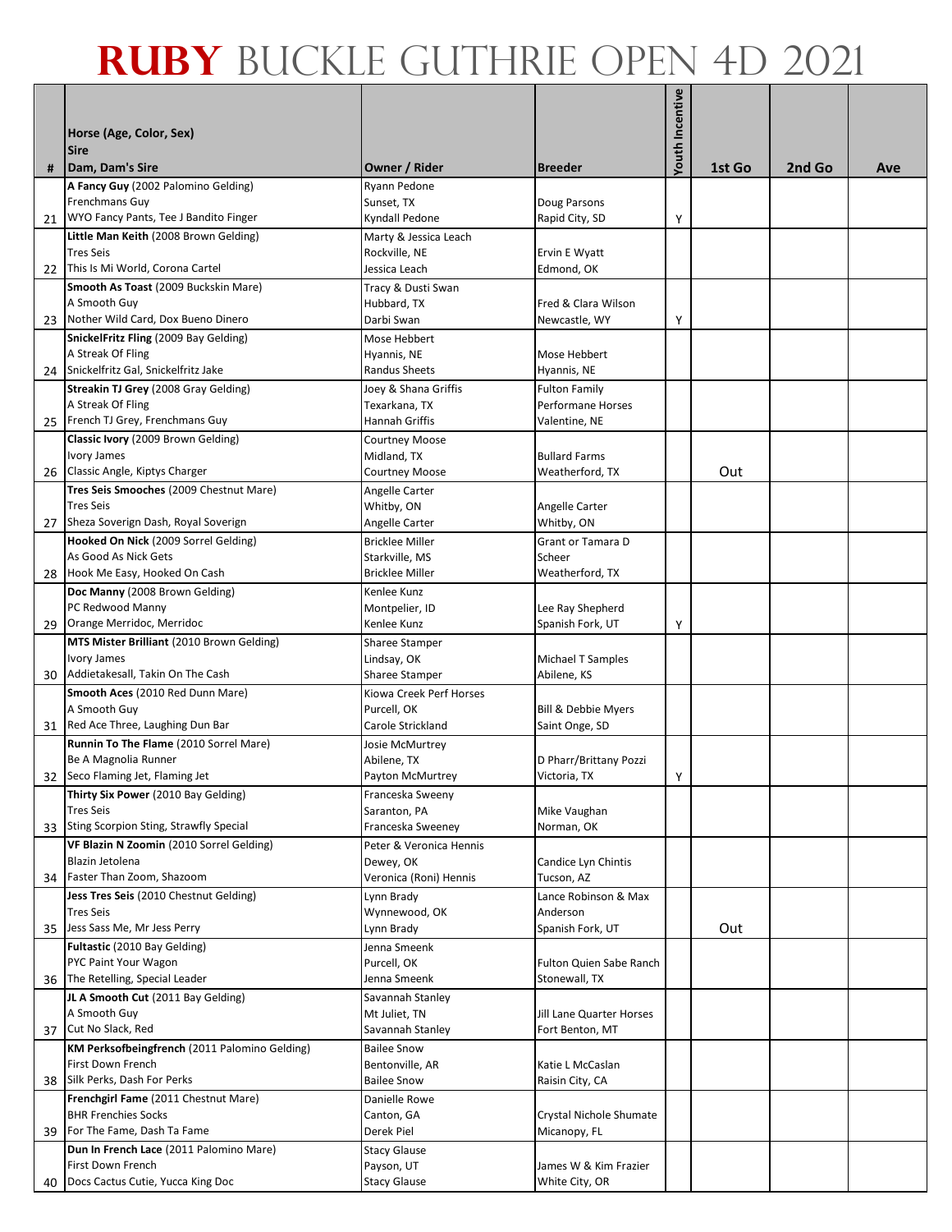# RUBY BUCKLE GUTHRIE OPEN 4D 2021

| # | Horse (Age, Color, Sex)<br>Sire<br>Dam, Dam's Sire | Owner / Rider | Breeder | Youth Incentive | 1st Go | 2nd Go | Ave |
|---|---|---|---|---|---|---|---|
| 21 | **A Fancy Guy** (2002 Palomino Gelding)<br>Frenchmans Guy<br>WYO Fancy Pants, Tee J Bandito Finger | Ryann Pedone<br>Sunset, TX<br>Kyndall Pedone | Doug Parsons<br>Rapid City, SD | Y | | | |
| 22 | **Little Man Keith** (2008 Brown Gelding)<br>Tres Seis<br>This Is Mi World, Corona Cartel | Marty & Jessica Leach<br>Rockville, NE<br>Jessica Leach | Ervin E Wyatt<br>Edmond, OK | | | | |
| 23 | **Smooth As Toast** (2009 Buckskin Mare)<br>A Smooth Guy<br>Nother Wild Card, Dox Bueno Dinero | Tracy & Dusti Swan<br>Hubbard, TX<br>Darbi Swan | Fred & Clara Wilson<br>Newcastle, WY | Y | | | |
| 24 | **SnickelFritz Fling** (2009 Bay Gelding)<br>A Streak Of Fling<br>Snickelfritz Gal, Snickelfritz Jake | Mose Hebbert<br>Hyannis, NE<br>Randus Sheets | Mose Hebbert<br>Hyannis, NE | | | | |
| 25 | **Streakin TJ Grey** (2008 Gray Gelding)<br>A Streak Of Fling<br>French TJ Grey, Frenchmans Guy | Joey & Shana Griffis<br>Texarkana, TX<br>Hannah Griffis | Fulton Family<br>Performane Horses<br>Valentine, NE | | | | |
| 26 | **Classic Ivory** (2009 Brown Gelding)<br>Ivory James<br>Classic Angle, Kiptys Charger | Courtney Moose<br>Midland, TX<br>Courtney Moose | Bullard Farms<br>Weatherford, TX | | Out | | |
| 27 | **Tres Seis Smooches** (2009 Chestnut Mare)<br>Tres Seis<br>Sheza Soverign Dash, Royal Soverign | Angelle Carter<br>Whitby, ON<br>Angelle Carter | Angelle Carter<br>Whitby, ON | | | | |
| 28 | **Hooked On Nick** (2009 Sorrel Gelding)<br>As Good As Nick Gets<br>Hook Me Easy, Hooked On Cash | Bricklee Miller<br>Starkville, MS<br>Bricklee Miller | Grant or Tamara D<br>Scheer<br>Weatherford, TX | | | | |
| 29 | **Doc Manny** (2008 Brown Gelding)<br>PC Redwood Manny<br>Orange Merridoc, Merridoc | Kenlee Kunz<br>Montpelier, ID<br>Kenlee Kunz | Lee Ray Shepherd<br>Spanish Fork, UT | Y | | | |
| 30 | **MTS Mister Brilliant** (2010 Brown Gelding)<br>Ivory James<br>Addietakesall, Takin On The Cash | Sharee Stamper<br>Lindsay, OK<br>Sharee Stamper | Michael T Samples<br>Abilene, KS | | | | |
| 31 | **Smooth Aces** (2010 Red Dunn Mare)<br>A Smooth Guy<br>Red Ace Three, Laughing Dun Bar | Kiowa Creek Perf Horses<br>Purcell, OK<br>Carole Strickland | Bill & Debbie Myers<br>Saint Onge, SD | | | | |
| 32 | **Runnin To The Flame** (2010 Sorrel Mare)<br>Be A Magnolia Runner<br>Seco Flaming Jet, Flaming Jet | Josie McMurtrey<br>Abilene, TX<br>Payton McMurtrey | D Pharr/Brittany Pozzi<br>Victoria, TX | Y | | | |
| 33 | **Thirty Six Power** (2010 Bay Gelding)<br>Tres Seis<br>Sting Scorpion Sting, Strawfly Special | Franceska Sweeny<br>Saranton, PA<br>Franceska Sweeney | Mike Vaughan<br>Norman, OK | | | | |
| 34 | **VF Blazin N Zoomin** (2010 Sorrel Gelding)<br>Blazin Jetolena<br>Faster Than Zoom, Shazoom | Peter & Veronica Hennis<br>Dewey, OK<br>Veronica (Roni) Hennis | Candice Lyn Chintis<br>Tucson, AZ | | | | |
| 35 | **Jess Tres Seis** (2010 Chestnut Gelding)<br>Tres Seis<br>Jess Sass Me, Mr Jess Perry | Lynn Brady<br>Wynnewood, OK<br>Lynn Brady | Lance Robinson & Max<br>Anderson<br>Spanish Fork, UT | | Out | | |
| 36 | **Fultastic** (2010 Bay Gelding)<br>PYC Paint Your Wagon<br>The Retelling, Special Leader | Jenna Smeenk<br>Purcell, OK<br>Jenna Smeenk | Fulton Quien Sabe Ranch<br>Stonewall, TX | | | | |
| 37 | **JL A Smooth Cut** (2011 Bay Gelding)<br>A Smooth Guy<br>Cut No Slack, Red | Savannah Stanley<br>Mt Juliet, TN<br>Savannah Stanley | Jill Lane Quarter Horses<br>Fort Benton, MT | | | | |
| 38 | **KM Perksofbeingfrench** (2011 Palomino Gelding)<br>First Down French<br>Silk Perks, Dash For Perks | Bailee Snow<br>Bentonville, AR<br>Bailee Snow | Katie L McCaslan<br>Raisin City, CA | | | | |
| 39 | **Frenchgirl Fame** (2011 Chestnut Mare)<br>BHR Frenchies Socks<br>For The Fame, Dash Ta Fame | Danielle Rowe<br>Canton, GA<br>Derek Piel | Crystal Nichole Shumate<br>Micanopy, FL | | | | |
| 40 | **Dun In French Lace** (2011 Palomino Mare)<br>First Down French<br>Docs Cactus Cutie, Yucca King Doc | Stacy Glause<br>Payson, UT<br>Stacy Glause | James W & Kim Frazier<br>White City, OR | | | | |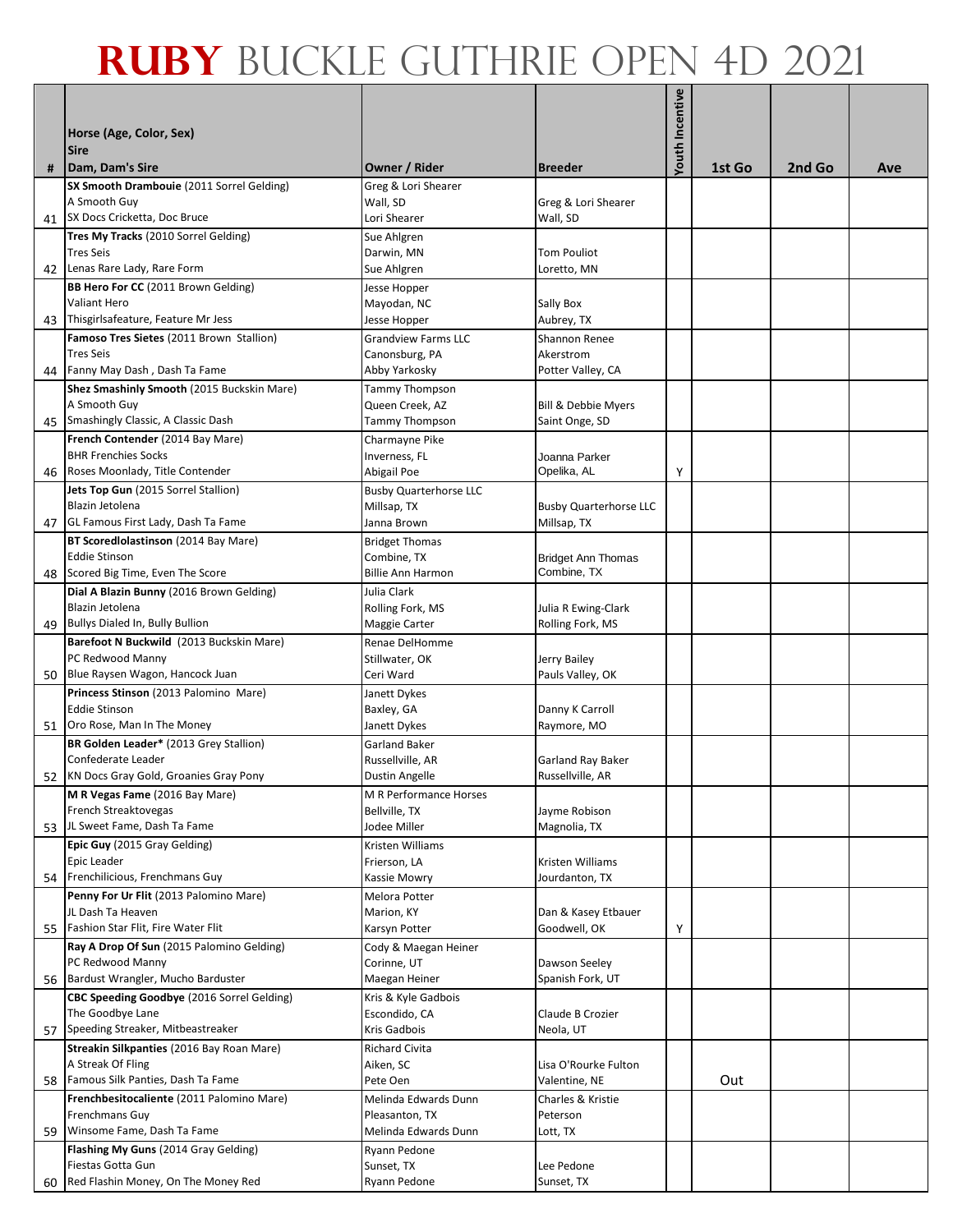# RUBY BUCKLE GUTHRIE OPEN 4D 2021

| # | Horse (Age, Color, Sex)<br>Sire<br>Dam, Dam's Sire | Owner / Rider | Breeder | Youth Incentive | 1st Go | 2nd Go | Ave |
|---|---|---|---|---|---|---|---|
| 41 | **SX Smooth Drambouie** (2011 Sorrel Gelding)<br>A Smooth Guy<br>SX Docs Cricketta, Doc Bruce | Greg & Lori Shearer<br>Wall, SD<br>Lori Shearer | Greg & Lori Shearer<br>Wall, SD | | | | |
| 42 | **Tres My Tracks** (2010 Sorrel Gelding)<br>Tres Seis<br>Lenas Rare Lady, Rare Form | Sue Ahlgren<br>Darwin, MN<br>Sue Ahlgren | Tom Pouliot<br>Loretto, MN | | | | |
| 43 | **BB Hero For CC** (2011 Brown Gelding)<br>Valiant Hero<br>Thisgirlsafeature, Feature Mr Jess | Jesse Hopper<br>Mayodan, NC<br>Jesse Hopper | Sally Box<br>Aubrey, TX | | | | |
| 44 | **Famoso Tres Sietes** (2011 Brown Stallion)<br>Tres Seis<br>Fanny May Dash , Dash Ta Fame | Grandview Farms LLC<br>Canonsburg, PA<br>Abby Yarkosky | Shannon Renee<br>Akerstrom<br>Potter Valley, CA | | | | |
| 45 | **Shez Smashinly Smooth** (2015 Buckskin Mare)<br>A Smooth Guy<br>Smashingly Classic, A Classic Dash | Tammy Thompson<br>Queen Creek, AZ<br>Tammy Thompson | Bill & Debbie Myers<br>Saint Onge, SD | | | | |
| 46 | **French Contender** (2014 Bay Mare)<br>BHR Frenchies Socks<br>Roses Moonlady, Title Contender | Charmayne Pike<br>Inverness, FL<br>Abigail Poe | Joanna Parker<br>Opelika, AL | Y | | | |
| 47 | **Jets Top Gun** (2015 Sorrel Stallion)<br>Blazin Jetolena<br>GL Famous First Lady, Dash Ta Fame | Busby Quarterhorse LLC<br>Millsap, TX<br>Janna Brown | Busby Quarterhorse LLC<br>Millsap, TX | | | | |
| 48 | **BT Scoredlolastinson** (2014 Bay Mare)<br>Eddie Stinson<br>Scored Big Time, Even The Score | Bridget Thomas<br>Combine, TX<br>Billie Ann Harmon | Bridget Ann Thomas<br>Combine, TX | | | | |
| 49 | **Dial A Blazin Bunny** (2016 Brown Gelding)<br>Blazin Jetolena<br>Bullys Dialed In, Bully Bullion | Julia Clark<br>Rolling Fork, MS<br>Maggie Carter | Julia R Ewing-Clark<br>Rolling Fork, MS | | | | |
| 50 | **Barefoot N Buckwild** (2013 Buckskin Mare)<br>PC Redwood Manny<br>Blue Raysen Wagon, Hancock Juan | Renae DelHomme<br>Stillwater, OK<br>Ceri Ward | Jerry Bailey<br>Pauls Valley, OK | | | | |
| 51 | **Princess Stinson** (2013 Palomino Mare)<br>Eddie Stinson<br>Oro Rose, Man In The Money | Janett Dykes<br>Baxley, GA<br>Janett Dykes | Danny K Carroll<br>Raymore, MO | | | | |
| 52 | **BR Golden Leader*** (2013 Grey Stallion)<br>Confederate Leader<br>KN Docs Gray Gold, Groanies Gray Pony | Garland Baker<br>Russellville, AR<br>Dustin Angelle | Garland Ray Baker<br>Russellville, AR | | | | |
| 53 | **M R Vegas Fame** (2016 Bay Mare)<br>French Streaktovegas<br>JL Sweet Fame, Dash Ta Fame | M R Performance Horses<br>Bellville, TX<br>Jodee Miller | Jayme Robison<br>Magnolia, TX | | | | |
| 54 | **Epic Guy** (2015 Gray Gelding)<br>Epic Leader<br>Frenchilicious, Frenchmans Guy | Kristen Williams<br>Frierson, LA<br>Kassie Mowry | Kristen Williams<br>Jourdanton, TX | | | | |
| 55 | **Penny For Ur Flit** (2013 Palomino Mare)<br>JL Dash Ta Heaven<br>Fashion Star Flit, Fire Water Flit | Melora Potter<br>Marion, KY<br>Karsyn Potter | Dan & Kasey Etbauer<br>Goodwell, OK | Y | | | |
| 56 | **Ray A Drop Of Sun** (2015 Palomino Gelding)<br>PC Redwood Manny<br>Bardust Wrangler, Mucho Barduster | Cody & Maegan Heiner<br>Corinne, UT<br>Maegan Heiner | Dawson Seeley<br>Spanish Fork, UT | | | | |
| 57 | **CBC Speeding Goodbye** (2016 Sorrel Gelding)<br>The Goodbye Lane<br>Speeding Streaker, Mitbeastreaker | Kris & Kyle Gadbois<br>Escondido, CA<br>Kris Gadbois | Claude B Crozier<br>Neola, UT | | | | |
| 58 | **Streakin Silkpanties** (2016 Bay Roan Mare)<br>A Streak Of Fling<br>Famous Silk Panties, Dash Ta Fame | Richard Civita<br>Aiken, SC<br>Pete Oen | Lisa O'Rourke Fulton<br>Valentine, NE | | Out | | |
| 59 | **Frenchbesitocaliente** (2011 Palomino Mare)<br>Frenchmans Guy<br>Winsome Fame, Dash Ta Fame | Melinda Edwards Dunn<br>Pleasanton, TX<br>Melinda Edwards Dunn | Charles & Kristie<br>Peterson<br>Lott, TX | | | | |
| 60 | **Flashing My Guns** (2014 Gray Gelding)<br>Fiestas Gotta Gun<br>Red Flashin Money, On The Money Red | Ryann Pedone<br>Sunset, TX<br>Ryann Pedone | Lee Pedone<br>Sunset, TX | | | | |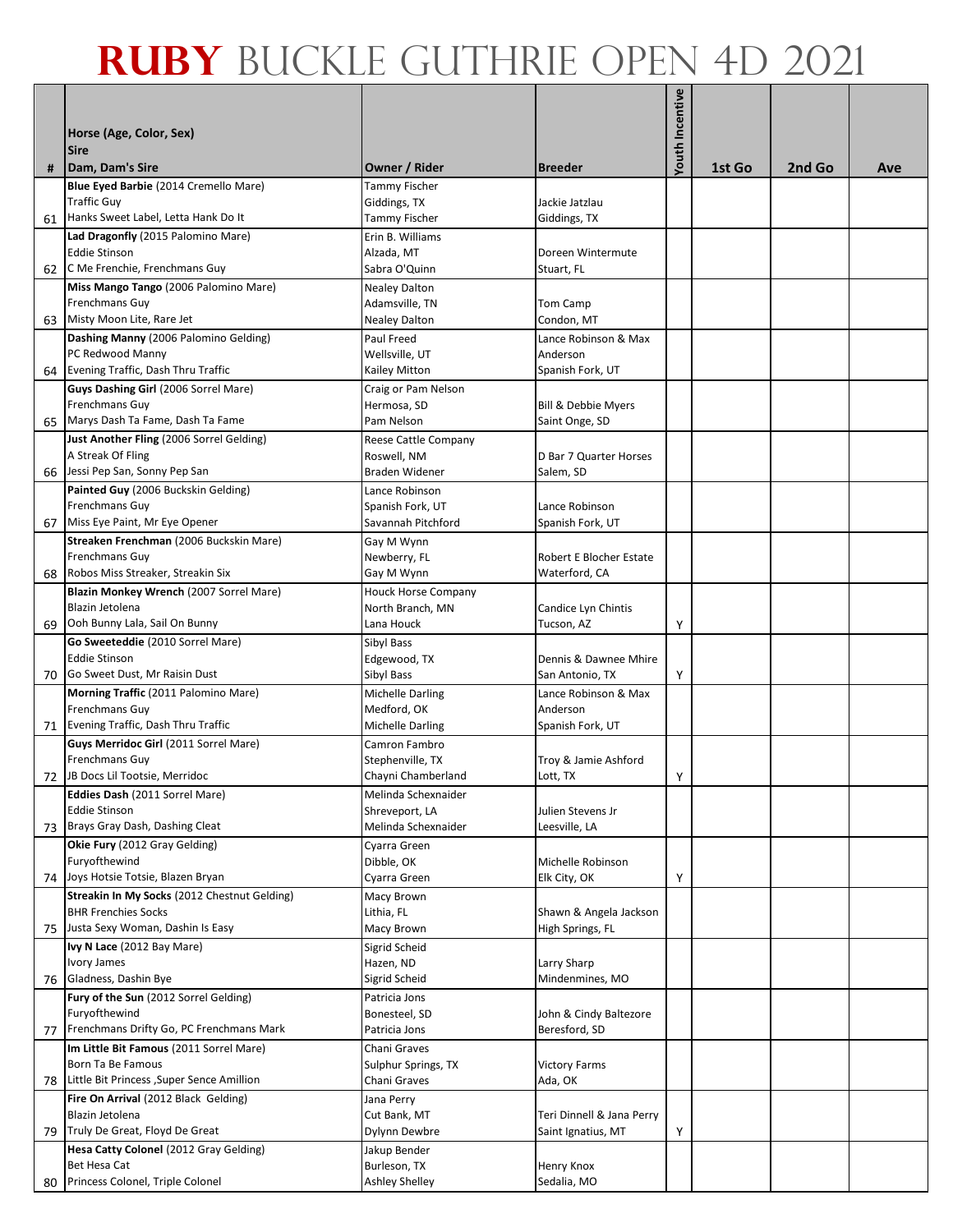# RUBY BUCKLE GUTHRIE OPEN 4D 2021

| # | Horse (Age, Color, Sex)<br>Sire<br>Dam, Dam's Sire | Owner / Rider | Breeder | Youth Incentive | 1st Go | 2nd Go | Ave |
|---|---|---|---|---|---|---|---|
| 61 | **Blue Eyed Barbie** (2014 Cremello Mare)<br>Traffic Guy<br>Hanks Sweet Label, Letta Hank Do It | Tammy Fischer<br>Giddings, TX<br>Tammy Fischer | Jackie Jatzlau<br>Giddings, TX | | | | |
| 62 | **Lad Dragonfly** (2015 Palomino Mare)<br>Eddie Stinson<br>C Me Frenchie, Frenchmans Guy | Erin B. Williams<br>Alzada, MT<br>Sabra O'Quinn | Doreen Wintermute<br>Stuart, FL | | | | |
| 63 | **Miss Mango Tango** (2006 Palomino Mare)<br>Frenchmans Guy<br>Misty Moon Lite, Rare Jet | Nealey Dalton<br>Adamsville, TN<br>Nealey Dalton | Tom Camp<br>Condon, MT | | | | |
| 64 | **Dashing Manny** (2006 Palomino Gelding)<br>PC Redwood Manny<br>Evening Traffic, Dash Thru Traffic | Paul Freed<br>Wellsville, UT<br>Kailey Mitton | Lance Robinson & Max Anderson<br>Spanish Fork, UT | | | | |
| 65 | **Guys Dashing Girl** (2006 Sorrel Mare)<br>Frenchmans Guy<br>Marys Dash Ta Fame, Dash Ta Fame | Craig or Pam Nelson<br>Hermosa, SD<br>Pam Nelson | Bill & Debbie Myers<br>Saint Onge, SD | | | | |
| 66 | **Just Another Fling** (2006 Sorrel Gelding)<br>A Streak Of Fling<br>Jessi Pep San, Sonny Pep San | Reese Cattle Company<br>Roswell, NM<br>Braden Widener | D Bar 7 Quarter Horses<br>Salem, SD | | | | |
| 67 | **Painted Guy** (2006 Buckskin Gelding)<br>Frenchmans Guy<br>Miss Eye Paint, Mr Eye Opener | Lance Robinson<br>Spanish Fork, UT<br>Savannah Pitchford | Lance Robinson<br>Spanish Fork, UT | | | | |
| 68 | **Streaken Frenchman** (2006 Buckskin Mare)<br>Frenchmans Guy<br>Robos Miss Streaker, Streakin Six | Gay M Wynn<br>Newberry, FL<br>Gay M Wynn | Robert E Blocher Estate<br>Waterford, CA | | | | |
| 69 | **Blazin Monkey Wrench** (2007 Sorrel Mare)<br>Blazin Jetolena<br>Ooh Bunny Lala, Sail On Bunny | Houck Horse Company<br>North Branch, MN<br>Lana Houck | Candice Lyn Chintis<br>Tucson, AZ | Y | | | |
| 70 | **Go Sweeteddie** (2010 Sorrel Mare)<br>Eddie Stinson<br>Go Sweet Dust, Mr Raisin Dust | Sibyl Bass<br>Edgewood, TX<br>Sibyl Bass | Dennis & Dawnee Mhire<br>San Antonio, TX | Y | | | |
| 71 | **Morning Traffic** (2011 Palomino Mare)<br>Frenchmans Guy<br>Evening Traffic, Dash Thru Traffic | Michelle Darling<br>Medford, OK<br>Michelle Darling | Lance Robinson & Max Anderson<br>Spanish Fork, UT | | | | |
| 72 | **Guys Merridoc Girl** (2011 Sorrel Mare)<br>Frenchmans Guy<br>JB Docs Lil Tootsie, Merridoc | Camron Fambro<br>Stephenville, TX<br>Chayni Chamberland | Troy & Jamie Ashford<br>Lott, TX | Y | | | |
| 73 | **Eddies Dash** (2011 Sorrel Mare)<br>Eddie Stinson<br>Brays Gray Dash, Dashing Cleat | Melinda Schexnaider<br>Shreveport, LA<br>Melinda Schexnaider | Julien Stevens Jr<br>Leesville, LA | | | | |
| 74 | **Okie Fury** (2012 Gray Gelding)<br>Furyofthewind<br>Joys Hotsie Totsie, Blazen Bryan | Cyarra Green<br>Dibble, OK<br>Cyarra Green | Michelle Robinson<br>Elk City, OK | Y | | | |
| 75 | **Streakin In My Socks** (2012 Chestnut Gelding)<br>BHR Frenchies Socks<br>Justa Sexy Woman, Dashin Is Easy | Macy Brown<br>Lithia, FL<br>Macy Brown | Shawn & Angela Jackson<br>High Springs, FL | | | | |
| 76 | **Ivy N Lace** (2012 Bay Mare)<br>Ivory James<br>Gladness, Dashin Bye | Sigrid Scheid<br>Hazen, ND<br>Sigrid Scheid | Larry Sharp<br>Mindenmines, MO | | | | |
| 77 | **Fury of the Sun** (2012 Sorrel Gelding)<br>Furyofthewind<br>Frenchmans Drifty Go, PC Frenchmans Mark | Patricia Jons<br>Bonesteel, SD<br>Patricia Jons | John & Cindy Baltezore<br>Beresford, SD | | | | |
| 78 | **Im Little Bit Famous** (2011 Sorrel Mare)<br>Born Ta Be Famous<br>Little Bit Princess ,Super Sence Amillion | Chani Graves<br>Sulphur Springs, TX<br>Chani Graves | Victory Farms<br>Ada, OK | | | | |
| 79 | **Fire On Arrival** (2012 Black Gelding)<br>Blazin Jetolena<br>Truly De Great, Floyd De Great | Jana Perry<br>Cut Bank, MT<br>Dylynn Dewbre | Teri Dinnell & Jana Perry<br>Saint Ignatius, MT | Y | | | |
| 80 | **Hesa Catty Colonel** (2012 Gray Gelding)<br>Bet Hesa Cat<br>Princess Colonel, Triple Colonel | Jakup Bender<br>Burleson, TX<br>Ashley Shelley | Henry Knox<br>Sedalia, MO | | | | |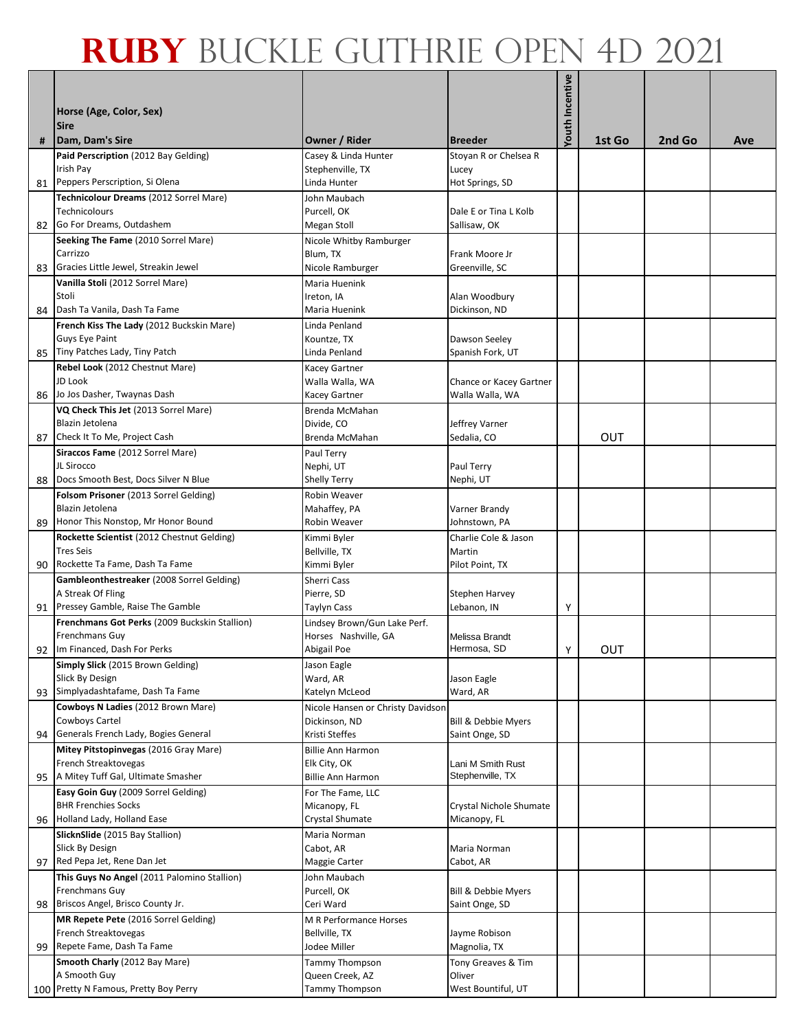# RUBY BUCKLE GUTHRIE OPEN 4D 2021

| # | Horse (Age, Color, Sex)<br>Sire<br>Dam, Dam's Sire | Owner / Rider | Breeder | Youth Incentive | 1st Go | 2nd Go | Ave |
|---|---|---|---|---|---|---|---|
| 81 | **Paid Perscription** (2012 Bay Gelding)<br>Irish Pay<br>Peppers Perscription, Si Olena | Casey & Linda Hunter<br>Stephenville, TX<br>Linda Hunter | Stoyan R or Chelsea R Lucey<br>Hot Springs, SD | | | | |
| 82 | **Technicolour Dreams** (2012 Sorrel Mare)<br>Technicolours<br>Go For Dreams, Outdashem | John Maubach<br>Purcell, OK<br>Megan Stoll | Dale E or Tina L Kolb<br>Sallisaw, OK | | | | |
| 83 | **Seeking The Fame** (2010 Sorrel Mare)<br>Carrizzo<br>Gracies Little Jewel, Streakin Jewel | Nicole Whitby Ramburger<br>Blum, TX<br>Nicole Ramburger | Frank Moore Jr<br>Greenville, SC | | | | |
| 84 | **Vanilla Stoli** (2012 Sorrel Mare)<br>Stoli<br>Dash Ta Vanila, Dash Ta Fame | Maria Huenink<br>Ireton, IA<br>Maria Huenink | Alan Woodbury<br>Dickinson, ND | | | | |
| 85 | **French Kiss The Lady** (2012 Buckskin Mare)<br>Guys Eye Paint<br>Tiny Patches Lady, Tiny Patch | Linda Penland<br>Kountze, TX<br>Linda Penland | Dawson Seeley<br>Spanish Fork, UT | | | | |
| 86 | **Rebel Look** (2012 Chestnut Mare)<br>JD Look<br>Jo Jos Dasher, Twaynas Dash | Kacey Gartner<br>Walla Walla, WA<br>Kacey Gartner | Chance or Kacey Gartner<br>Walla Walla, WA | | | | |
| 87 | **VQ Check This Jet** (2013 Sorrel Mare)<br>Blazin Jetolena<br>Check It To Me, Project Cash | Brenda McMahan<br>Divide, CO<br>Brenda McMahan | Jeffrey Varner<br>Sedalia, CO | | OUT | | |
| 88 | **Siraccos Fame** (2012 Sorrel Mare)<br>JL Sirocco<br>Docs Smooth Best, Docs Silver N Blue | Paul Terry<br>Nephi, UT<br>Shelly Terry | Paul Terry<br>Nephi, UT | | | | |
| 89 | **Folsom Prisoner** (2013 Sorrel Gelding)<br>Blazin Jetolena<br>Honor This Nonstop, Mr Honor Bound | Robin Weaver<br>Mahaffey, PA<br>Robin Weaver | Varner Brandy<br>Johnstown, PA | | | | |
| 90 | **Rockette Scientist** (2012 Chestnut Gelding)<br>Tres Seis<br>Rockette Ta Fame, Dash Ta Fame | Kimmi Byler<br>Bellville, TX<br>Kimmi Byler | Charlie Cole & Jason Martin<br>Pilot Point, TX | | | | |
| 91 | **Gambleonthestreaker** (2008 Sorrel Gelding)<br>A Streak Of Fling<br>Pressey Gamble, Raise The Gamble | Sherri Cass<br>Pierre, SD<br>Taylyn Cass | Stephen Harvey<br>Lebanon, IN | Y | | | |
| 92 | **Frenchmans Got Perks** (2009 Buckskin Stallion)<br>Frenchmans Guy<br>Im Financed, Dash For Perks | Lindsey Brown/Gun Lake Perf. Horses Nashville, GA<br>Abigail Poe | Melissa Brandt<br>Hermosa, SD | Y | OUT | | |
| 93 | **Simply Slick** (2015 Brown Gelding)<br>Slick By Design<br>Simplyadashtafame, Dash Ta Fame | Jason Eagle<br>Ward, AR<br>Katelyn McLeod | Jason Eagle<br>Ward, AR | | | | |
| 94 | **Cowboys N Ladies** (2012 Brown Mare)<br>Cowboys Cartel<br>Generals French Lady, Bogies General | Nicole Hansen or Christy Davidson<br>Dickinson, ND<br>Kristi Steffes | Bill & Debbie Myers<br>Saint Onge, SD | | | | |
| 95 | **Mitey Pitstopinvegas** (2016 Gray Mare)<br>French Streaktovegas<br>A Mitey Tuff Gal, Ultimate Smasher | Billie Ann Harmon<br>Elk City, OK<br>Billie Ann Harmon | Lani M Smith Rust<br>Stephenville, TX | | | | |
| 96 | **Easy Goin Guy** (2009 Sorrel Gelding)<br>BHR Frenchies Socks<br>Holland Lady, Holland Ease | For The Fame, LLC<br>Micanopy, FL<br>Crystal Shumate | Crystal Nichole Shumate<br>Micanopy, FL | | | | |
| 97 | **SlicknSlide** (2015 Bay Stallion)<br>Slick By Design<br>Red Pepa Jet, Rene Dan Jet | Maria Norman<br>Cabot, AR<br>Maggie Carter | Maria Norman<br>Cabot, AR | | | | |
| 98 | **This Guys No Angel** (2011 Palomino Stallion)<br>Frenchmans Guy<br>Briscos Angel, Brisco County Jr. | John Maubach<br>Purcell, OK<br>Ceri Ward | Bill & Debbie Myers<br>Saint Onge, SD | | | | |
| 99 | **MR Repete Pete** (2016 Sorrel Gelding)<br>French Streaktovegas<br>Repete Fame, Dash Ta Fame | M R Performance Horses<br>Bellville, TX<br>Jodee Miller | Jayme Robison<br>Magnolia, TX | | | | |
| 100 | **Smooth Charly** (2012 Bay Mare)<br>A Smooth Guy<br>Pretty N Famous, Pretty Boy Perry | Tammy Thompson<br>Queen Creek, AZ<br>Tammy Thompson | Tony Greaves & Tim Oliver<br>West Bountiful, UT | | | | |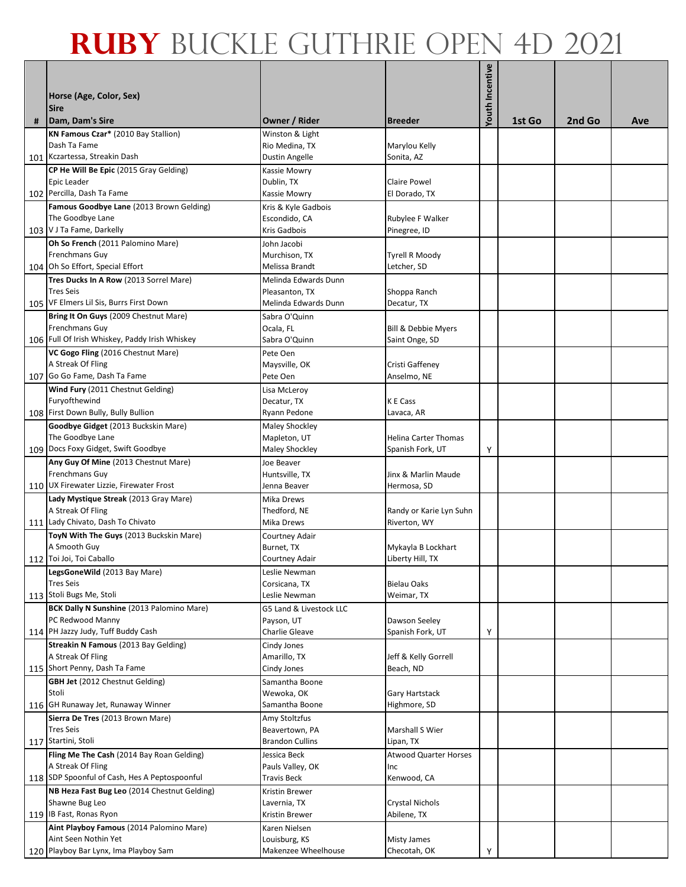# RUBY BUCKLE GUTHRIE OPEN 4D 2021

| # | Horse (Age, Color, Sex)<br>Sire<br>Dam, Dam's Sire | Owner / Rider | Breeder | Youth Incentive | 1st Go | 2nd Go | Ave |
|---|---|---|---|---|---|---|---|
| 101 | **KN Famous Czar*** (2010 Bay Stallion)<br>Dash Ta Fame<br>Kczartessa, Streakin Dash | Winston & Light<br>Rio Medina, TX<br>Dustin Angelle | Marylou Kelly<br>Sonita, AZ | | | | |
| 102 | **CP He Will Be Epic** (2015 Gray Gelding)<br>Epic Leader<br>Percilla, Dash Ta Fame | Kassie Mowry<br>Dublin, TX<br>Kassie Mowry | Claire Powel<br>El Dorado, TX | | | | |
| 103 | **Famous Goodbye Lane** (2013 Brown Gelding)<br>The Goodbye Lane<br>V J Ta Fame, Darkelly | Kris & Kyle Gadbois<br>Escondido, CA<br>Kris Gadbois | Rubylee F Walker<br>Pinegree, ID | | | | |
| 104 | **Oh So French** (2011 Palomino Mare)<br>Frenchmans Guy<br>Oh So Effort, Special Effort | John Jacobi<br>Murchison, TX<br>Melissa Brandt | Tyrell R Moody<br>Letcher, SD | | | | |
| 105 | **Tres Ducks In A Row** (2013 Sorrel Mare)<br>Tres Seis<br>VF Elmers Lil Sis, Burrs First Down | Melinda Edwards Dunn<br>Pleasanton, TX<br>Melinda Edwards Dunn | Shoppa Ranch<br>Decatur, TX | | | | |
| 106 | **Bring It On Guys** (2009 Chestnut Mare)<br>Frenchmans Guy<br>Full Of Irish Whiskey, Paddy Irish Whiskey | Sabra O'Quinn<br>Ocala, FL<br>Sabra O'Quinn | Bill & Debbie Myers<br>Saint Onge, SD | | | | |
| 107 | **VC Gogo Fling** (2016 Chestnut Mare)<br>A Streak Of Fling<br>Go Go Fame, Dash Ta Fame | Pete Oen<br>Maysville, OK<br>Pete Oen | Cristi Gaffeney<br>Anselmo, NE | | | | |
| 108 | **Wind Fury** (2011 Chestnut Gelding)<br>Furyofthewind<br>First Down Bully, Bully Bullion | Lisa McLeroy<br>Decatur, TX<br>Ryann Pedone | K E Cass<br>Lavaca, AR | | | | |
| 109 | **Goodbye Gidget** (2013 Buckskin Mare)<br>The Goodbye Lane<br>Docs Foxy Gidget, Swift Goodbye | Maley Shockley<br>Mapleton, UT<br>Maley Shockley | Helina Carter Thomas<br>Spanish Fork, UT | Y | | | |
| 110 | **Any Guy Of Mine** (2013 Chestnut Mare)<br>Frenchmans Guy<br>UX Firewater Lizzie, Firewater Frost | Joe Beaver<br>Huntsville, TX<br>Jenna Beaver | Jinx & Marlin Maude<br>Hermosa, SD | | | | |
| 111 | **Lady Mystique Streak** (2013 Gray Mare)<br>A Streak Of Fling<br>Lady Chivato, Dash To Chivato | Mika Drews<br>Thedford, NE<br>Mika Drews | Randy or Karie Lyn Suhn<br>Riverton, WY | | | | |
| 112 | **ToyN With The Guys** (2013 Buckskin Mare)<br>A Smooth Guy<br>Toi Joi, Toi Caballo | Courtney Adair<br>Burnet, TX<br>Courtney Adair | Mykayla B Lockhart<br>Liberty Hill, TX | | | | |
| 113 | **LegsGoneWild** (2013 Bay Mare)<br>Tres Seis<br>Stoli Bugs Me, Stoli | Leslie Newman<br>Corsicana, TX<br>Leslie Newman | Bielau Oaks<br>Weimar, TX | | | | |
| 114 | **BCK Dally N Sunshine** (2013 Palomino Mare)<br>PC Redwood Manny<br>PH Jazzy Judy, Tuff Buddy Cash | G5 Land & Livestock LLC<br>Payson, UT<br>Charlie Gleave | Dawson Seeley<br>Spanish Fork, UT | Y | | | |
| 115 | **Streakin N Famous** (2013 Bay Gelding)<br>A Streak Of Fling<br>Short Penny, Dash Ta Fame | Cindy Jones<br>Amarillo, TX<br>Cindy Jones | Jeff & Kelly Gorrell<br>Beach, ND | | | | |
| 116 | **GBH Jet** (2012 Chestnut Gelding)<br>Stoli<br>GH Runaway Jet, Runaway Winner | Samantha Boone<br>Wewoka, OK<br>Samantha Boone | Gary Hartstack<br>Highmore, SD | | | | |
| 117 | **Sierra De Tres** (2013 Brown Mare)<br>Tres Seis<br>Startini, Stoli | Amy Stoltzfus<br>Beavertown, PA<br>Brandon Cullins | Marshall S Wier<br>Lipan, TX | | | | |
| 118 | **Fling Me The Cash** (2014 Bay Roan Gelding)<br>A Streak Of Fling<br>SDP Spoonful of Cash, Hes A Peptospoonful | Jessica Beck<br>Pauls Valley, OK<br>Travis Beck | Atwood Quarter Horses Inc<br>Kenwood, CA | | | | |
| 119 | **NB Heza Fast Bug Leo** (2014 Chestnut Gelding)<br>Shawne Bug Leo<br>IB Fast, Ronas Ryon | Kristin Brewer<br>Lavernia, TX<br>Kristin Brewer | Crystal Nichols<br>Abilene, TX | | | | |
| 120 | **Aint Playboy Famous** (2014 Palomino Mare)<br>Aint Seen Nothin Yet<br>Playboy Bar Lynx, Ima Playboy Sam | Karen Nielsen<br>Louisburg, KS<br>Makenzee Wheelhouse | Misty James<br>Checotah, OK | Y | | | |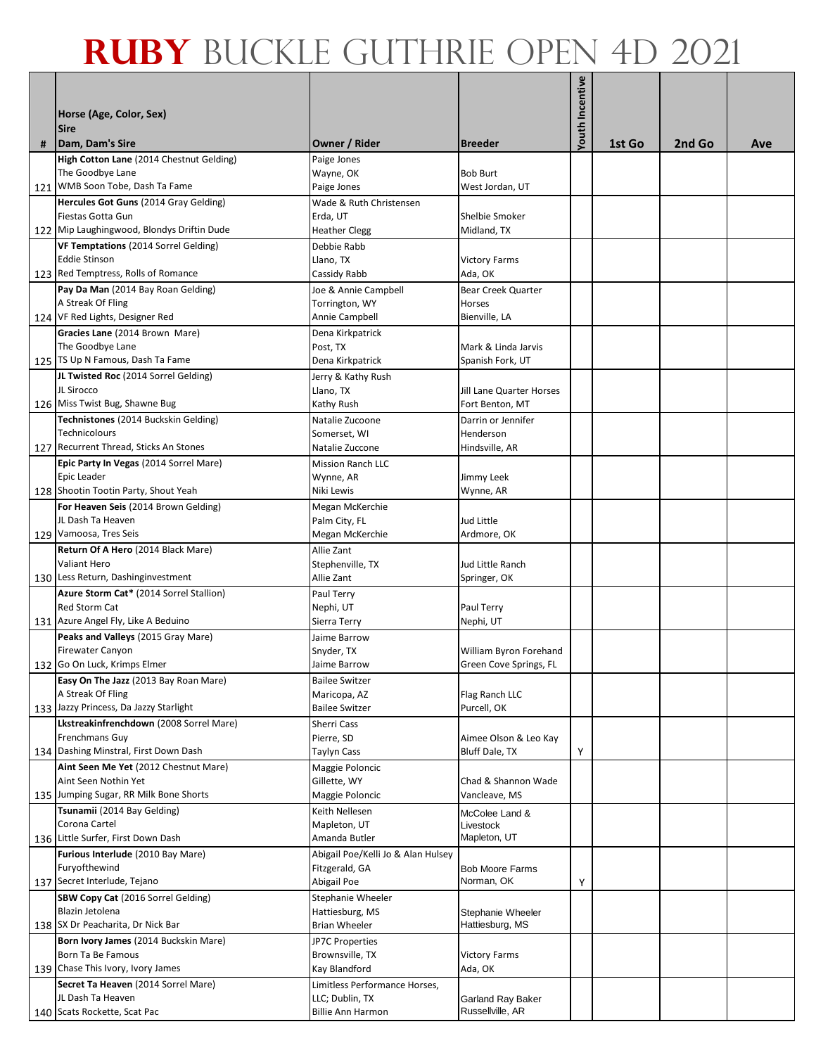# RUBY BUCKLE GUTHRIE OPEN 4D 2021

| # | Horse (Age, Color, Sex)<br>Sire<br>Dam, Dam's Sire | Owner / Rider | Breeder | Youth Incentive | 1st Go | 2nd Go | Ave |
|---|---|---|---|---|---|---|---|
| 121 | **High Cotton Lane** (2014 Chestnut Gelding)<br>The Goodbye Lane<br>WMB Soon Tobe, Dash Ta Fame | Paige Jones<br>Wayne, OK<br>Paige Jones | Bob Burt<br>West Jordan, UT | | | | |
| 122 | **Hercules Got Guns** (2014 Gray Gelding)<br>Fiestas Gotta Gun<br>Mip Laughingwood, Blondys Driftin Dude | Wade & Ruth Christensen<br>Erda, UT<br>Heather Clegg | Shelbie Smoker<br>Midland, TX | | | | |
| 123 | **VF Temptations** (2014 Sorrel Gelding)<br>Eddie Stinson<br>Red Temptress, Rolls of Romance | Debbie Rabb<br>Llano, TX<br>Cassidy Rabb | Victory Farms<br>Ada, OK | | | | |
| 124 | **Pay Da Man** (2014 Bay Roan Gelding)<br>A Streak Of Fling<br>VF Red Lights, Designer Red | Joe & Annie Campbell<br>Torrington, WY<br>Annie Campbell | Bear Creek Quarter Horses<br>Bienville, LA | | | | |
| 125 | **Gracies Lane** (2014 Brown Mare)<br>The Goodbye Lane<br>TS Up N Famous, Dash Ta Fame | Dena Kirkpatrick<br>Post, TX<br>Dena Kirkpatrick | Mark & Linda Jarvis<br>Spanish Fork, UT | | | | |
| 126 | **JL Twisted Roc** (2014 Sorrel Gelding)<br>JL Sirocco<br>Miss Twist Bug, Shawne Bug | Jerry & Kathy Rush<br>Llano, TX<br>Kathy Rush | Jill Lane Quarter Horses<br>Fort Benton, MT | | | | |
| 127 | **Technistones** (2014 Buckskin Gelding)<br>Technicolours<br>Recurrent Thread, Sticks An Stones | Natalie Zucoone<br>Somerset, WI<br>Natalie Zuccone | Darrin or Jennifer Henderson<br>Hindsville, AR | | | | |
| 128 | **Epic Party In Vegas** (2014 Sorrel Mare)<br>Epic Leader<br>Shootin Tootin Party, Shout Yeah | Mission Ranch LLC<br>Wynne, AR<br>Niki Lewis | Jimmy Leek<br>Wynne, AR | | | | |
| 129 | **For Heaven Seis** (2014 Brown Gelding)<br>JL Dash Ta Heaven<br>Vamoosa, Tres Seis | Megan McKerchie<br>Palm City, FL<br>Megan McKerchie | Jud Little<br>Ardmore, OK | | | | |
| 130 | **Return Of A Hero** (2014 Black Mare)<br>Valiant Hero<br>Less Return, Dashinginvestment | Allie Zant<br>Stephenville, TX<br>Allie Zant | Jud Little Ranch<br>Springer, OK | | | | |
| 131 | **Azure Storm Cat*** (2014 Sorrel Stallion)<br>Red Storm Cat<br>Azure Angel Fly, Like A Beduino | Paul Terry<br>Nephi, UT<br>Sierra Terry | Paul Terry<br>Nephi, UT | | | | |
| 132 | **Peaks and Valleys** (2015 Gray Mare)<br>Firewater Canyon<br>Go On Luck, Krimps Elmer | Jaime Barrow<br>Snyder, TX<br>Jaime Barrow | William Byron Forehand<br>Green Cove Springs, FL | | | | |
| 133 | **Easy On The Jazz** (2013 Bay Roan Mare)<br>A Streak Of Fling<br>Jazzy Princess, Da Jazzy Starlight | Bailee Switzer<br>Maricopa, AZ<br>Bailee Switzer | Flag Ranch LLC<br>Purcell, OK | | | | |
| 134 | **Lkstreakinfrenchdown** (2008 Sorrel Mare)<br>Frenchmans Guy<br>Dashing Minstral, First Down Dash | Sherri Cass<br>Pierre, SD<br>Taylyn Cass | Aimee Olson & Leo Kay<br>Bluff Dale, TX | Y | | | |
| 135 | **Aint Seen Me Yet** (2012 Chestnut Mare)<br>Aint Seen Nothin Yet<br>Jumping Sugar, RR Milk Bone Shorts | Maggie Poloncic<br>Gillette, WY<br>Maggie Poloncic | Chad & Shannon Wade<br>Vancleave, MS | | | | |
| 136 | **Tsunamii** (2014 Bay Gelding)<br>Corona Cartel<br>Little Surfer, First Down Dash | Keith Nellesen<br>Mapleton, UT<br>Amanda Butler | McColee Land & Livestock<br>Mapleton, UT | | | | |
| 137 | **Furious Interlude** (2010 Bay Mare)<br>Furyofthewind<br>Secret Interlude, Tejano | Abigail Poe/Kelli Jo & Alan Hulsey<br>Fitzgerald, GA<br>Abigail Poe | Bob Moore Farms<br>Norman, OK | Y | | | |
| 138 | **SBW Copy Cat** (2016 Sorrel Gelding)<br>Blazin Jetolena<br>SX Dr Peacharita, Dr Nick Bar | Stephanie Wheeler<br>Hattiesburg, MS<br>Brian Wheeler | Stephanie Wheeler<br>Hattiesburg, MS | | | | |
| 139 | **Born Ivory James** (2014 Buckskin Mare)<br>Born Ta Be Famous<br>Chase This Ivory, Ivory James | JP7C Properties<br>Brownsville, TX<br>Kay Blandford | Victory Farms<br>Ada, OK | | | | |
| 140 | **Secret Ta Heaven** (2014 Sorrel Mare)<br>JL Dash Ta Heaven<br>Scats Rockette, Scat Pac | Limitless Performance Horses, LLC; Dublin, TX<br>Billie Ann Harmon | Garland Ray Baker<br>Russellville, AR | | | | |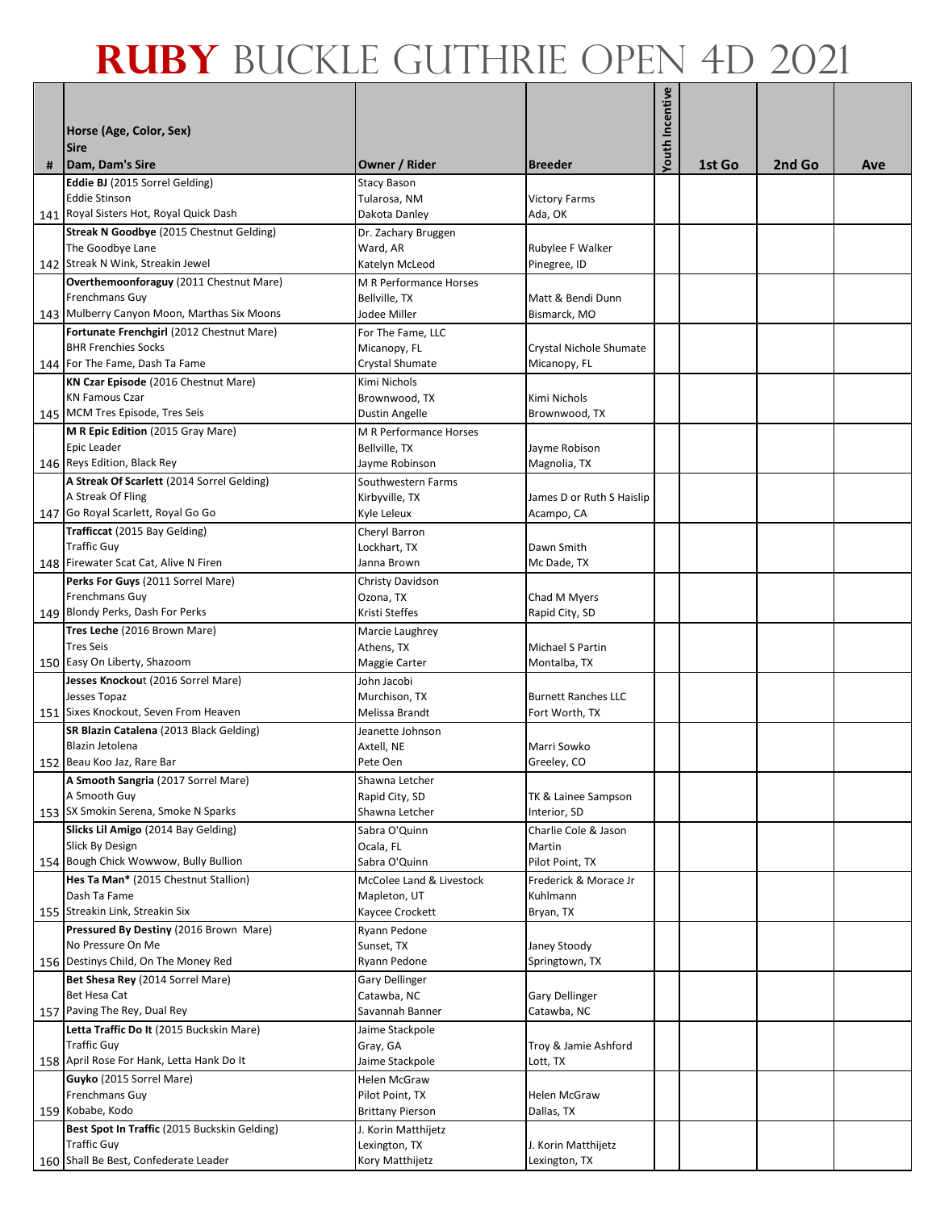# RUBY BUCKLE GUTHRIE OPEN 4D 2021

| # | Horse (Age, Color, Sex)<br>Sire<br>Dam, Dam's Sire | Owner / Rider | Breeder | Youth Incentive | 1st Go | 2nd Go | Ave |
|---|---|---|---|---|---|---|---|
| 141 | **Eddie BJ** (2015 Sorrel Gelding)<br>Eddie Stinson<br>Royal Sisters Hot, Royal Quick Dash | Stacy Bason<br>Tularosa, NM<br>Dakota Danley | Victory Farms<br>Ada, OK | | | | |
| 142 | **Streak N Goodbye** (2015 Chestnut Gelding)<br>The Goodbye Lane<br>Streak N Wink, Streakin Jewel | Dr. Zachary Bruggen<br>Ward, AR<br>Katelyn McLeod | Rubylee F Walker<br>Pinegree, ID | | | | |
| 143 | **Overthemoonforaguy** (2011 Chestnut Mare)<br>Frenchmans Guy<br>Mulberry Canyon Moon, Marthas Six Moons | M R Performance Horses<br>Bellville, TX<br>Jodee Miller | Matt & Bendi Dunn<br>Bismarck, MO | | | | |
| 144 | **Fortunate Frenchgirl** (2012 Chestnut Mare)<br>BHR Frenchies Socks<br>For The Fame, Dash Ta Fame | For The Fame, LLC<br>Micanopy, FL<br>Crystal Shumate | Crystal Nichole Shumate<br>Micanopy, FL | | | | |
| 145 | **KN Czar Episode** (2016 Chestnut Mare)<br>KN Famous Czar<br>MCM Tres Episode, Tres Seis | Kimi Nichols<br>Brownwood, TX<br>Dustin Angelle | Kimi Nichols<br>Brownwood, TX | | | | |
| 146 | **M R Epic Edition** (2015 Gray Mare)<br>Epic Leader<br>Reys Edition, Black Rey | M R Performance Horses<br>Bellville, TX<br>Jayme Robinson | Jayme Robison<br>Magnolia, TX | | | | |
| 147 | **A Streak Of Scarlett** (2014 Sorrel Gelding)<br>A Streak Of Fling<br>Go Royal Scarlett, Royal Go Go | Southwestern Farms<br>Kirbyville, TX<br>Kyle Leleux | James D or Ruth S Haislip<br>Acampo, CA | | | | |
| 148 | **Trafficcat** (2015 Bay Gelding)<br>Traffic Guy<br>Firewater Scat Cat, Alive N Firen | Cheryl Barron<br>Lockhart, TX<br>Janna Brown | Dawn Smith<br>Mc Dade, TX | | | | |
| 149 | **Perks For Guys** (2011 Sorrel Mare)<br>Frenchmans Guy<br>Blondy Perks, Dash For Perks | Christy Davidson<br>Ozona, TX<br>Kristi Steffes | Chad M Myers<br>Rapid City, SD | | | | |
| 150 | **Tres Leche** (2016 Brown Mare)<br>Tres Seis<br>Easy On Liberty, Shazoom | Marcie Laughrey<br>Athens, TX<br>Maggie Carter | Michael S Partin<br>Montalba, TX | | | | |
| 151 | **Jesses Knockou**t (2016 Sorrel Mare)<br>Jesses Topaz<br>Sixes Knockout, Seven From Heaven | John Jacobi<br>Murchison, TX<br>Melissa Brandt | Burnett Ranches LLC<br>Fort Worth, TX | | | | |
| 152 | **SR Blazin Catalena** (2013 Black Gelding)<br>Blazin Jetolena<br>Beau Koo Jaz, Rare Bar | Jeanette Johnson<br>Axtell, NE<br>Pete Oen | Marri Sowko<br>Greeley, CO | | | | |
| 153 | **A Smooth Sangria** (2017 Sorrel Mare)<br>A Smooth Guy<br>SX Smokin Serena, Smoke N Sparks | Shawna Letcher<br>Rapid City, SD<br>Shawna Letcher | TK & Lainee Sampson<br>Interior, SD | | | | |
| 154 | **Slicks Lil Amigo** (2014 Bay Gelding)<br>Slick By Design<br>Bough Chick Wowwow, Bully Bullion | Sabra O'Quinn<br>Ocala, FL<br>Sabra O'Quinn | Charlie Cole & Jason Martin<br>Pilot Point, TX | | | | |
| 155 | **Hes Ta Man*** (2015 Chestnut Stallion)<br>Dash Ta Fame<br>Streakin Link, Streakin Six | McColee Land & Livestock<br>Mapleton, UT<br>Kaycee Crockett | Frederick & Morace Jr Kuhlmann<br>Bryan, TX | | | | |
| 156 | **Pressured By Destiny** (2016 Brown Mare)<br>No Pressure On Me<br>Destinys Child, On The Money Red | Ryann Pedone<br>Sunset, TX<br>Ryann Pedone | Janey Stoody<br>Springtown, TX | | | | |
| 157 | **Bet Shesa Rey** (2014 Sorrel Mare)<br>Bet Hesa Cat<br>Paving The Rey, Dual Rey | Gary Dellinger<br>Catawba, NC<br>Savannah Banner | Gary Dellinger<br>Catawba, NC | | | | |
| 158 | **Letta Traffic Do It** (2015 Buckskin Mare)<br>Traffic Guy<br>April Rose For Hank, Letta Hank Do It | Jaime Stackpole<br>Gray, GA<br>Jaime Stackpole | Troy & Jamie Ashford<br>Lott, TX | | | | |
| 159 | **Guyko** (2015 Sorrel Mare)<br>Frenchmans Guy<br>Kobabe, Kodo | Helen McGraw<br>Pilot Point, TX<br>Brittany Pierson | Helen McGraw<br>Dallas, TX | | | | |
| 160 | **Best Spot In Traffic** (2015 Buckskin Gelding)<br>Traffic Guy<br>Shall Be Best, Confederate Leader | J. Korin Matthijetz<br>Lexington, TX<br>Kory Matthijetz | J. Korin Matthijetz<br>Lexington, TX | | | | |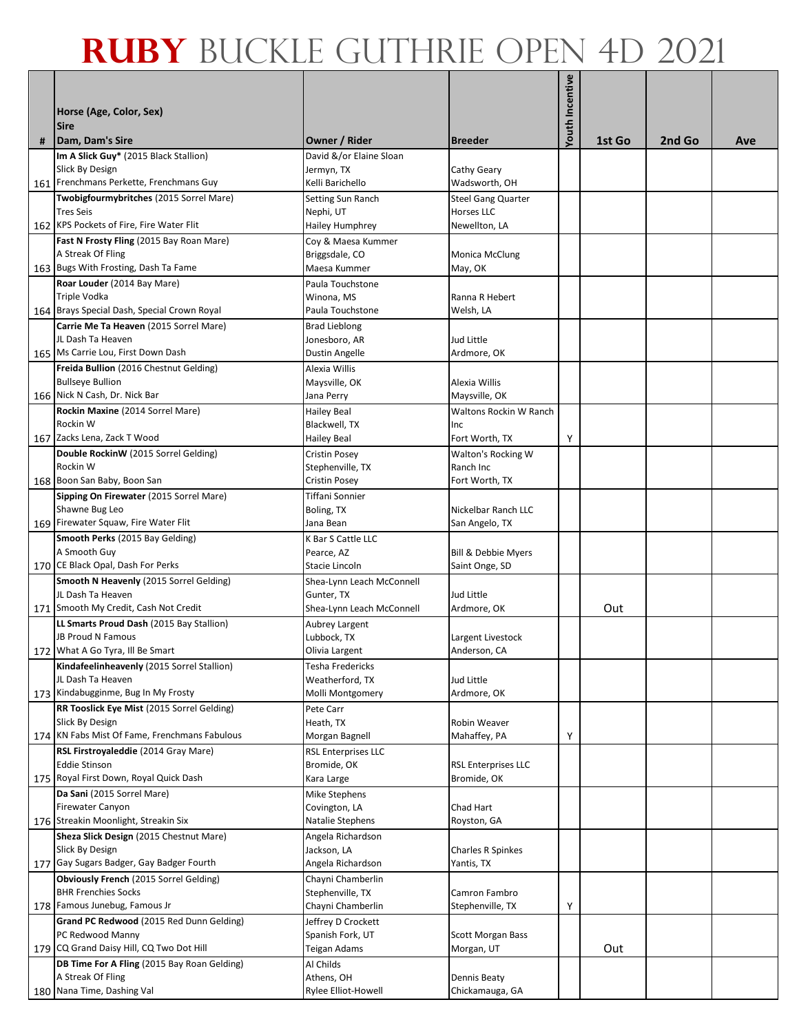# RUBY BUCKLE GUTHRIE OPEN 4D 2021

| # | Horse (Age, Color, Sex)<br>Sire<br>Dam, Dam's Sire | Owner / Rider | Breeder | Youth Incentive | 1st Go | 2nd Go | Ave |
|---|---|---|---|---|---|---|---|
| 161 | **Im A Slick Guy*** (2015 Black Stallion)<br>Slick By Design<br>Frenchmans Perkette, Frenchmans Guy | David &/or Elaine Sloan<br>Jermyn, TX<br>Kelli Barichello | Cathy Geary<br>Wadsworth, OH | | | | |
| 162 | **Twobigfourmybritches** (2015 Sorrel Mare)<br>Tres Seis<br>KPS Pockets of Fire, Fire Water Flit | Setting Sun Ranch<br>Nephi, UT<br>Hailey Humphrey | Steel Gang Quarter Horses LLC<br>Newellton, LA | | | | |
| 163 | **Fast N Frosty Fling** (2015 Bay Roan Mare)<br>A Streak Of Fling<br>Bugs With Frosting, Dash Ta Fame | Coy & Maesa Kummer<br>Briggsdale, CO<br>Maesa Kummer | Monica McClung<br>May, OK | | | | |
| 164 | **Roar Louder** (2014 Bay Mare)<br>Triple Vodka<br>Brays Special Dash, Special Crown Royal | Paula Touchstone<br>Winona, MS<br>Paula Touchstone | Ranna R Hebert<br>Welsh, LA | | | | |
| 165 | **Carrie Me Ta Heaven** (2015 Sorrel Mare)<br>JL Dash Ta Heaven<br>Ms Carrie Lou, First Down Dash | Brad Lieblong<br>Jonesboro, AR<br>Dustin Angelle | Jud Little<br>Ardmore, OK | | | | |
| 166 | **Freida Bullion** (2016 Chestnut Gelding)<br>Bullseye Bullion<br>Nick N Cash, Dr. Nick Bar | Alexia Willis<br>Maysville, OK<br>Jana Perry | Alexia Willis<br>Maysville, OK | | | | |
| 167 | **Rockin Maxine** (2014 Sorrel Mare)<br>Rockin W<br>Zacks Lena, Zack T Wood | Hailey Beal<br>Blackwell, TX<br>Hailey Beal | Waltons Rockin W Ranch Inc<br>Fort Worth, TX | Y | | | |
| 168 | **Double RockinW** (2015 Sorrel Gelding)<br>Rockin W<br>Boon San Baby, Boon San | Cristin Posey<br>Stephenville, TX<br>Cristin Posey | Walton's Rocking W Ranch Inc<br>Fort Worth, TX | | | | |
| 169 | **Sipping On Firewater** (2015 Sorrel Mare)<br>Shawne Bug Leo<br>Firewater Squaw, Fire Water Flit | Tiffani Sonnier<br>Boling, TX<br>Jana Bean | Nickelbar Ranch LLC<br>San Angelo, TX | | | | |
| 170 | **Smooth Perks** (2015 Bay Gelding)<br>A Smooth Guy<br>CE Black Opal, Dash For Perks | K Bar S Cattle LLC<br>Pearce, AZ<br>Stacie Lincoln | Bill & Debbie Myers<br>Saint Onge, SD | | | | |
| 171 | **Smooth N Heavenly** (2015 Sorrel Gelding)<br>JL Dash Ta Heaven<br>Smooth My Credit, Cash Not Credit | Shea-Lynn Leach McConnell<br>Gunter, TX<br>Shea-Lynn Leach McConnell | Jud Little<br>Ardmore, OK | | Out | | |
| 172 | **LL Smarts Proud Dash** (2015 Bay Stallion)<br>JB Proud N Famous<br>What A Go Tyra, Ill Be Smart | Aubrey Largent<br>Lubbock, TX<br>Olivia Largent | Largent Livestock<br>Anderson, CA | | | | |
| 173 | **Kindafeelinheavenly** (2015 Sorrel Stallion)<br>JL Dash Ta Heaven<br>Kindabugginme, Bug In My Frosty | Tesha Fredericks<br>Weatherford, TX<br>Molli Montgomery | Jud Little<br>Ardmore, OK | | | | |
| 174 | **RR Tooslick Eye Mist** (2015 Sorrel Gelding)<br>Slick By Design<br>KN Fabs Mist Of Fame, Frenchmans Fabulous | Pete Carr<br>Heath, TX<br>Morgan Bagnell | Robin Weaver<br>Mahaffey, PA | Y | | | |
| 175 | **RSL Firstroyaleddie** (2014 Gray Mare)<br>Eddie Stinson<br>Royal First Down, Royal Quick Dash | RSL Enterprises LLC<br>Bromide, OK<br>Kara Large | RSL Enterprises LLC<br>Bromide, OK | | | | |
| 176 | **Da Sani** (2015 Sorrel Mare)<br>Firewater Canyon<br>Streakin Moonlight, Streakin Six | Mike Stephens<br>Covington, LA<br>Natalie Stephens | Chad Hart<br>Royston, GA | | | | |
| 177 | **Sheza Slick Design** (2015 Chestnut Mare)<br>Slick By Design<br>Gay Sugars Badger, Gay Badger Fourth | Angela Richardson<br>Jackson, LA<br>Angela Richardson | Charles R Spinkes<br>Yantis, TX | | | | |
| 178 | **Obviously French** (2015 Sorrel Gelding)<br>BHR Frenchies Socks<br>Famous Junebug, Famous Jr | Chayni Chamberlin<br>Stephenville, TX<br>Chayni Chamberlin | Camron Fambro<br>Stephenville, TX | Y | | | |
| 179 | **Grand PC Redwood** (2015 Red Dunn Gelding)<br>PC Redwood Manny<br>CQ Grand Daisy Hill, CQ Two Dot Hill | Jeffrey D Crockett<br>Spanish Fork, UT<br>Teigan Adams | Scott Morgan Bass<br>Morgan, UT | | Out | | |
| 180 | **DB Time For A Fling** (2015 Bay Roan Gelding)<br>A Streak Of Fling<br>Nana Time, Dashing Val | Al Childs<br>Athens, OH<br>Rylee Elliot-Howell | Dennis Beaty<br>Chickamauga, GA | | | | |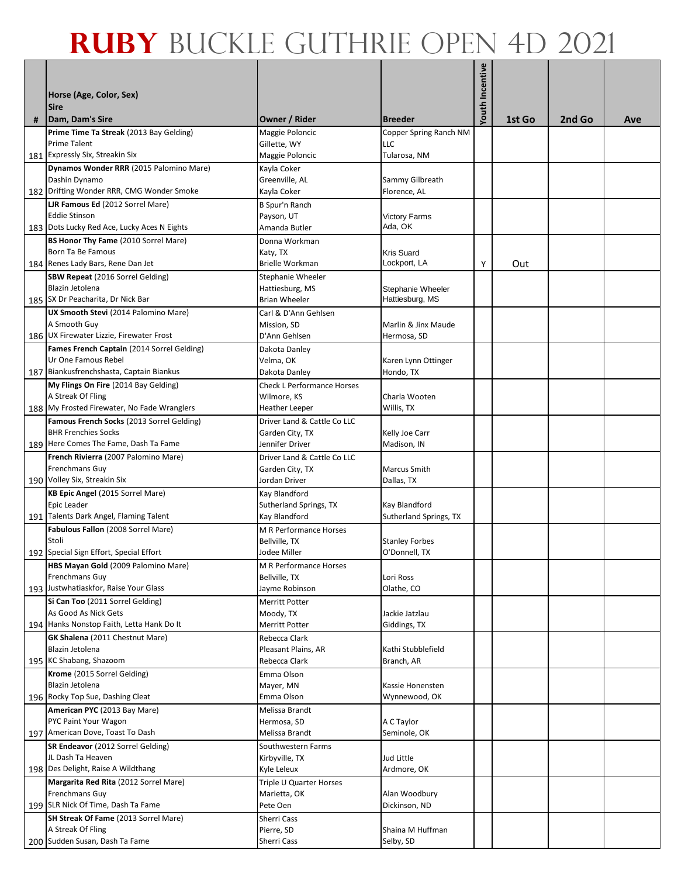# RUBY BUCKLE GUTHRIE OPEN 4D 2021

| # | Horse (Age, Color, Sex)<br>Sire<br>Dam, Dam's Sire | Owner / Rider | Breeder | Youth Incentive | 1st Go | 2nd Go | Ave |
|---|---|---|---|---|---|---|---|
| 181 | **Prime Time Ta Streak** (2013 Bay Gelding)<br>Prime Talent<br>Expressly Six, Streakin Six | Maggie Poloncic<br>Gillette, WY<br>Maggie Poloncic | Copper Spring Ranch NM LLC<br>Tularosa, NM | | | | |
| 182 | **Dynamos Wonder RRR** (2015 Palomino Mare)<br>Dashin Dynamo<br>Drifting Wonder RRR, CMG Wonder Smoke | Kayla Coker<br>Greenville, AL<br>Kayla Coker | Sammy Gilbreath<br>Florence, AL | | | | |
| 183 | **LJR Famous Ed** (2012 Sorrel Mare)<br>Eddie Stinson<br>Dots Lucky Red Ace, Lucky Aces N Eights | B Spur'n Ranch<br>Payson, UT<br>Amanda Butler | Victory Farms<br>Ada, OK | | | | |
| 184 | **BS Honor Thy Fame** (2010 Sorrel Mare)<br>Born Ta Be Famous<br>Renes Lady Bars, Rene Dan Jet | Donna Workman<br>Katy, TX<br>Brielle Workman | Kris Suard<br>Lockport, LA | Y | Out | | |
| 185 | **SBW Repeat** (2016 Sorrel Gelding)<br>Blazin Jetolena<br>SX Dr Peacharita, Dr Nick Bar | Stephanie Wheeler<br>Hattiesburg, MS<br>Brian Wheeler | Stephanie Wheeler<br>Hattiesburg, MS | | | | |
| 186 | **UX Smooth Stevi** (2014 Palomino Mare)<br>A Smooth Guy<br>UX Firewater Lizzie, Firewater Frost | Carl & D'Ann Gehlsen<br>Mission, SD<br>D'Ann Gehlsen | Marlin & Jinx Maude<br>Hermosa, SD | | | | |
| 187 | **Fames French Captain** (2014 Sorrel Gelding)<br>Ur One Famous Rebel<br>Biankusfrenchshasta, Captain Biankus | Dakota Danley<br>Velma, OK<br>Dakota Danley | Karen Lynn Ottinger<br>Hondo, TX | | | | |
| 188 | **My Flings On Fire** (2014 Bay Gelding)<br>A Streak Of Fling<br>My Frosted Firewater, No Fade Wranglers | Check L Performance Horses<br>Wilmore, KS<br>Heather Leeper | Charla Wooten<br>Willis, TX | | | | |
| 189 | **Famous French Socks** (2013 Sorrel Gelding)<br>BHR Frenchies Socks<br>Here Comes The Fame, Dash Ta Fame | Driver Land & Cattle Co LLC<br>Garden City, TX<br>Jennifer Driver | Kelly Joe Carr<br>Madison, IN | | | | |
| 190 | **French Rivierra** (2007 Palomino Mare)<br>Frenchmans Guy<br>Volley Six, Streakin Six | Driver Land & Cattle Co LLC<br>Garden City, TX<br>Jordan Driver | Marcus Smith<br>Dallas, TX | | | | |
| 191 | **KB Epic Angel** (2015 Sorrel Mare)<br>Epic Leader<br>Talents Dark Angel, Flaming Talent | Kay Blandford<br>Sutherland Springs, TX<br>Kay Blandford | Kay Blandford<br>Sutherland Springs, TX | | | | |
| 192 | **Fabulous Fallon** (2008 Sorrel Mare)<br>Stoli<br>Special Sign Effort, Special Effort | M R Performance Horses<br>Bellville, TX<br>Jodee Miller | Stanley Forbes<br>O'Donnell, TX | | | | |
| 193 | **HBS Mayan Gold** (2009 Palomino Mare)<br>Frenchmans Guy<br>Justwhatiaskfor, Raise Your Glass | M R Performance Horses<br>Bellville, TX<br>Jayme Robinson | Lori Ross<br>Olathe, CO | | | | |
| 194 | **Si Can Too** (2011 Sorrel Gelding)<br>As Good As Nick Gets<br>Hanks Nonstop Faith, Letta Hank Do It | Merritt Potter<br>Moody, TX<br>Merritt Potter | Jackie Jatzlau<br>Giddings, TX | | | | |
| 195 | **GK Shalena** (2011 Chestnut Mare)<br>Blazin Jetolena<br>KC Shabang, Shazoom | Rebecca Clark<br>Pleasant Plains, AR<br>Rebecca Clark | Kathi Stubblefield<br>Branch, AR | | | | |
| 196 | **Krome** (2015 Sorrel Gelding)<br>Blazin Jetolena<br>Rocky Top Sue, Dashing Cleat | Emma Olson<br>Mayer, MN<br>Emma Olson | Kassie Honensten<br>Wynnewood, OK | | | | |
| 197 | **American PYC** (2013 Bay Mare)<br>PYC Paint Your Wagon<br>American Dove, Toast To Dash | Melissa Brandt<br>Hermosa, SD<br>Melissa Brandt | A C Taylor<br>Seminole, OK | | | | |
| 198 | **SR Endeavor** (2012 Sorrel Gelding)<br>JL Dash Ta Heaven<br>Des Delight, Raise A Wildthang | Southwestern Farms<br>Kirbyville, TX<br>Kyle Leleux | Jud Little<br>Ardmore, OK | | | | |
| 199 | **Margarita Red Rita** (2012 Sorrel Mare)<br>Frenchmans Guy<br>SLR Nick Of Time, Dash Ta Fame | Triple U Quarter Horses<br>Marietta, OK<br>Pete Oen | Alan Woodbury<br>Dickinson, ND | | | | |
| 200 | **SH Streak Of Fame** (2013 Sorrel Mare)<br>A Streak Of Fling<br>Sudden Susan, Dash Ta Fame | Sherri Cass<br>Pierre, SD<br>Sherri Cass | Shaina M Huffman<br>Selby, SD | | | | |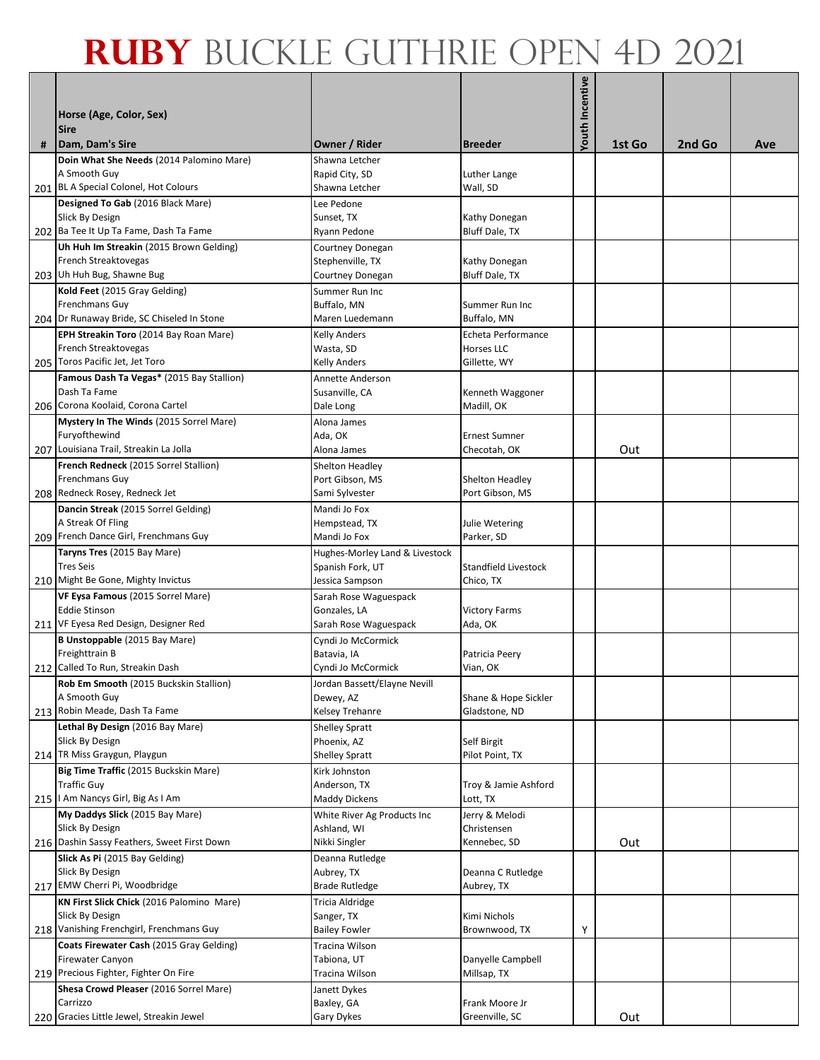# RUBY BUCKLE GUTHRIE OPEN 4D 2021

| # | Horse (Age, Color, Sex)<br>Sire<br>Dam, Dam's Sire | Owner / Rider | Breeder | Youth Incentive | 1st Go | 2nd Go | Ave |
|---|---|---|---|---|---|---|---|
| 201 | **Doin What She Needs** (2014 Palomino Mare)<br>A Smooth Guy<br>BL A Special Colonel, Hot Colours | Shawna Letcher<br>Rapid City, SD<br>Shawna Letcher | Luther Lange<br>Wall, SD | | | | |
| 202 | **Designed To Gab** (2016 Black Mare)<br>Slick By Design<br>Ba Tee It Up Ta Fame, Dash Ta Fame | Lee Pedone<br>Sunset, TX<br>Ryann Pedone | Kathy Donegan<br>Bluff Dale, TX | | | | |
| 203 | **Uh Huh Im Streakin** (2015 Brown Gelding)<br>French Streaktovegas<br>Uh Huh Bug, Shawne Bug | Courtney Donegan<br>Stephenville, TX<br>Courtney Donegan | Kathy Donegan<br>Bluff Dale, TX | | | | |
| 204 | **Kold Feet** (2015 Gray Gelding)<br>Frenchmans Guy<br>Dr Runaway Bride, SC Chiseled In Stone | Summer Run Inc<br>Buffalo, MN<br>Maren Luedemann | Summer Run Inc<br>Buffalo, MN | | | | |
| 205 | **EPH Streakin Toro** (2014 Bay Roan Mare)<br>French Streaktovegas<br>Toros Pacific Jet, Jet Toro | Kelly Anders<br>Wasta, SD<br>Kelly Anders | Echeta Performance Horses LLC<br>Gillette, WY | | | | |
| 206 | **Famous Dash Ta Vegas*** (2015 Bay Stallion)<br>Dash Ta Fame<br>Corona Koolaid, Corona Cartel | Annette Anderson<br>Susanville, CA<br>Dale Long | Kenneth Waggoner<br>Madill, OK | | | | |
| 207 | **Mystery In The Winds** (2015 Sorrel Mare)<br>Furyofthewind<br>Louisiana Trail, Streakin La Jolla | Alona James<br>Ada, OK<br>Alona James | Ernest Sumner<br>Checotah, OK | | Out | | |
| 208 | **French Redneck** (2015 Sorrel Stallion)<br>Frenchmans Guy<br>Redneck Rosey, Redneck Jet | Shelton Headley<br>Port Gibson, MS<br>Sami Sylvester | Shelton Headley<br>Port Gibson, MS | | | | |
| 209 | **Dancin Streak** (2015 Sorrel Gelding)<br>A Streak Of Fling<br>French Dance Girl, Frenchmans Guy | Mandi Jo Fox<br>Hempstead, TX<br>Mandi Jo Fox | Julie Wetering<br>Parker, SD | | | | |
| 210 | **Taryns Tres** (2015 Bay Mare)<br>Tres Seis<br>Might Be Gone, Mighty Invictus | Hughes-Morley Land & Livestock<br>Spanish Fork, UT<br>Jessica Sampson | Standfield Livestock<br>Chico, TX | | | | |
| 211 | **VF Eysa Famous** (2015 Sorrel Mare)<br>Eddie Stinson<br>VF Eyesa Red Design, Designer Red | Sarah Rose Waguespack<br>Gonzales, LA<br>Sarah Rose Waguespack | Victory Farms<br>Ada, OK | | | | |
| 212 | **B Unstoppable** (2015 Bay Mare)<br>Freighttrain B<br>Called To Run, Streakin Dash | Cyndi Jo McCormick<br>Batavia, IA<br>Cyndi Jo McCormick | Patricia Peery<br>Vian, OK | | | | |
| 213 | **Rob Em Smooth** (2015 Buckskin Stallion)<br>A Smooth Guy<br>Robin Meade, Dash Ta Fame | Jordan Bassett/Elayne Nevill<br>Dewey, AZ<br>Kelsey Trehanre | Shane & Hope Sickler<br>Gladstone, ND | | | | |
| 214 | **Lethal By Design** (2016 Bay Mare)<br>Slick By Design<br>TR Miss Graygun, Playgun | Shelley Spratt<br>Phoenix, AZ<br>Shelley Spratt | Self Birgit<br>Pilot Point, TX | | | | |
| 215 | **Big Time Traffic** (2015 Buckskin Mare)<br>Traffic Guy<br>I Am Nancys Girl, Big As I Am | Kirk Johnston<br>Anderson, TX<br>Maddy Dickens | Troy & Jamie Ashford<br>Lott, TX | | | | |
| 216 | **My Daddys Slick** (2015 Bay Mare)<br>Slick By Design<br>Dashin Sassy Feathers, Sweet First Down | White River Ag Products Inc<br>Ashland, WI<br>Nikki Singler | Jerry & Melodi Christensen<br>Kennebec, SD | | Out | | |
| 217 | **Slick As Pi** (2015 Bay Gelding)<br>Slick By Design<br>EMW Cherri Pi, Woodbridge | Deanna Rutledge<br>Aubrey, TX<br>Brade Rutledge | Deanna C Rutledge<br>Aubrey, TX | | | | |
| 218 | **KN First Slick Chick** (2016 Palomino Mare)<br>Slick By Design<br>Vanishing Frenchgirl, Frenchmans Guy | Tricia Aldridge<br>Sanger, TX<br>Bailey Fowler | Kimi Nichols<br>Brownwood, TX | Y | | | |
| 219 | **Coats Firewater Cash** (2015 Gray Gelding)<br>Firewater Canyon<br>Precious Fighter, Fighter On Fire | Tracina Wilson<br>Tabiona, UT<br>Tracina Wilson | Danyelle Campbell<br>Millsap, TX | | | | |
| 220 | **Shesa Crowd Pleaser** (2016 Sorrel Mare)<br>Carrizzo<br>Gracies Little Jewel, Streakin Jewel | Janett Dykes<br>Baxley, GA<br>Gary Dykes | Frank Moore Jr<br>Greenville, SC | | Out | | |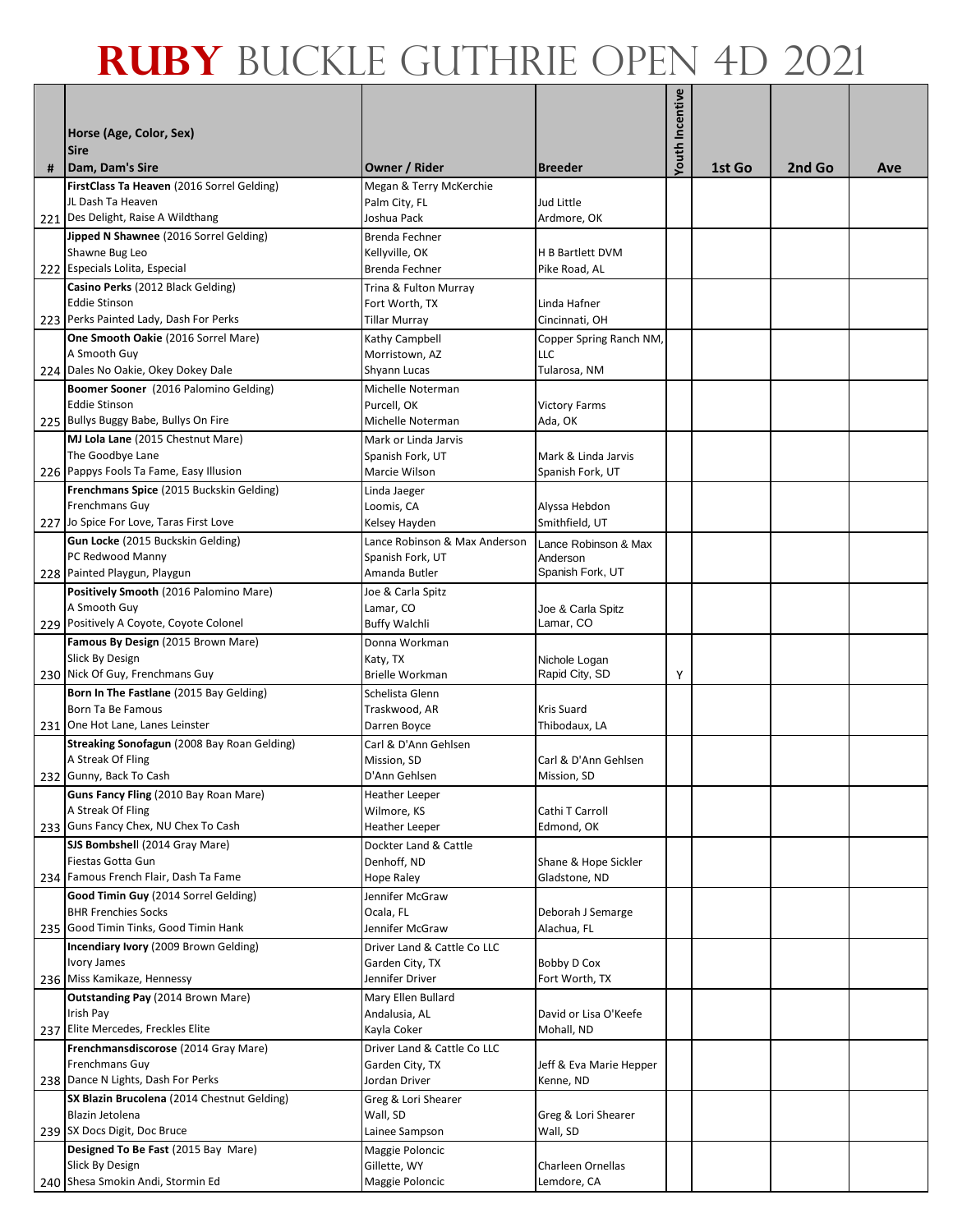# RUBY BUCKLE GUTHRIE OPEN 4D 2021

| # | Horse (Age, Color, Sex)<br>Sire<br>Dam, Dam's Sire | Owner / Rider | Breeder | Youth Incentive | 1st Go | 2nd Go | Ave |
|---|---|---|---|---|---|---|---|
| 221 | **FirstClass Ta Heaven** (2016 Sorrel Gelding)<br>JL Dash Ta Heaven<br>Des Delight, Raise A Wildthang | Megan & Terry McKerchie<br>Palm City, FL<br>Joshua Pack | Jud Little<br>Ardmore, OK | | | | |
| 222 | **Jipped N Shawnee** (2016 Sorrel Gelding)<br>Shawne Bug Leo<br>Especials Lolita, Especial | Brenda Fechner<br>Kellyville, OK<br>Brenda Fechner | H B Bartlett DVM<br>Pike Road, AL | | | | |
| 223 | **Casino Perks** (2012 Black Gelding)<br>Eddie Stinson<br>Perks Painted Lady, Dash For Perks | Trina & Fulton Murray<br>Fort Worth, TX<br>Tillar Murray | Linda Hafner<br>Cincinnati, OH | | | | |
| 224 | **One Smooth Oakie** (2016 Sorrel Mare)<br>A Smooth Guy<br>Dales No Oakie, Okey Dokey Dale | Kathy Campbell<br>Morristown, AZ<br>Shyann Lucas | Copper Spring Ranch NM, LLC<br>Tularosa, NM | | | | |
| 225 | **Boomer Sooner** (2016 Palomino Gelding)<br>Eddie Stinson<br>Bullys Buggy Babe, Bullys On Fire | Michelle Noterman<br>Purcell, OK<br>Michelle Noterman | Victory Farms<br>Ada, OK | | | | |
| 226 | **MJ Lola Lane** (2015 Chestnut Mare)<br>The Goodbye Lane<br>Pappys Fools Ta Fame, Easy Illusion | Mark or Linda Jarvis<br>Spanish Fork, UT<br>Marcie Wilson | Mark & Linda Jarvis<br>Spanish Fork, UT | | | | |
| 227 | **Frenchmans Spice** (2015 Buckskin Gelding)<br>Frenchmans Guy<br>Jo Spice For Love, Taras First Love | Linda Jaeger<br>Loomis, CA<br>Kelsey Hayden | Alyssa Hebdon<br>Smithfield, UT | | | | |
| 228 | **Gun Locke** (2015 Buckskin Gelding)<br>PC Redwood Manny<br>Painted Playgun, Playgun | Lance Robinson & Max Anderson<br>Spanish Fork, UT<br>Amanda Butler | Lance Robinson & Max Anderson<br>Spanish Fork, UT | | | | |
| 229 | **Positively Smooth** (2016 Palomino Mare)<br>A Smooth Guy<br>Positively A Coyote, Coyote Colonel | Joe & Carla Spitz<br>Lamar, CO<br>Buffy Walchli | Joe & Carla Spitz<br>Lamar, CO | | | | |
| 230 | **Famous By Design** (2015 Brown Mare)<br>Slick By Design<br>Nick Of Guy, Frenchmans Guy | Donna Workman<br>Katy, TX<br>Brielle Workman | Nichole Logan<br>Rapid City, SD | Y | | | |
| 231 | **Born In The Fastlane** (2015 Bay Gelding)<br>Born Ta Be Famous<br>One Hot Lane, Lanes Leinster | Schelista Glenn<br>Traskwood, AR<br>Darren Boyce | Kris Suard<br>Thibodaux, LA | | | | |
| 232 | **Streaking Sonofagun** (2008 Bay Roan Gelding)<br>A Streak Of Fling<br>Gunny, Back To Cash | Carl & D'Ann Gehlsen<br>Mission, SD<br>D'Ann Gehlsen | Carl & D'Ann Gehlsen<br>Mission, SD | | | | |
| 233 | **Guns Fancy Fling** (2010 Bay Roan Mare)<br>A Streak Of Fling<br>Guns Fancy Chex, NU Chex To Cash | Heather Leeper<br>Wilmore, KS<br>Heather Leeper | Cathi T Carroll<br>Edmond, OK | | | | |
| 234 | **SJS Bombshell** (2014 Gray Mare)<br>Fiestas Gotta Gun<br>Famous French Flair, Dash Ta Fame | Dockter Land & Cattle<br>Denhoff, ND<br>Hope Raley | Shane & Hope Sickler<br>Gladstone, ND | | | | |
| 235 | **Good Timin Guy** (2014 Sorrel Gelding)<br>BHR Frenchies Socks<br>Good Timin Tinks, Good Timin Hank | Jennifer McGraw<br>Ocala, FL<br>Jennifer McGraw | Deborah J Semarge<br>Alachua, FL | | | | |
| 236 | **Incendiary Ivory** (2009 Brown Gelding)<br>Ivory James<br>Miss Kamikaze, Hennessy | Driver Land & Cattle Co LLC<br>Garden City, TX<br>Jennifer Driver | Bobby D Cox<br>Fort Worth, TX | | | | |
| 237 | **Outstanding Pay** (2014 Brown Mare)<br>Irish Pay<br>Elite Mercedes, Freckles Elite | Mary Ellen Bullard<br>Andalusia, AL<br>Kayla Coker | David or Lisa O'Keefe<br>Mohall, ND | | | | |
| 238 | **Frenchmansdiscorose** (2014 Gray Mare)<br>Frenchmans Guy<br>Dance N Lights, Dash For Perks | Driver Land & Cattle Co LLC<br>Garden City, TX<br>Jordan Driver | Jeff & Eva Marie Hepper<br>Kenne, ND | | | | |
| 239 | **SX Blazin Brucolena** (2014 Chestnut Gelding)<br>Blazin Jetolena<br>SX Docs Digit, Doc Bruce | Greg & Lori Shearer<br>Wall, SD<br>Lainee Sampson | Greg & Lori Shearer<br>Wall, SD | | | | |
| 240 | **Designed To Be Fast** (2015 Bay Mare)<br>Slick By Design<br>Shesa Smokin Andi, Stormin Ed | Maggie Poloncic<br>Gillette, WY<br>Maggie Poloncic | Charleen Ornellas<br>Lemdore, CA | | | | |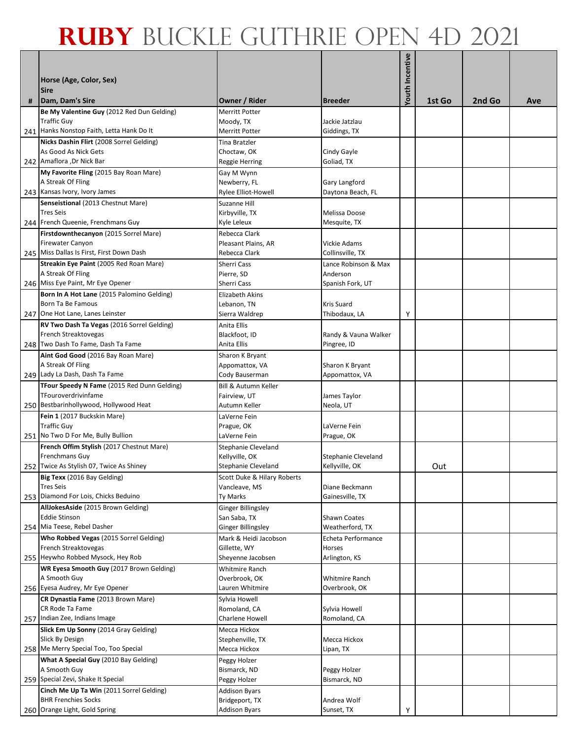# RUBY BUCKLE GUTHRIE OPEN 4D 2021

| # | Horse (Age, Color, Sex)<br>Sire<br>Dam, Dam's Sire | Owner / Rider | Breeder | Youth Incentive | 1st Go | 2nd Go | Ave |
|---|---|---|---|---|---|---|---|
| 241 | **Be My Valentine Guy** (2012 Red Dun Gelding)<br>Traffic Guy<br>Hanks Nonstop Faith, Letta Hank Do It | Merritt Potter<br>Moody, TX<br>Merritt Potter | Jackie Jatzlau<br>Giddings, TX | | | | |
| 242 | **Nicks Dashin Flirt** (2008 Sorrel Gelding)<br>As Good As Nick Gets<br>Amaflora ,Dr Nick Bar | Tina Bratzler<br>Choctaw, OK<br>Reggie Herring | Cindy Gayle<br>Goliad, TX | | | | |
| 243 | **My Favorite Fling** (2015 Bay Roan Mare)<br>A Streak Of Fling<br>Kansas Ivory, Ivory James | Gay M Wynn<br>Newberry, FL<br>Rylee Elliot-Howell | Gary Langford<br>Daytona Beach, FL | | | | |
| 244 | **Senseistional** (2013 Chestnut Mare)<br>Tres Seis<br>French Queenie, Frenchmans Guy | Suzanne Hill<br>Kirbyville, TX<br>Kyle Leleux | Melissa Doose<br>Mesquite, TX | | | | |
| 245 | **Firstdownthecanyon** (2015 Sorrel Mare)<br>Firewater Canyon<br>Miss Dallas Is First, First Down Dash | Rebecca Clark<br>Pleasant Plains, AR<br>Rebecca Clark | Vickie Adams<br>Collinsville, TX | | | | |
| 246 | **Streakin Eye Paint** (2005 Red Roan Mare)<br>A Streak Of Fling<br>Miss Eye Paint, Mr Eye Opener | Sherri Cass<br>Pierre, SD<br>Sherri Cass | Lance Robinson & Max Anderson<br>Spanish Fork, UT | | | | |
| 247 | **Born In A Hot Lane** (2015 Palomino Gelding)<br>Born Ta Be Famous<br>One Hot Lane, Lanes Leinster | Elizabeth Akins<br>Lebanon, TN<br>Sierra Waldrep | Kris Suard<br>Thibodaux, LA | Y | | | |
| 248 | **RV Two Dash Ta Vegas** (2016 Sorrel Gelding)<br>French Streaktovegas<br>Two Dash To Fame, Dash Ta Fame | Anita Ellis<br>Blackfoot, ID<br>Anita Ellis | Randy & Vauna Walker<br>Pingree, ID | | | | |
| 249 | **Aint God Good** (2016 Bay Roan Mare)<br>A Streak Of Fling<br>Lady La Dash, Dash Ta Fame | Sharon K Bryant<br>Appomattox, VA<br>Cody Bauserman | Sharon K Bryant<br>Appomattox, VA | | | | |
| 250 | **TFour Speedy N Fame** (2015 Red Dunn Gelding)<br>TFouroverdrivinfame<br>Bestbarinhollywood, Hollywood Heat | Bill & Autumn Keller<br>Fairview, UT<br>Autumn Keller | James Taylor<br>Neola, UT | | | | |
| 251 | **Fein 1** (2017 Buckskin Mare)<br>Traffic Guy<br>No Two D For Me, Bully Bullion | LaVerne Fein<br>Prague, OK<br>LaVerne Fein | LaVerne Fein<br>Prague, OK | | | | |
| 252 | **French Offim Stylish** (2017 Chestnut Mare)<br>Frenchmans Guy<br>Twice As Stylish 07, Twice As Shiney | Stephanie Cleveland<br>Kellyville, OK<br>Stephanie Cleveland | Stephanie Cleveland<br>Kellyville, OK | | Out | | |
| 253 | **Big Texx** (2016 Bay Gelding)<br>Tres Seis<br>Diamond For Lois, Chicks Beduino | Scott Duke & Hilary Roberts<br>Vancleave, MS<br>Ty Marks | Diane Beckmann<br>Gainesville, TX | | | | |
| 254 | **AllJokesAside** (2015 Brown Gelding)<br>Eddie Stinson<br>Mia Teese, Rebel Dasher | Ginger Billingsley<br>San Saba, TX<br>Ginger Billingsley | Shawn Coates<br>Weatherford, TX | | | | |
| 255 | **Who Robbed Vegas** (2015 Sorrel Gelding)<br>French Streaktovegas<br>Heywho Robbed Mysock, Hey Rob | Mark & Heidi Jacobson<br>Gillette, WY<br>Sheyenne Jacobsen | Echeta Performance Horses<br>Arlington, KS | | | | |
| 256 | **WR Eyesa Smooth Guy** (2017 Brown Gelding)<br>A Smooth Guy<br>Eyesa Audrey, Mr Eye Opener | Whitmire Ranch<br>Overbrook, OK<br>Lauren Whitmire | Whitmire Ranch<br>Overbrook, OK | | | | |
| 257 | **CR Dynastia Fame** (2013 Brown Mare)<br>CR Rode Ta Fame<br>Indian Zee, Indians Image | Sylvia Howell<br>Romoland, CA<br>Charlene Howell | Sylvia Howell<br>Romoland, CA | | | | |
| 258 | **Slick Em Up Sonny** (2014 Gray Gelding)<br>Slick By Design<br>Me Merry Special Too, Too Special | Mecca Hickox<br>Stephenville, TX<br>Mecca Hickox | Mecca Hickox<br>Lipan, TX | | | | |
| 259 | **What A Special Guy** (2010 Bay Gelding)<br>A Smooth Guy<br>Special Zevi, Shake It Special | Peggy Holzer<br>Bismarck, ND<br>Peggy Holzer | Peggy Holzer<br>Bismarck, ND | | | | |
| 260 | **Cinch Me Up Ta Win** (2011 Sorrel Gelding)<br>BHR Frenchies Socks<br>Orange Light, Gold Spring | Addison Byars<br>Bridgeport, TX<br>Addison Byars | Andrea Wolf<br>Sunset, TX | Y | | | |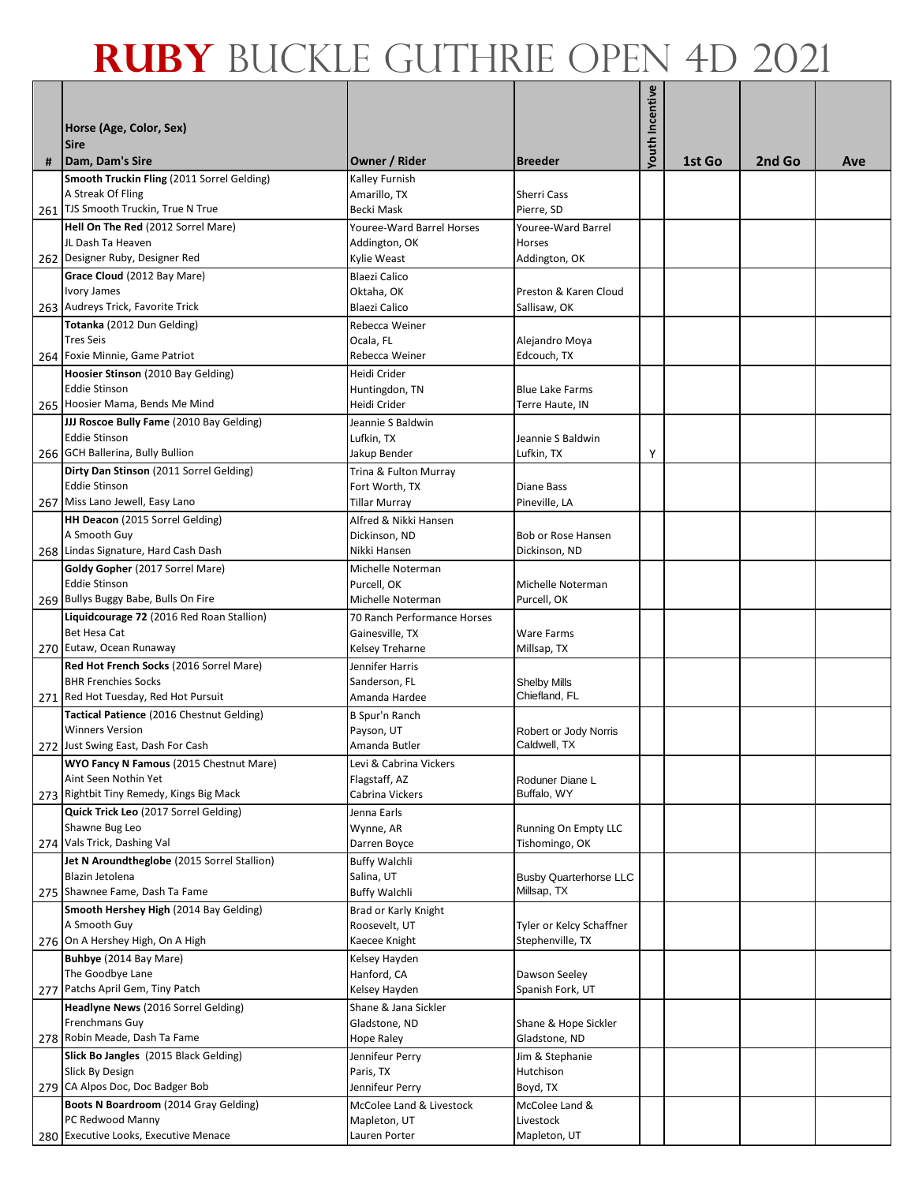# RUBY BUCKLE GUTHRIE OPEN 4D 2021

| # | Horse (Age, Color, Sex)<br>Sire<br>Dam, Dam's Sire | Owner / Rider | Breeder | Youth Incentive | 1st Go | 2nd Go | Ave |
|---|---|---|---|---|---|---|---|
| 261 | **Smooth Truckin Fling** (2011 Sorrel Gelding)<br>A Streak Of Fling<br>TJS Smooth Truckin, True N True | Kalley Furnish<br>Amarillo, TX<br>Becki Mask | Sherri Cass<br>Pierre, SD | | | | |
| 262 | **Hell On The Red** (2012 Sorrel Mare)<br>JL Dash Ta Heaven<br>Designer Ruby, Designer Red | Youree-Ward Barrel Horses<br>Addington, OK<br>Kylie Weast | Youree-Ward Barrel Horses<br>Addington, OK | | | | |
| 263 | **Grace Cloud** (2012 Bay Mare)<br>Ivory James<br>Audreys Trick, Favorite Trick | Blaezi Calico<br>Oktaha, OK<br>Blaezi Calico | Preston & Karen Cloud<br>Sallisaw, OK | | | | |
| 264 | **Totanka** (2012 Dun Gelding)<br>Tres Seis<br>Foxie Minnie, Game Patriot | Rebecca Weiner<br>Ocala, FL<br>Rebecca Weiner | Alejandro Moya<br>Edcouch, TX | | | | |
| 265 | **Hoosier Stinson** (2010 Bay Gelding)<br>Eddie Stinson<br>Hoosier Mama, Bends Me Mind | Heidi Crider<br>Huntingdon, TN<br>Heidi Crider | Blue Lake Farms<br>Terre Haute, IN | | | | |
| 266 | **JJJ Roscoe Bully Fame** (2010 Bay Gelding)<br>Eddie Stinson<br>GCH Ballerina, Bully Bullion | Jeannie S Baldwin<br>Lufkin, TX<br>Jakup Bender | Jeannie S Baldwin<br>Lufkin, TX | Y | | | |
| 267 | **Dirty Dan Stinson** (2011 Sorrel Gelding)<br>Eddie Stinson<br>Miss Lano Jewell, Easy Lano | Trina & Fulton Murray<br>Fort Worth, TX<br>Tillar Murray | Diane Bass<br>Pineville, LA | | | | |
| 268 | **HH Deacon** (2015 Sorrel Gelding)<br>A Smooth Guy<br>Lindas Signature, Hard Cash Dash | Alfred & Nikki Hansen<br>Dickinson, ND<br>Nikki Hansen | Bob or Rose Hansen<br>Dickinson, ND | | | | |
| 269 | **Goldy Gopher** (2017 Sorrel Mare)<br>Eddie Stinson<br>Bullys Buggy Babe, Bulls On Fire | Michelle Noterman<br>Purcell, OK<br>Michelle Noterman | Michelle Noterman<br>Purcell, OK | | | | |
| 270 | **Liquidcourage 72** (2016 Red Roan Stallion)<br>Bet Hesa Cat<br>Eutaw, Ocean Runaway | 70 Ranch Performance Horses<br>Gainesville, TX<br>Kelsey Treharne | Ware Farms<br>Millsap, TX | | | | |
| 271 | **Red Hot French Socks** (2016 Sorrel Mare)<br>BHR Frenchies Socks<br>Red Hot Tuesday, Red Hot Pursuit | Jennifer Harris<br>Sanderson, FL<br>Amanda Hardee | Shelby Mills<br>Chiefland, FL | | | | |
| 272 | **Tactical Patience** (2016 Chestnut Gelding)<br>Winners Version<br>Just Swing East, Dash For Cash | B Spur'n Ranch<br>Payson, UT<br>Amanda Butler | Robert or Jody Norris<br>Caldwell, TX | | | | |
| 273 | **WYO Fancy N Famous** (2015 Chestnut Mare)<br>Aint Seen Nothin Yet<br>Rightbit Tiny Remedy, Kings Big Mack | Levi & Cabrina Vickers<br>Flagstaff, AZ<br>Cabrina Vickers | Roduner Diane L<br>Buffalo, WY | | | | |
| 274 | **Quick Trick Leo** (2017 Sorrel Gelding)<br>Shawne Bug Leo<br>Vals Trick, Dashing Val | Jenna Earls<br>Wynne, AR<br>Darren Boyce | Running On Empty LLC<br>Tishomingo, OK | | | | |
| 275 | **Jet N Aroundtheglobe** (2015 Sorrel Stallion)<br>Blazin Jetolena<br>Shawnee Fame, Dash Ta Fame | Buffy Walchli<br>Salina, UT<br>Buffy Walchli | Busby Quarterhorse LLC<br>Millsap, TX | | | | |
| 276 | **Smooth Hershey High** (2014 Bay Gelding)<br>A Smooth Guy<br>On A Hershey High, On A High | Brad or Karly Knight<br>Roosevelt, UT<br>Kaecee Knight | Tyler or Kelcy Schaffner<br>Stephenville, TX | | | | |
| 277 | **Buhbye** (2014 Bay Mare)<br>The Goodbye Lane<br>Patchs April Gem, Tiny Patch | Kelsey Hayden<br>Hanford, CA<br>Kelsey Hayden | Dawson Seeley<br>Spanish Fork, UT | | | | |
| 278 | **Headlyne News** (2016 Sorrel Gelding)<br>Frenchmans Guy<br>Robin Meade, Dash Ta Fame | Shane & Jana Sickler<br>Gladstone, ND<br>Hope Raley | Shane & Hope Sickler<br>Gladstone, ND | | | | |
| 279 | **Slick Bo Jangles** (2015 Black Gelding)<br>Slick By Design<br>CA Alpos Doc, Doc Badger Bob | Jennifeur Perry<br>Paris, TX<br>Jennifeur Perry | Jim & Stephanie Hutchison<br>Boyd, TX | | | | |
| 280 | **Boots N Boardroom** (2014 Gray Gelding)<br>PC Redwood Manny<br>Executive Looks, Executive Menace | McColee Land & Livestock<br>Mapleton, UT<br>Lauren Porter | McColee Land & Livestock<br>Mapleton, UT | | | | |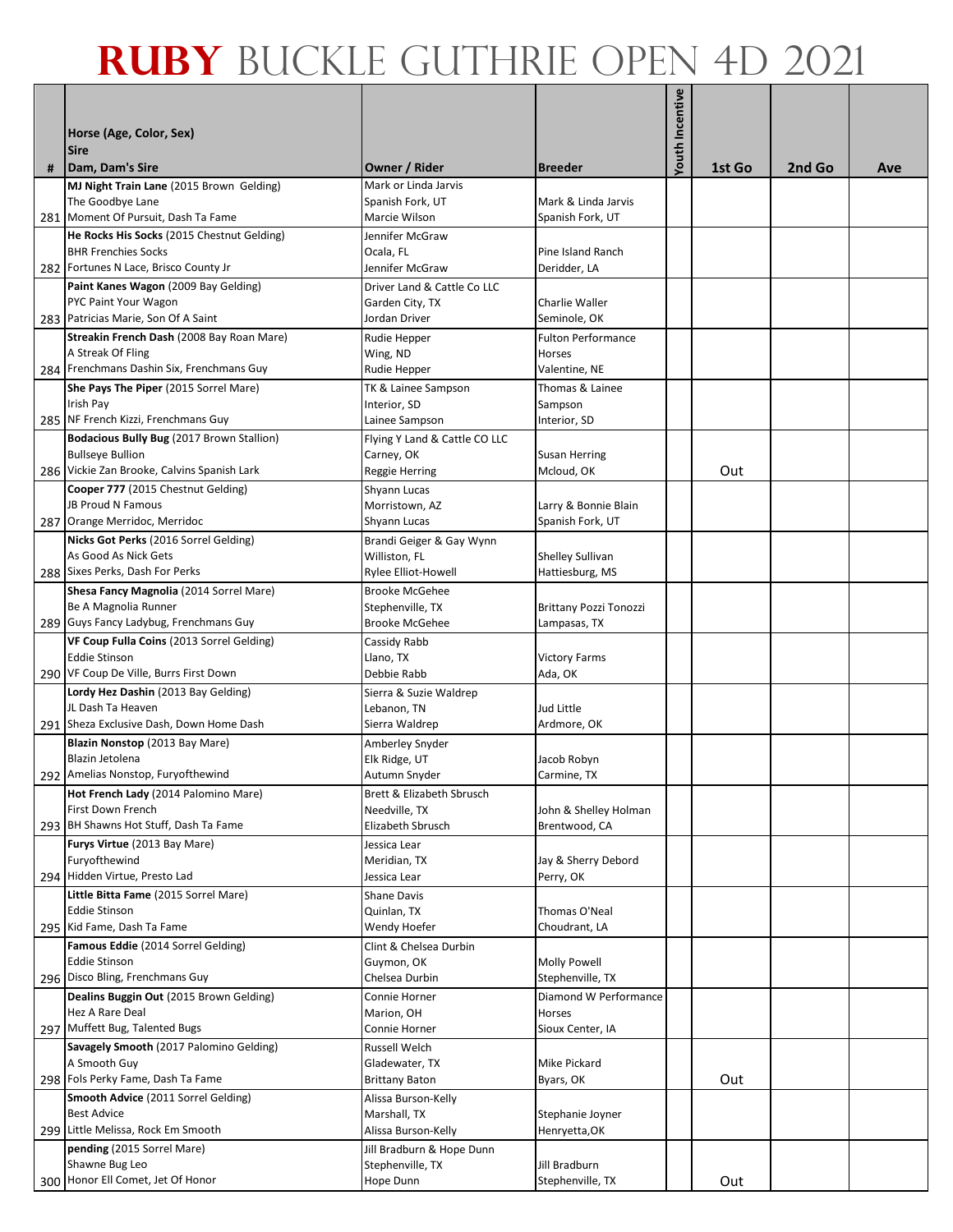# RUBY BUCKLE GUTHRIE OPEN 4D 2021

| # | Horse (Age, Color, Sex)<br>Sire<br>Dam, Dam's Sire | Owner / Rider | Breeder | Youth Incentive | 1st Go | 2nd Go | Ave |
|---|---|---|---|---|---|---|---|
| 281 | **MJ Night Train Lane** (2015 Brown Gelding)<br>The Goodbye Lane<br>Moment Of Pursuit, Dash Ta Fame | Mark or Linda Jarvis<br>Spanish Fork, UT<br>Marcie Wilson | Mark & Linda Jarvis<br>Spanish Fork, UT | | | | |
| 282 | **He Rocks His Socks** (2015 Chestnut Gelding)<br>BHR Frenchies Socks<br>Fortunes N Lace, Brisco County Jr | Jennifer McGraw<br>Ocala, FL<br>Jennifer McGraw | Pine Island Ranch<br>Deridder, LA | | | | |
| 283 | **Paint Kanes Wagon** (2009 Bay Gelding)<br>PYC Paint Your Wagon<br>Patricias Marie, Son Of A Saint | Driver Land & Cattle Co LLC<br>Garden City, TX<br>Jordan Driver | Charlie Waller<br>Seminole, OK | | | | |
| 284 | **Streakin French Dash** (2008 Bay Roan Mare)<br>A Streak Of Fling<br>Frenchmans Dashin Six, Frenchmans Guy | Rudie Hepper<br>Wing, ND<br>Rudie Hepper | Fulton Performance Horses<br>Valentine, NE | | | | |
| 285 | **She Pays The Piper** (2015 Sorrel Mare)<br>Irish Pay<br>NF French Kizzi, Frenchmans Guy | TK & Lainee Sampson<br>Interior, SD<br>Lainee Sampson | Thomas & Lainee Sampson<br>Interior, SD | | | | |
| 286 | **Bodacious Bully Bug** (2017 Brown Stallion)<br>Bullseye Bullion<br>Vickie Zan Brooke, Calvins Spanish Lark | Flying Y Land & Cattle CO LLC<br>Carney, OK<br>Reggie Herring | Susan Herring<br>Mcloud, OK | | Out | | |
| 287 | **Cooper 777** (2015 Chestnut Gelding)<br>JB Proud N Famous<br>Orange Merridoc, Merridoc | Shyann Lucas<br>Morristown, AZ<br>Shyann Lucas | Larry & Bonnie Blain<br>Spanish Fork, UT | | | | |
| 288 | **Nicks Got Perks** (2016 Sorrel Gelding)<br>As Good As Nick Gets<br>Sixes Perks, Dash For Perks | Brandi Geiger & Gay Wynn<br>Williston, FL<br>Rylee Elliot-Howell | Shelley Sullivan<br>Hattiesburg, MS | | | | |
| 289 | **Shesa Fancy Magnolia** (2014 Sorrel Mare)<br>Be A Magnolia Runner<br>Guys Fancy Ladybug, Frenchmans Guy | Brooke McGehee<br>Stephenville, TX<br>Brooke McGehee | Brittany Pozzi Tonozzi<br>Lampasas, TX | | | | |
| 290 | **VF Coup Fulla Coins** (2013 Sorrel Gelding)<br>Eddie Stinson<br>VF Coup De Ville, Burrs First Down | Cassidy Rabb<br>Llano, TX<br>Debbie Rabb | Victory Farms<br>Ada, OK | | | | |
| 291 | **Lordy Hez Dashin** (2013 Bay Gelding)<br>JL Dash Ta Heaven<br>Sheza Exclusive Dash, Down Home Dash | Sierra & Suzie Waldrep<br>Lebanon, TN<br>Sierra Waldrep | Jud Little<br>Ardmore, OK | | | | |
| 292 | **Blazin Nonstop** (2013 Bay Mare)<br>Blazin Jetolena<br>Amelias Nonstop, Furyofthewind | Amberley Snyder<br>Elk Ridge, UT<br>Autumn Snyder | Jacob Robyn<br>Carmine, TX | | | | |
| 293 | **Hot French Lady** (2014 Palomino Mare)<br>First Down French<br>BH Shawns Hot Stuff, Dash Ta Fame | Brett & Elizabeth Sbrusch<br>Needville, TX<br>Elizabeth Sbrusch | John & Shelley Holman<br>Brentwood, CA | | | | |
| 294 | **Furys Virtue** (2013 Bay Mare)<br>Furyofthewind<br>Hidden Virtue, Presto Lad | Jessica Lear<br>Meridian, TX<br>Jessica Lear | Jay & Sherry Debord<br>Perry, OK | | | | |
| 295 | **Little Bitta Fame** (2015 Sorrel Mare)<br>Eddie Stinson<br>Kid Fame, Dash Ta Fame | Shane Davis<br>Quinlan, TX<br>Wendy Hoefer | Thomas O'Neal<br>Choudrant, LA | | | | |
| 296 | **Famous Eddie** (2014 Sorrel Gelding)<br>Eddie Stinson<br>Disco Bling, Frenchmans Guy | Clint & Chelsea Durbin<br>Guymon, OK<br>Chelsea Durbin | Molly Powell<br>Stephenville, TX | | | | |
| 297 | **Dealins Buggin Out** (2015 Brown Gelding)<br>Hez A Rare Deal<br>Muffett Bug, Talented Bugs | Connie Horner<br>Marion, OH<br>Connie Horner | Diamond W Performance Horses<br>Sioux Center, IA | | | | |
| 298 | **Savagely Smooth** (2017 Palomino Gelding)<br>A Smooth Guy<br>Fols Perky Fame, Dash Ta Fame | Russell Welch<br>Gladewater, TX<br>Brittany Baton | Mike Pickard<br>Byars, OK | | Out | | |
| 299 | **Smooth Advice** (2011 Sorrel Gelding)<br>Best Advice<br>Little Melissa, Rock Em Smooth | Alissa Burson-Kelly<br>Marshall, TX<br>Alissa Burson-Kelly | Stephanie Joyner<br>Henryetta,OK | | | | |
| 300 | **pending** (2015 Sorrel Mare)<br>Shawne Bug Leo<br>Honor Ell Comet, Jet Of Honor | Jill Bradburn & Hope Dunn<br>Stephenville, TX<br>Hope Dunn | Jill Bradburn<br>Stephenville, TX | | Out | | |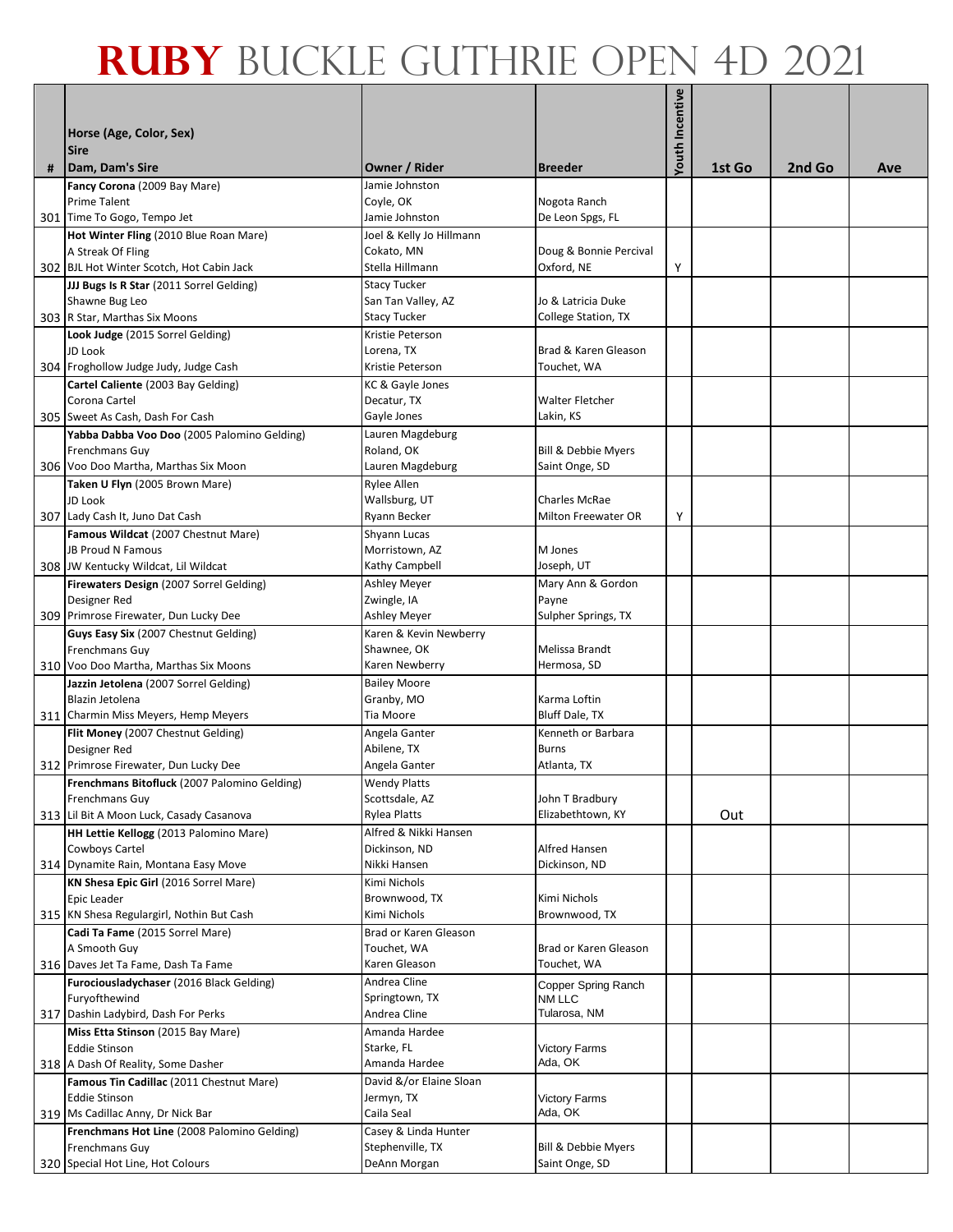# RUBY BUCKLE GUTHRIE OPEN 4D 2021

| # | Horse (Age, Color, Sex)<br>Sire<br>Dam, Dam's Sire | Owner / Rider | Breeder | Youth Incentive | 1st Go | 2nd Go | Ave |
|---|---|---|---|---|---|---|---|
| 301 | **Fancy Corona** (2009 Bay Mare)<br>Prime Talent<br>Time To Gogo, Tempo Jet | Jamie Johnston<br>Coyle, OK<br>Jamie Johnston | Nogota Ranch<br>De Leon Spgs, FL | | | | |
| 302 | **Hot Winter Fling** (2010 Blue Roan Mare)<br>A Streak Of Fling<br>BJL Hot Winter Scotch, Hot Cabin Jack | Joel & Kelly Jo Hillmann<br>Cokato, MN<br>Stella Hillmann | Doug & Bonnie Percival<br>Oxford, NE | Y | | | |
| 303 | **JJJ Bugs Is R Star** (2011 Sorrel Gelding)<br>Shawne Bug Leo<br>R Star, Marthas Six Moons | Stacy Tucker<br>San Tan Valley, AZ<br>Stacy Tucker | Jo & Latricia Duke<br>College Station, TX | | | | |
| 304 | **Look Judge** (2015 Sorrel Gelding)<br>JD Look<br>Froghollow Judge Judy, Judge Cash | Kristie Peterson<br>Lorena, TX<br>Kristie Peterson | Brad & Karen Gleason<br>Touchet, WA | | | | |
| 305 | **Cartel Caliente** (2003 Bay Gelding)<br>Corona Cartel<br>Sweet As Cash, Dash For Cash | KC & Gayle Jones<br>Decatur, TX<br>Gayle Jones | Walter Fletcher<br>Lakin, KS | | | | |
| 306 | **Yabba Dabba Voo Doo** (2005 Palomino Gelding)<br>Frenchmans Guy<br>Voo Doo Martha, Marthas Six Moon | Lauren Magdeburg<br>Roland, OK<br>Lauren Magdeburg | Bill & Debbie Myers<br>Saint Onge, SD | | | | |
| 307 | **Taken U Flyn** (2005 Brown Mare)<br>JD Look<br>Lady Cash It, Juno Dat Cash | Rylee Allen<br>Wallsburg, UT<br>Ryann Becker | Charles McRae<br>Milton Freewater OR | Y | | | |
| 308 | **Famous Wildcat** (2007 Chestnut Mare)<br>JB Proud N Famous<br>JW Kentucky Wildcat, Lil Wildcat | Shyann Lucas<br>Morristown, AZ<br>Kathy Campbell | M Jones<br>Joseph, UT | | | | |
| 309 | **Firewaters Design** (2007 Sorrel Gelding)<br>Designer Red<br>Primrose Firewater, Dun Lucky Dee | Ashley Meyer<br>Zwingle, IA<br>Ashley Meyer | Mary Ann & Gordon Payne<br>Sulpher Springs, TX | | | | |
| 310 | **Guys Easy Six** (2007 Chestnut Gelding)<br>Frenchmans Guy<br>Voo Doo Martha, Marthas Six Moons | Karen & Kevin Newberry<br>Shawnee, OK<br>Karen Newberry | Melissa Brandt<br>Hermosa, SD | | | | |
| 311 | **Jazzin Jetolena** (2007 Sorrel Gelding)<br>Blazin Jetolena<br>Charmin Miss Meyers, Hemp Meyers | Bailey Moore<br>Granby, MO<br>Tia Moore | Karma Loftin<br>Bluff Dale, TX | | | | |
| 312 | **Flit Money** (2007 Chestnut Gelding)<br>Designer Red<br>Primrose Firewater, Dun Lucky Dee | Angela Ganter<br>Abilene, TX<br>Angela Ganter | Kenneth or Barbara Burns<br>Atlanta, TX | | | | |
| 313 | **Frenchmans Bitofluck** (2007 Palomino Gelding)<br>Frenchmans Guy<br>Lil Bit A Moon Luck, Casady Casanova | Wendy Platts<br>Scottsdale, AZ<br>Rylea Platts | John T Bradbury<br>Elizabethtown, KY | | Out | | |
| 314 | **HH Lettie Kellogg** (2013 Palomino Mare)<br>Cowboys Cartel<br>Dynamite Rain, Montana Easy Move | Alfred & Nikki Hansen<br>Dickinson, ND<br>Nikki Hansen | Alfred Hansen<br>Dickinson, ND | | | | |
| 315 | **KN Shesa Epic Girl** (2016 Sorrel Mare)<br>Epic Leader<br>KN Shesa Regulargirl, Nothin But Cash | Kimi Nichols<br>Brownwood, TX<br>Kimi Nichols | Kimi Nichols<br>Brownwood, TX | | | | |
| 316 | **Cadi Ta Fame** (2015 Sorrel Mare)<br>A Smooth Guy<br>Daves Jet Ta Fame, Dash Ta Fame | Brad or Karen Gleason<br>Touchet, WA<br>Karen Gleason | Brad or Karen Gleason<br>Touchet, WA | | | | |
| 317 | **Furociousladychaser** (2016 Black Gelding)<br>Furyofthewind<br>Dashin Ladybird, Dash For Perks | Andrea Cline<br>Springtown, TX<br>Andrea Cline | Copper Spring Ranch NM LLC<br>Tularosa, NM | | | | |
| 318 | **Miss Etta Stinson** (2015 Bay Mare)<br>Eddie Stinson<br>A Dash Of Reality, Some Dasher | Amanda Hardee<br>Starke, FL<br>Amanda Hardee | Victory Farms<br>Ada, OK | | | | |
| 319 | **Famous Tin Cadillac** (2011 Chestnut Mare)<br>Eddie Stinson<br>Ms Cadillac Anny, Dr Nick Bar | David &/or Elaine Sloan<br>Jermyn, TX<br>Caila Seal | Victory Farms<br>Ada, OK | | | | |
| 320 | **Frenchmans Hot Line** (2008 Palomino Gelding)<br>Frenchmans Guy<br>Special Hot Line, Hot Colours | Casey & Linda Hunter<br>Stephenville, TX<br>DeAnn Morgan | Bill & Debbie Myers<br>Saint Onge, SD | | | | |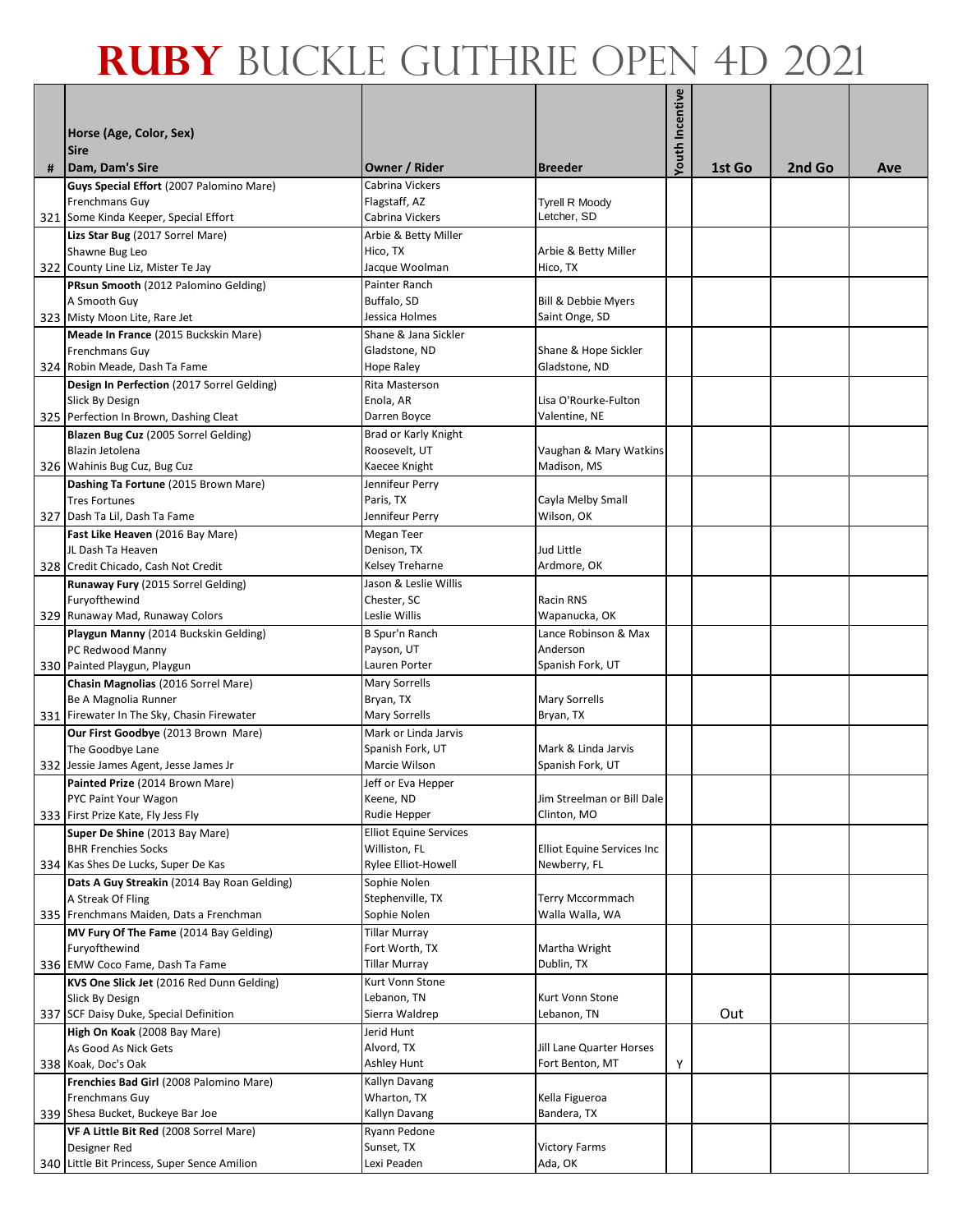# Ruby Buckle Guthrie Open 4D 2021

| # | Horse (Age, Color, Sex)<br>Sire<br>Dam, Dam's Sire | Owner / Rider | Breeder | Youth Incentive | 1st Go | 2nd Go | Ave |
|---|---|---|---|---|---|---|---|
| 321 | **Guys Special Effort** (2007 Palomino Mare)<br>Frenchmans Guy<br>Some Kinda Keeper, Special Effort | Cabrina Vickers<br>Flagstaff, AZ<br>Cabrina Vickers | Tyrell R Moody<br>Letcher, SD | | | | |
| 322 | **Lizs Star Bug** (2017 Sorrel Mare)<br>Shawne Bug Leo<br>County Line Liz, Mister Te Jay | Arbie & Betty Miller<br>Hico, TX<br>Jacque Woolman | Arbie & Betty Miller<br>Hico, TX | | | | |
| 323 | **PRsun Smooth** (2012 Palomino Gelding)<br>A Smooth Guy<br>Misty Moon Lite, Rare Jet | Painter Ranch<br>Buffalo, SD<br>Jessica Holmes | Bill & Debbie Myers<br>Saint Onge, SD | | | | |
| 324 | **Meade In France** (2015 Buckskin Mare)<br>Frenchmans Guy<br>Robin Meade, Dash Ta Fame | Shane & Jana Sickler<br>Gladstone, ND<br>Hope Raley | Shane & Hope Sickler<br>Gladstone, ND | | | | |
| 325 | **Design In Perfection** (2017 Sorrel Gelding)<br>Slick By Design<br>Perfection In Brown, Dashing Cleat | Rita Masterson<br>Enola, AR<br>Darren Boyce | Lisa O'Rourke-Fulton<br>Valentine, NE | | | | |
| 326 | **Blazen Bug Cuz** (2005 Sorrel Gelding)<br>Blazin Jetolena<br>Wahinis Bug Cuz, Bug Cuz | Brad or Karly Knight<br>Roosevelt, UT<br>Kaecee Knight | Vaughan & Mary Watkins<br>Madison, MS | | | | |
| 327 | **Dashing Ta Fortune** (2015 Brown Mare)<br>Tres Fortunes<br>Dash Ta Lil, Dash Ta Fame | Jennifeur Perry<br>Paris, TX<br>Jennifeur Perry | Cayla Melby Small<br>Wilson, OK | | | | |
| 328 | **Fast Like Heaven** (2016 Bay Mare)<br>JL Dash Ta Heaven<br>Credit Chicado, Cash Not Credit | Megan Teer<br>Denison, TX<br>Kelsey Treharne | Jud Little<br>Ardmore, OK | | | | |
| 329 | **Runaway Fury** (2015 Sorrel Gelding)<br>Furyofthewind<br>Runaway Mad, Runaway Colors | Jason & Leslie Willis<br>Chester, SC<br>Leslie Willis | Racin RNS<br>Wapanucka, OK | | | | |
| 330 | **Playgun Manny** (2014 Buckskin Gelding)<br>PC Redwood Manny<br>Painted Playgun, Playgun | B Spur'n Ranch<br>Payson, UT<br>Lauren Porter | Lance Robinson & Max Anderson<br>Spanish Fork, UT | | | | |
| 331 | **Chasin Magnolias** (2016 Sorrel Mare)<br>Be A Magnolia Runner<br>Firewater In The Sky, Chasin Firewater | Mary Sorrells<br>Bryan, TX<br>Mary Sorrells | Mary Sorrells<br>Bryan, TX | | | | |
| 332 | **Our First Goodbye** (2013 Brown Mare)<br>The Goodbye Lane<br>Jessie James Agent, Jesse James Jr | Mark or Linda Jarvis<br>Spanish Fork, UT<br>Marcie Wilson | Mark & Linda Jarvis<br>Spanish Fork, UT | | | | |
| 333 | **Painted Prize** (2014 Brown Mare)<br>PYC Paint Your Wagon<br>First Prize Kate, Fly Jess Fly | Jeff or Eva Hepper<br>Keene, ND<br>Rudie Hepper | Jim Streelman or Bill Dale<br>Clinton, MO | | | | |
| 334 | **Super De Shine** (2013 Bay Mare)<br>BHR Frenchies Socks<br>Kas Shes De Lucks, Super De Kas | Elliot Equine Services<br>Williston, FL<br>Rylee Elliot-Howell | Elliot Equine Services Inc<br>Newberry, FL | | | | |
| 335 | **Dats A Guy Streakin** (2014 Bay Roan Gelding)<br>A Streak Of Fling<br>Frenchmans Maiden, Dats a Frenchman | Sophie Nolen<br>Stephenville, TX<br>Sophie Nolen | Terry Mccormmach<br>Walla Walla, WA | | | | |
| 336 | **MV Fury Of The Fame** (2014 Bay Gelding)<br>Furyofthewind<br>EMW Coco Fame, Dash Ta Fame | Tillar Murray<br>Fort Worth, TX<br>Tillar Murray | Martha Wright<br>Dublin, TX | | | | |
| 337 | **KVS One Slick Jet** (2016 Red Dunn Gelding)<br>Slick By Design<br>SCF Daisy Duke, Special Definition | Kurt Vonn Stone<br>Lebanon, TN<br>Sierra Waldrep | Kurt Vonn Stone<br>Lebanon, TN | | Out | | |
| 338 | **High On Koak** (2008 Bay Mare)<br>As Good As Nick Gets<br>Koak, Doc's Oak | Jerid Hunt<br>Alvord, TX<br>Ashley Hunt | Jill Lane Quarter Horses<br>Fort Benton, MT | Y | | | |
| 339 | **Frenchies Bad Girl** (2008 Palomino Mare)<br>Frenchmans Guy<br>Shesa Bucket, Buckeye Bar Joe | Kallyn Davang<br>Wharton, TX<br>Kallyn Davang | Kella Figueroa<br>Bandera, TX | | | | |
| 340 | **VF A Little Bit Red** (2008 Sorrel Mare)<br>Designer Red<br>Little Bit Princess, Super Sence Amilion | Ryann Pedone<br>Sunset, TX<br>Lexi Peaden | Victory Farms<br>Ada, OK | | | | |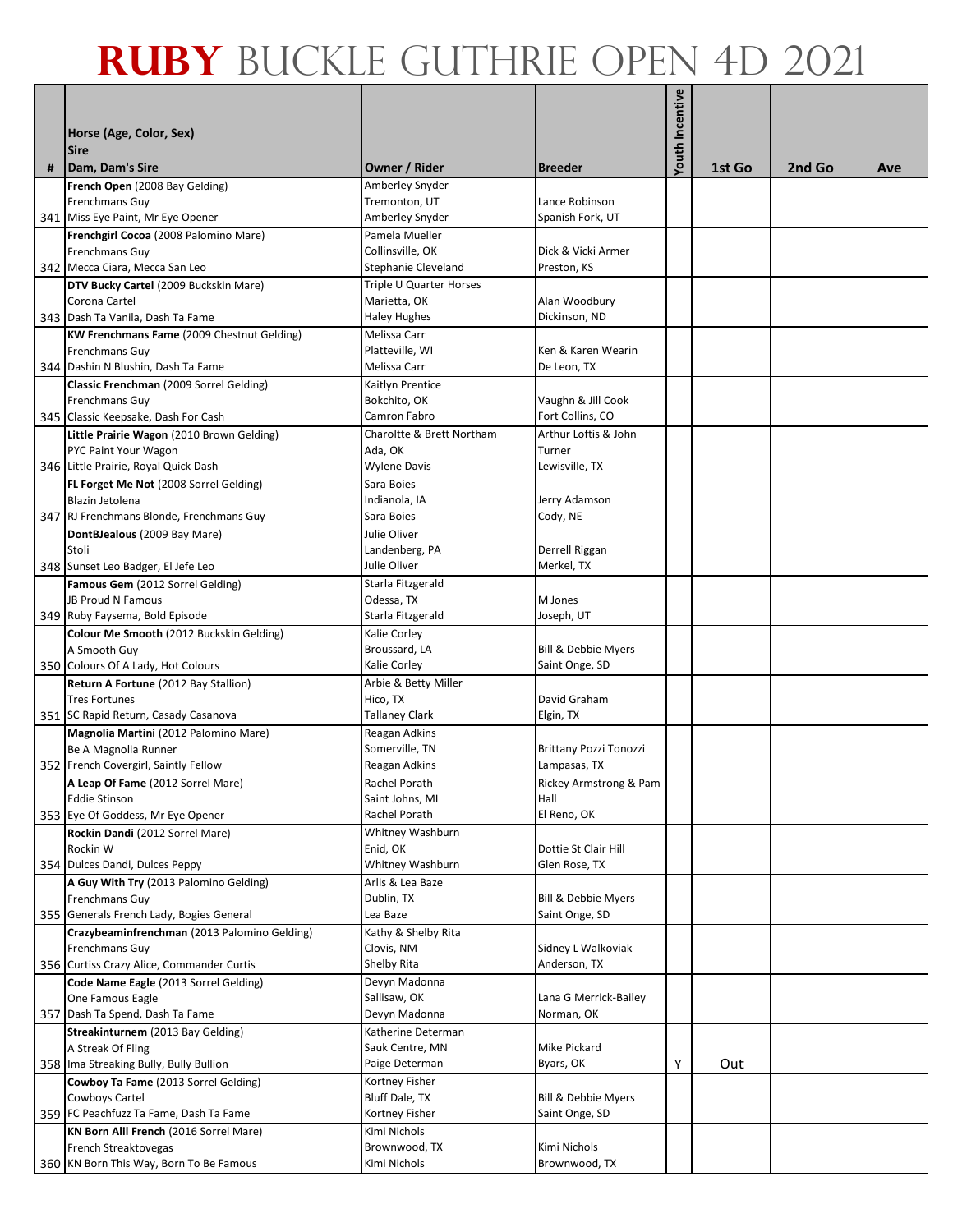# RUBY BUCKLE GUTHRIE OPEN 4D 2021

| # | Horse (Age, Color, Sex)<br>Sire<br>Dam, Dam's Sire | Owner / Rider | Breeder | Youth Incentive | 1st Go | 2nd Go | Ave |
|---|---|---|---|---|---|---|---|
| 341 | **French Open** (2008 Bay Gelding)<br>Frenchmans Guy<br>Miss Eye Paint, Mr Eye Opener | Amberley Snyder<br>Tremonton, UT<br>Amberley Snyder | Lance Robinson<br>Spanish Fork, UT | | | | |
| 342 | **Frenchgirl Cocoa** (2008 Palomino Mare)<br>Frenchmans Guy<br>Mecca Ciara, Mecca San Leo | Pamela Mueller<br>Collinsville, OK<br>Stephanie Cleveland | Dick & Vicki Armer<br>Preston, KS | | | | |
| 343 | **DTV Bucky Cartel** (2009 Buckskin Mare)<br>Corona Cartel<br>Dash Ta Vanila, Dash Ta Fame | Triple U Quarter Horses<br>Marietta, OK<br>Haley Hughes | Alan Woodbury<br>Dickinson, ND | | | | |
| 344 | **KW Frenchmans Fame** (2009 Chestnut Gelding)<br>Frenchmans Guy<br>Dashin N Blushin, Dash Ta Fame | Melissa Carr<br>Platteville, WI<br>Melissa Carr | Ken & Karen Wearin<br>De Leon, TX | | | | |
| 345 | **Classic Frenchman** (2009 Sorrel Gelding)<br>Frenchmans Guy<br>Classic Keepsake, Dash For Cash | Kaitlyn Prentice<br>Bokchito, OK<br>Camron Fabro | Vaughn & Jill Cook<br>Fort Collins, CO | | | | |
| 346 | **Little Prairie Wagon** (2010 Brown Gelding)<br>PYC Paint Your Wagon<br>Little Prairie, Royal Quick Dash | Charoltte & Brett Northam<br>Ada, OK<br>Wylene Davis | Arthur Loftis & John Turner<br>Lewisville, TX | | | | |
| 347 | **FL Forget Me Not** (2008 Sorrel Gelding)<br>Blazin Jetolena<br>RJ Frenchmans Blonde, Frenchmans Guy | Sara Boies<br>Indianola, IA<br>Sara Boies | Jerry Adamson<br>Cody, NE | | | | |
| 348 | **DontBJealous** (2009 Bay Mare)<br>Stoli<br>Sunset Leo Badger, El Jefe Leo | Julie Oliver<br>Landenberg, PA<br>Julie Oliver | Derrell Riggan<br>Merkel, TX | | | | |
| 349 | **Famous Gem** (2012 Sorrel Gelding)<br>JB Proud N Famous<br>Ruby Faysema, Bold Episode | Starla Fitzgerald<br>Odessa, TX<br>Starla Fitzgerald | M Jones<br>Joseph, UT | | | | |
| 350 | **Colour Me Smooth** (2012 Buckskin Gelding)<br>A Smooth Guy<br>Colours Of A Lady, Hot Colours | Kalie Corley<br>Broussard, LA<br>Kalie Corley | Bill & Debbie Myers<br>Saint Onge, SD | | | | |
| 351 | **Return A Fortune** (2012 Bay Stallion)<br>Tres Fortunes<br>SC Rapid Return, Casady Casanova | Arbie & Betty Miller<br>Hico, TX<br>Tallaney Clark | David Graham<br>Elgin, TX | | | | |
| 352 | **Magnolia Martini** (2012 Palomino Mare)<br>Be A Magnolia Runner<br>French Covergirl, Saintly Fellow | Reagan Adkins<br>Somerville, TN<br>Reagan Adkins | Brittany Pozzi Tonozzi<br>Lampasas, TX | | | | |
| 353 | **A Leap Of Fame** (2012 Sorrel Mare)<br>Eddie Stinson<br>Eye Of Goddess, Mr Eye Opener | Rachel Porath<br>Saint Johns, MI<br>Rachel Porath | Rickey Armstrong & Pam Hall<br>El Reno, OK | | | | |
| 354 | **Rockin Dandi** (2012 Sorrel Mare)<br>Rockin W<br>Dulces Dandi, Dulces Peppy | Whitney Washburn<br>Enid, OK<br>Whitney Washburn | Dottie St Clair Hill<br>Glen Rose, TX | | | | |
| 355 | **A Guy With Try** (2013 Palomino Gelding)<br>Frenchmans Guy<br>Generals French Lady, Bogies General | Arlis & Lea Baze<br>Dublin, TX<br>Lea Baze | Bill & Debbie Myers<br>Saint Onge, SD | | | | |
| 356 | **Crazybeaminfrenchman** (2013 Palomino Gelding)<br>Frenchmans Guy<br>Curtiss Crazy Alice, Commander Curtis | Kathy & Shelby Rita<br>Clovis, NM<br>Shelby Rita | Sidney L Walkoviak<br>Anderson, TX | | | | |
| 357 | **Code Name Eagle** (2013 Sorrel Gelding)<br>One Famous Eagle<br>Dash Ta Spend, Dash Ta Fame | Devyn Madonna<br>Sallisaw, OK<br>Devyn Madonna | Lana G Merrick-Bailey<br>Norman, OK | | | | |
| 358 | **Streakinturnem** (2013 Bay Gelding)<br>A Streak Of Fling<br>Ima Streaking Bully, Bully Bullion | Katherine Determan<br>Sauk Centre, MN<br>Paige Determan | Mike Pickard<br>Byars, OK | Y | Out | | |
| 359 | **Cowboy Ta Fame** (2013 Sorrel Gelding)<br>Cowboys Cartel<br>FC Peachfuzz Ta Fame, Dash Ta Fame | Kortney Fisher<br>Bluff Dale, TX<br>Kortney Fisher | Bill & Debbie Myers<br>Saint Onge, SD | | | | |
| 360 | **KN Born Alil French** (2016 Sorrel Mare)<br>French Streaktovegas<br>KN Born This Way, Born To Be Famous | Kimi Nichols<br>Brownwood, TX<br>Kimi Nichols | Kimi Nichols<br>Brownwood, TX | | | | |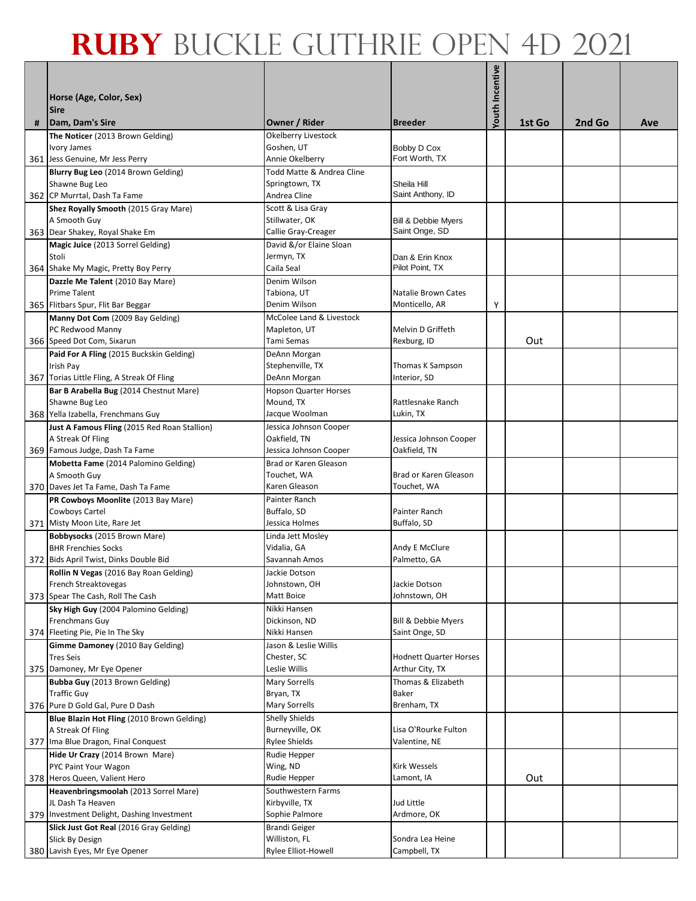# RUBY BUCKLE GUTHRIE OPEN 4D 2021

| # | Horse (Age, Color, Sex)<br>Sire<br>Dam, Dam's Sire | Owner / Rider | Breeder | Youth Incentive | 1st Go | 2nd Go | Ave |
|---|---|---|---|---|---|---|---|
| 361 | **The Noticer** (2013 Brown Gelding)<br>Ivory James<br>Jess Genuine, Mr Jess Perry | Okelberry Livestock<br>Goshen, UT<br>Annie Okelberry | Bobby D Cox<br>Fort Worth, TX | | | | |
| 362 | **Blurry Bug Leo** (2014 Brown Gelding)<br>Shawne Bug Leo<br>CP Murrtal, Dash Ta Fame | Todd Matte & Andrea Cline<br>Springtown, TX<br>Andrea Cline | Sheila Hill<br>Saint Anthony, ID | | | | |
| 363 | **Shez Royally Smooth** (2015 Gray Mare)<br>A Smooth Guy<br>Dear Shakey, Royal Shake Em | Scott & Lisa Gray<br>Stillwater, OK<br>Callie Gray-Creager | Bill & Debbie Myers<br>Saint Onge, SD | | | | |
| 364 | **Magic Juice** (2013 Sorrel Gelding)<br>Stoli<br>Shake My Magic, Pretty Boy Perry | David &/or Elaine Sloan<br>Jermyn, TX<br>Caila Seal | Dan & Erin Knox<br>Pilot Point, TX | | | | |
| 365 | **Dazzle Me Talent** (2010 Bay Mare)<br>Prime Talent<br>Flitbars Spur, Flit Bar Beggar | Denim Wilson<br>Tabiona, UT<br>Denim Wilson | Natalie Brown Cates<br>Monticello, AR | Y | | | |
| 366 | **Manny Dot Com** (2009 Bay Gelding)<br>PC Redwood Manny<br>Speed Dot Com, Sixarun | McColee Land & Livestock<br>Mapleton, UT<br>Tami Semas | Melvin D Griffeth<br>Rexburg, ID | | Out | | |
| 367 | **Paid For A Fling** (2015 Buckskin Gelding)<br>Irish Pay<br>Torias Little Fling, A Streak Of Fling | DeAnn Morgan<br>Stephenville, TX<br>DeAnn Morgan | Thomas K Sampson<br>Interior, SD | | | | |
| 368 | **Bar B Arabella Bug** (2014 Chestnut Mare)<br>Shawne Bug Leo<br>Yella Izabella, Frenchmans Guy | Hopson Quarter Horses<br>Mound, TX<br>Jacque Woolman | Rattlesnake Ranch<br>Lukin, TX | | | | |
| 369 | **Just A Famous Fling** (2015 Red Roan Stallion)<br>A Streak Of Fling<br>Famous Judge, Dash Ta Fame | Jessica Johnson Cooper<br>Oakfield, TN<br>Jessica Johnson Cooper | Jessica Johnson Cooper<br>Oakfield, TN | | | | |
| 370 | **Mobetta Fame** (2014 Palomino Gelding)<br>A Smooth Guy<br>Daves Jet Ta Fame, Dash Ta Fame | Brad or Karen Gleason<br>Touchet, WA<br>Karen Gleason | Brad or Karen Gleason<br>Touchet, WA | | | | |
| 371 | **PR Cowboys Moonlite** (2013 Bay Mare)<br>Cowboys Cartel<br>Misty Moon Lite, Rare Jet | Painter Ranch<br>Buffalo, SD<br>Jessica Holmes | Painter Ranch<br>Buffalo, SD | | | | |
| 372 | **Bobbysocks** (2015 Brown Mare)<br>BHR Frenchies Socks<br>Bids April Twist, Dinks Double Bid | Linda Jett Mosley<br>Vidalia, GA<br>Savannah Amos | Andy E McClure<br>Palmetto, GA | | | | |
| 373 | **Rollin N Vegas** (2016 Bay Roan Gelding)<br>French Streaktovegas<br>Spear The Cash, Roll The Cash | Jackie Dotson<br>Johnstown, OH<br>Matt Boice | Jackie Dotson<br>Johnstown, OH | | | | |
| 374 | **Sky High Guy** (2004 Palomino Gelding)<br>Frenchmans Guy<br>Fleeting Pie, Pie In The Sky | Nikki Hansen<br>Dickinson, ND<br>Nikki Hansen | Bill & Debbie Myers<br>Saint Onge, SD | | | | |
| 375 | **Gimme Damoney** (2010 Bay Gelding)<br>Tres Seis<br>Damoney, Mr Eye Opener | Jason & Leslie Willis<br>Chester, SC<br>Leslie Willis | Hodnett Quarter Horses<br>Arthur City, TX | | | | |
| 376 | **Bubba Guy** (2013 Brown Gelding)<br>Traffic Guy<br>Pure D Gold Gal, Pure D Dash | Mary Sorrells<br>Bryan, TX<br>Mary Sorrells | Thomas & Elizabeth Baker<br>Brenham, TX | | | | |
| 377 | **Blue Blazin Hot Fling** (2010 Brown Gelding)<br>A Streak Of Fling<br>Ima Blue Dragon, Final Conquest | Shelly Shields<br>Burneyville, OK<br>Rylee Shields | Lisa O'Rourke Fulton<br>Valentine, NE | | | | |
| 378 | **Hide Ur Crazy** (2014 Brown Mare)<br>PYC Paint Your Wagon<br>Heros Queen, Valient Hero | Rudie Hepper<br>Wing, ND<br>Rudie Hepper | Kirk Wessels<br>Lamont, IA | | Out | | |
| 379 | **Heavenbringsmoolah** (2013 Sorrel Mare)<br>JL Dash Ta Heaven<br>Investment Delight, Dashing Investment | Southwestern Farms<br>Kirbyville, TX<br>Sophie Palmore | Jud Little<br>Ardmore, OK | | | | |
| 380 | **Slick Just Got Real** (2016 Gray Gelding)<br>Slick By Design<br>Lavish Eyes, Mr Eye Opener | Brandi Geiger<br>Williston, FL<br>Rylee Elliot-Howell | Sondra Lea Heine<br>Campbell, TX | | | | |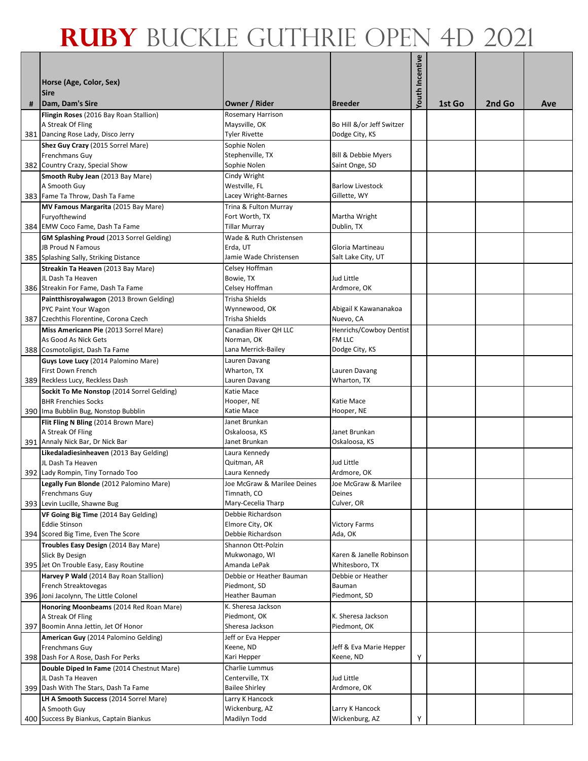# RUBY BUCKLE GUTHRIE OPEN 4D 2021

| # | Horse (Age, Color, Sex)<br>Sire<br>Dam, Dam's Sire | Owner / Rider | Breeder | Youth Incentive | 1st Go | 2nd Go | Ave |
|---|---|---|---|---|---|---|---|
| 381 | **Flingin Roses** (2016 Bay Roan Stallion)<br>A Streak Of Fling<br>Dancing Rose Lady, Disco Jerry | Rosemary Harrison<br>Maysville, OK<br>Tyler Rivette | Bo Hill &/or Jeff Switzer<br>Dodge City, KS | | | | |
| 382 | **Shez Guy Crazy** (2015 Sorrel Mare)<br>Frenchmans Guy<br>Country Crazy, Special Show | Sophie Nolen<br>Stephenville, TX<br>Sophie Nolen | Bill & Debbie Myers<br>Saint Onge, SD | | | | |
| 383 | **Smooth Ruby Jean** (2013 Bay Mare)<br>A Smooth Guy<br>Fame Ta Throw, Dash Ta Fame | Cindy Wright<br>Westville, FL<br>Lacey Wright-Barnes | Barlow Livestock<br>Gillette, WY | | | | |
| 384 | **MV Famous Margarita** (2015 Bay Mare)<br>Furyofthewind<br>EMW Coco Fame, Dash Ta Fame | Trina & Fulton Murray<br>Fort Worth, TX<br>Tillar Murray | Martha Wright<br>Dublin, TX | | | | |
| 385 | **GM Splashing Proud** (2013 Sorrel Gelding)<br>JB Proud N Famous<br>Splashing Sally, Striking Distance | Wade & Ruth Christensen<br>Erda, UT<br>Jamie Wade Christensen | Gloria Martineau<br>Salt Lake City, UT | | | | |
| 386 | **Streakin Ta Heaven** (2013 Bay Mare)<br>JL Dash Ta Heaven<br>Streakin For Fame, Dash Ta Fame | Celsey Hoffman<br>Bowie, TX<br>Celsey Hoffman | Jud Little<br>Ardmore, OK | | | | |
| 387 | **Paintthisroyalwagon** (2013 Brown Gelding)<br>PYC Paint Your Wagon<br>Czechthis Florentine, Corona Czech | Trisha Shields<br>Wynnewood, OK<br>Trisha Shields | Abigail K Kawananakoa<br>Nuevo, CA | | | | |
| 388 | **Miss Americann Pie** (2013 Sorrel Mare)<br>As Good As Nick Gets<br>Cosmotoligist, Dash Ta Fame | Canadian River QH LLC<br>Norman, OK<br>Lana Merrick-Bailey | Henrichs/Cowboy Dentist FM LLC<br>Dodge City, KS | | | | |
| 389 | **Guys Love Lucy** (2014 Palomino Mare)<br>First Down French<br>Reckless Lucy, Reckless Dash | Lauren Davang<br>Wharton, TX<br>Lauren Davang | Lauren Davang<br>Wharton, TX | | | | |
| 390 | **Sockit To Me Nonstop** (2014 Sorrel Gelding)<br>BHR Frenchies Socks<br>Ima Bubblin Bug, Nonstop Bubblin | Katie Mace<br>Hooper, NE<br>Katie Mace | Katie Mace<br>Hooper, NE | | | | |
| 391 | **Flit Fling N Bling** (2014 Brown Mare)<br>A Streak Of Fling<br>Annaly Nick Bar, Dr Nick Bar | Janet Brunkan<br>Oskaloosa, KS<br>Janet Brunkan | Janet Brunkan<br>Oskaloosa, KS | | | | |
| 392 | **Likedaladiesinheaven** (2013 Bay Gelding)<br>JL Dash Ta Heaven<br>Lady Rompin, Tiny Tornado Too | Laura Kennedy<br>Quitman, AR<br>Laura Kennedy | Jud Little<br>Ardmore, OK | | | | |
| 393 | **Legally Fun Blonde** (2012 Palomino Mare)<br>Frenchmans Guy<br>Levin Lucille, Shawne Bug | Joe McGraw & Marilee Deines<br>Timnath, CO<br>Mary-Cecelia Tharp | Joe McGraw & Marilee Deines<br>Culver, OR | | | | |
| 394 | **VF Going Big Time** (2014 Bay Gelding)<br>Eddie Stinson<br>Scored Big Time, Even The Score | Debbie Richardson<br>Elmore City, OK<br>Debbie Richardson | Victory Farms<br>Ada, OK | | | | |
| 395 | **Troubles Easy Design** (2014 Bay Mare)<br>Slick By Design<br>Jet On Trouble Easy, Easy Routine | Shannon Ott-Polzin<br>Mukwonago, WI<br>Amanda LePak | Karen & Janelle Robinson<br>Whitesboro, TX | | | | |
| 396 | **Harvey P Wald** (2014 Bay Roan Stallion)<br>French Streaktovegas<br>Joni Jacolynn, The Little Colonel | Debbie or Heather Bauman<br>Piedmont, SD<br>Heather Bauman | Debbie or Heather Bauman<br>Piedmont, SD | | | | |
| 397 | **Honoring Moonbeams** (2014 Red Roan Mare)<br>A Streak Of Fling<br>Boomin Anna Jettin, Jet Of Honor | K. Sheresa Jackson<br>Piedmont, OK<br>Sheresa Jackson | K. Sheresa Jackson<br>Piedmont, OK | | | | |
| 398 | **American Guy** (2014 Palomino Gelding)<br>Frenchmans Guy<br>Dash For A Rose, Dash For Perks | Jeff or Eva Hepper<br>Keene, ND<br>Kari Hepper | Jeff & Eva Marie Hepper<br>Keene, ND | Y | | | |
| 399 | **Double Diped In Fame** (2014 Chestnut Mare)<br>JL Dash Ta Heaven<br>Dash With The Stars, Dash Ta Fame | Charlie Lummus<br>Centerville, TX<br>Bailee Shirley | Jud Little<br>Ardmore, OK | | | | |
| 400 | **LH A Smooth Success** (2014 Sorrel Mare)<br>A Smooth Guy<br>Success By Biankus, Captain Biankus | Larry K Hancock<br>Wickenburg, AZ<br>Madilyn Todd | Larry K Hancock<br>Wickenburg, AZ | Y | | | |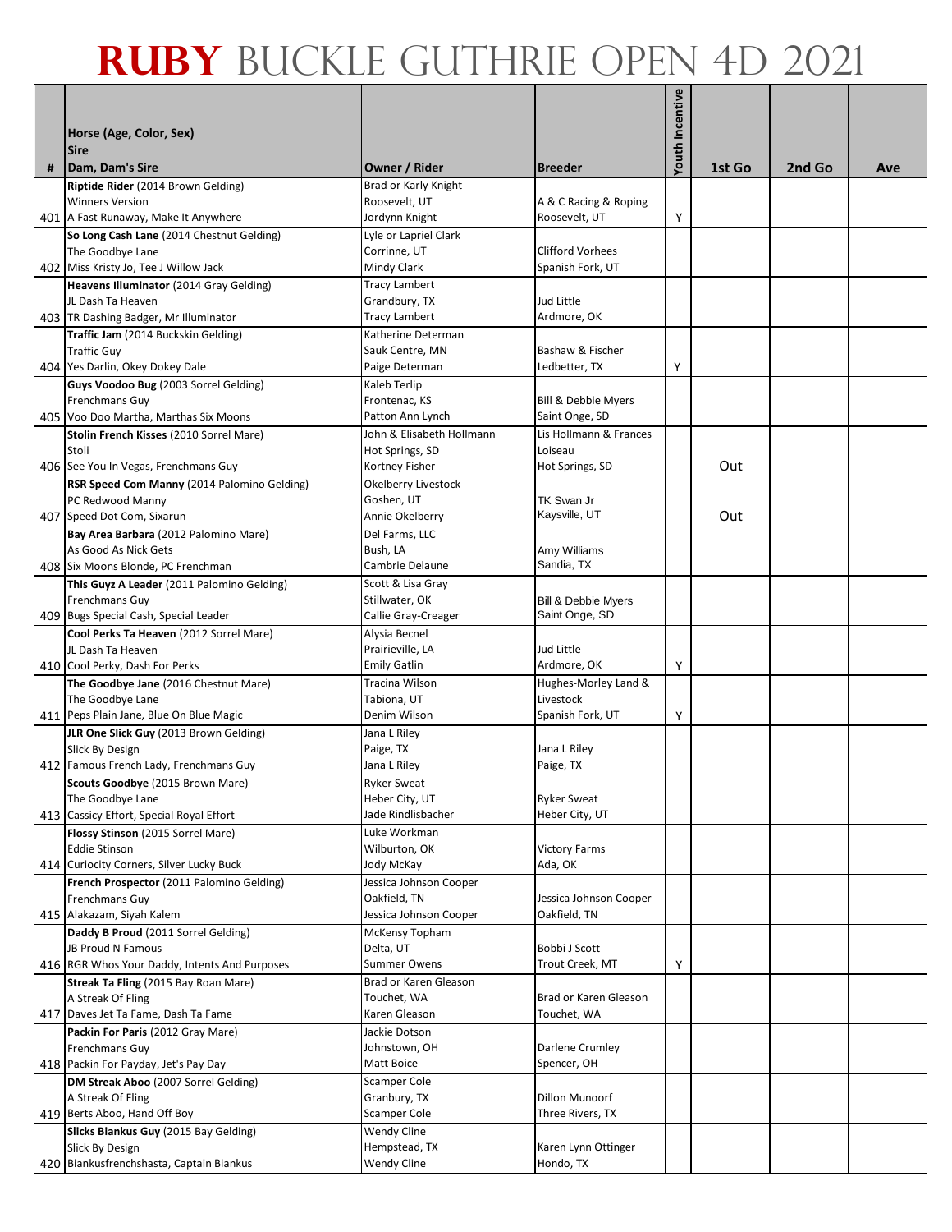# RUBY BUCKLE GUTHRIE OPEN 4D 2021

| # | Horse (Age, Color, Sex)<br>Sire<br>Dam, Dam's Sire | Owner / Rider | Breeder | Youth Incentive | 1st Go | 2nd Go | Ave |
|---|---|---|---|---|---|---|---|
| 401 | **Riptide Rider** (2014 Brown Gelding)<br>Winners Version<br>A Fast Runaway, Make It Anywhere | Brad or Karly Knight<br>Roosevelt, UT<br>Jordynn Knight | A & C Racing & Roping<br>Roosevelt, UT | Y | | | |
| 402 | **So Long Cash Lane** (2014 Chestnut Gelding)<br>The Goodbye Lane<br>Miss Kristy Jo, Tee J Willow Jack | Lyle or Lapriel Clark<br>Corrinne, UT<br>Mindy Clark | Clifford Vorhees<br>Spanish Fork, UT | | | | |
| 403 | **Heavens Illuminator** (2014 Gray Gelding)<br>JL Dash Ta Heaven<br>TR Dashing Badger, Mr Illuminator | Tracy Lambert<br>Grandbury, TX<br>Tracy Lambert | Jud Little<br>Ardmore, OK | | | | |
| 404 | **Traffic Jam** (2014 Buckskin Gelding)<br>Traffic Guy<br>Yes Darlin, Okey Dokey Dale | Katherine Determan<br>Sauk Centre, MN<br>Paige Determan | Bashaw & Fischer<br>Ledbetter, TX | Y | | | |
| 405 | **Guys Voodoo Bug** (2003 Sorrel Gelding)<br>Frenchmans Guy<br>Voo Doo Martha, Marthas Six Moons | Kaleb Terlip<br>Frontenac, KS<br>Patton Ann Lynch | Bill & Debbie Myers<br>Saint Onge, SD | | | | |
| 406 | **Stolin French Kisses** (2010 Sorrel Mare)<br>Stoli<br>See You In Vegas, Frenchmans Guy | John & Elisabeth Hollmann<br>Hot Springs, SD<br>Kortney Fisher | Lis Hollmann & Frances Loiseau<br>Hot Springs, SD | | Out | | |
| 407 | **RSR Speed Com Manny** (2014 Palomino Gelding)<br>PC Redwood Manny<br>Speed Dot Com, Sixarun | Okelberry Livestock<br>Goshen, UT<br>Annie Okelberry | TK Swan Jr<br>Kaysville, UT | | Out | | |
| 408 | **Bay Area Barbara** (2012 Palomino Mare)<br>As Good As Nick Gets<br>Six Moons Blonde, PC Frenchman | Del Farms, LLC<br>Bush, LA<br>Cambrie Delaune | Amy Williams<br>Sandia, TX | | | | |
| 409 | **This Guyz A Leader** (2011 Palomino Gelding)<br>Frenchmans Guy<br>Bugs Special Cash, Special Leader | Scott & Lisa Gray<br>Stillwater, OK<br>Callie Gray-Creager | Bill & Debbie Myers<br>Saint Onge, SD | | | | |
| 410 | **Cool Perks Ta Heaven** (2012 Sorrel Mare)<br>JL Dash Ta Heaven<br>Cool Perky, Dash For Perks | Alysia Becnel<br>Prairieville, LA<br>Emily Gatlin | Jud Little<br>Ardmore, OK | Y | | | |
| 411 | **The Goodbye Jane** (2016 Chestnut Mare)<br>The Goodbye Lane<br>Peps Plain Jane, Blue On Blue Magic | Tracina Wilson<br>Tabiona, UT<br>Denim Wilson | Hughes-Morley Land & Livestock<br>Spanish Fork, UT | Y | | | |
| 412 | **JLR One Slick Guy** (2013 Brown Gelding)<br>Slick By Design<br>Famous French Lady, Frenchmans Guy | Jana L Riley<br>Paige, TX<br>Jana L Riley | Jana L Riley<br>Paige, TX | | | | |
| 413 | **Scouts Goodbye** (2015 Brown Mare)<br>The Goodbye Lane<br>Cassicy Effort, Special Royal Effort | Ryker Sweat<br>Heber City, UT<br>Jade Rindlisbacher | Ryker Sweat<br>Heber City, UT | | | | |
| 414 | **Flossy Stinson** (2015 Sorrel Mare)<br>Eddie Stinson<br>Curiocity Corners, Silver Lucky Buck | Luke Workman<br>Wilburton, OK<br>Jody McKay | Victory Farms<br>Ada, OK | | | | |
| 415 | **French Prospector** (2011 Palomino Gelding)<br>Frenchmans Guy<br>Alakazam, Siyah Kalem | Jessica Johnson Cooper<br>Oakfield, TN<br>Jessica Johnson Cooper | Jessica Johnson Cooper<br>Oakfield, TN | | | | |
| 416 | **Daddy B Proud** (2011 Sorrel Gelding)<br>JB Proud N Famous<br>RGR Whos Your Daddy, Intents And Purposes | McKensy Topham<br>Delta, UT<br>Summer Owens | Bobbi J Scott<br>Trout Creek, MT | Y | | | |
| 417 | **Streak Ta Fling** (2015 Bay Roan Mare)<br>A Streak Of Fling<br>Daves Jet Ta Fame, Dash Ta Fame | Brad or Karen Gleason<br>Touchet, WA<br>Karen Gleason | Brad or Karen Gleason<br>Touchet, WA | | | | |
| 418 | **Packin For Paris** (2012 Gray Mare)<br>Frenchmans Guy<br>Packin For Payday, Jet's Pay Day | Jackie Dotson<br>Johnstown, OH<br>Matt Boice | Darlene Crumley<br>Spencer, OH | | | | |
| 419 | **DM Streak Aboo** (2007 Sorrel Gelding)<br>A Streak Of Fling<br>Berts Aboo, Hand Off Boy | Scamper Cole<br>Granbury, TX<br>Scamper Cole | Dillon Munoorf<br>Three Rivers, TX | | | | |
| 420 | **Slicks Biankus Guy** (2015 Bay Gelding)<br>Slick By Design<br>Biankusfrenchshasta, Captain Biankus | Wendy Cline<br>Hempstead, TX<br>Wendy Cline | Karen Lynn Ottinger<br>Hondo, TX | | | | |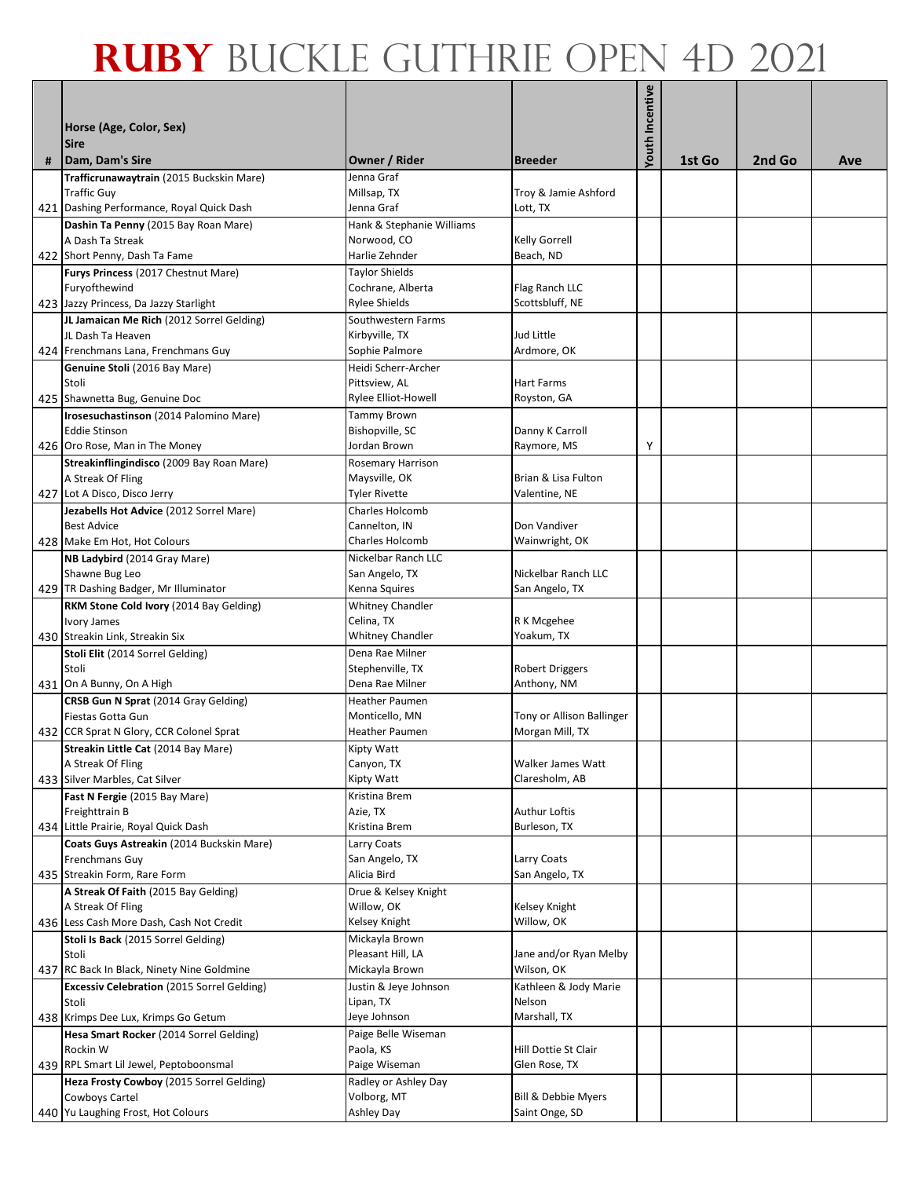# RUBY BUCKLE GUTHRIE OPEN 4D 2021

| # | Horse (Age, Color, Sex)<br>Sire<br>Dam, Dam's Sire | Owner / Rider | Breeder | Youth Incentive | 1st Go | 2nd Go | Ave |
|---|---|---|---|---|---|---|---|
| 421 | **Trafficrunawaytrain** (2015 Buckskin Mare)<br>Traffic Guy<br>Dashing Performance, Royal Quick Dash | Jenna Graf<br>Millsap, TX<br>Jenna Graf | Troy & Jamie Ashford<br>Lott, TX | | | | |
| 422 | **Dashin Ta Penny** (2015 Bay Roan Mare)<br>A Dash Ta Streak<br>Short Penny, Dash Ta Fame | Hank & Stephanie Williams<br>Norwood, CO<br>Harlie Zehnder | Kelly Gorrell<br>Beach, ND | | | | |
| 423 | **Furys Princess** (2017 Chestnut Mare)<br>Furyofthewind<br>Jazzy Princess, Da Jazzy Starlight | Taylor Shields<br>Cochrane, Alberta<br>Rylee Shields | Flag Ranch LLC<br>Scottsbluff, NE | | | | |
| 424 | **JL Jamaican Me Rich** (2012 Sorrel Gelding)<br>JL Dash Ta Heaven<br>Frenchmans Lana, Frenchmans Guy | Southwestern Farms<br>Kirbyville, TX<br>Sophie Palmore | Jud Little<br>Ardmore, OK | | | | |
| 425 | **Genuine Stoli** (2016 Bay Mare)<br>Stoli<br>Shawnetta Bug, Genuine Doc | Heidi Scherr-Archer<br>Pittsview, AL<br>Rylee Elliot-Howell | Hart Farms<br>Royston, GA | | | | |
| 426 | **Irosesuchastinson** (2014 Palomino Mare)<br>Eddie Stinson<br>Oro Rose, Man in The Money | Tammy Brown<br>Bishopville, SC<br>Jordan Brown | Danny K Carroll<br>Raymore, MS | Y | | | |
| 427 | **Streakinflingindisco** (2009 Bay Roan Mare)<br>A Streak Of Fling<br>Lot A Disco, Disco Jerry | Rosemary Harrison<br>Maysville, OK<br>Tyler Rivette | Brian & Lisa Fulton<br>Valentine, NE | | | | |
| 428 | **Jezabells Hot Advice** (2012 Sorrel Mare)<br>Best Advice<br>Make Em Hot, Hot Colours | Charles Holcomb<br>Cannelton, IN<br>Charles Holcomb | Don Vandiver<br>Wainwright, OK | | | | |
| 429 | **NB Ladybird** (2014 Gray Mare)<br>Shawne Bug Leo<br>TR Dashing Badger, Mr Illuminator | Nickelbar Ranch LLC<br>San Angelo, TX<br>Kenna Squires | Nickelbar Ranch LLC<br>San Angelo, TX | | | | |
| 430 | **RKM Stone Cold Ivory** (2014 Bay Gelding)<br>Ivory James<br>Streakin Link, Streakin Six | Whitney Chandler<br>Celina, TX<br>Whitney Chandler | R K Mcgehee<br>Yoakum, TX | | | | |
| 431 | **Stoli Elit** (2014 Sorrel Gelding)<br>Stoli<br>On A Bunny, On A High | Dena Rae Milner<br>Stephenville, TX<br>Dena Rae Milner | Robert Driggers<br>Anthony, NM | | | | |
| 432 | **CRSB Gun N Sprat** (2014 Gray Gelding)<br>Fiestas Gotta Gun<br>CCR Sprat N Glory, CCR Colonel Sprat | Heather Paumen<br>Monticello, MN<br>Heather Paumen | Tony or Allison Ballinger<br>Morgan Mill, TX | | | | |
| 433 | **Streakin Little Cat** (2014 Bay Mare)<br>A Streak Of Fling<br>Silver Marbles, Cat Silver | Kipty Watt<br>Canyon, TX<br>Kipty Watt | Walker James Watt<br>Claresholm, AB | | | | |
| 434 | **Fast N Fergie** (2015 Bay Mare)<br>Freighttrain B<br>Little Prairie, Royal Quick Dash | Kristina Brem<br>Azie, TX<br>Kristina Brem | Authur Loftis<br>Burleson, TX | | | | |
| 435 | **Coats Guys Astreakin** (2014 Buckskin Mare)<br>Frenchmans Guy<br>Streakin Form, Rare Form | Larry Coats<br>San Angelo, TX<br>Alicia Bird | Larry Coats<br>San Angelo, TX | | | | |
| 436 | **A Streak Of Faith** (2015 Bay Gelding)<br>A Streak Of Fling<br>Less Cash More Dash, Cash Not Credit | Drue & Kelsey Knight<br>Willow, OK<br>Kelsey Knight | Kelsey Knight<br>Willow, OK | | | | |
| 437 | **Stoli Is Back** (2015 Sorrel Gelding)<br>Stoli<br>RC Back In Black, Ninety Nine Goldmine | Mickayla Brown<br>Pleasant Hill, LA<br>Mickayla Brown | Jane and/or Ryan Melby<br>Wilson, OK | | | | |
| 438 | **Excessiv Celebration** (2015 Sorrel Gelding)<br>Stoli<br>Krimps Dee Lux, Krimps Go Getum | Justin & Jeye Johnson<br>Lipan, TX<br>Jeye Johnson | Kathleen & Jody Marie Nelson<br>Marshall, TX | | | | |
| 439 | **Hesa Smart Rocker** (2014 Sorrel Gelding)<br>Rockin W<br>RPL Smart Lil Jewel, Peptoboonsmal | Paige Belle Wiseman<br>Paola, KS<br>Paige Wiseman | Hill Dottie St Clair<br>Glen Rose, TX | | | | |
| 440 | **Heza Frosty Cowboy** (2015 Sorrel Gelding)<br>Cowboys Cartel<br>Yu Laughing Frost, Hot Colours | Radley or Ashley Day<br>Volborg, MT<br>Ashley Day | Bill & Debbie Myers<br>Saint Onge, SD | | | | |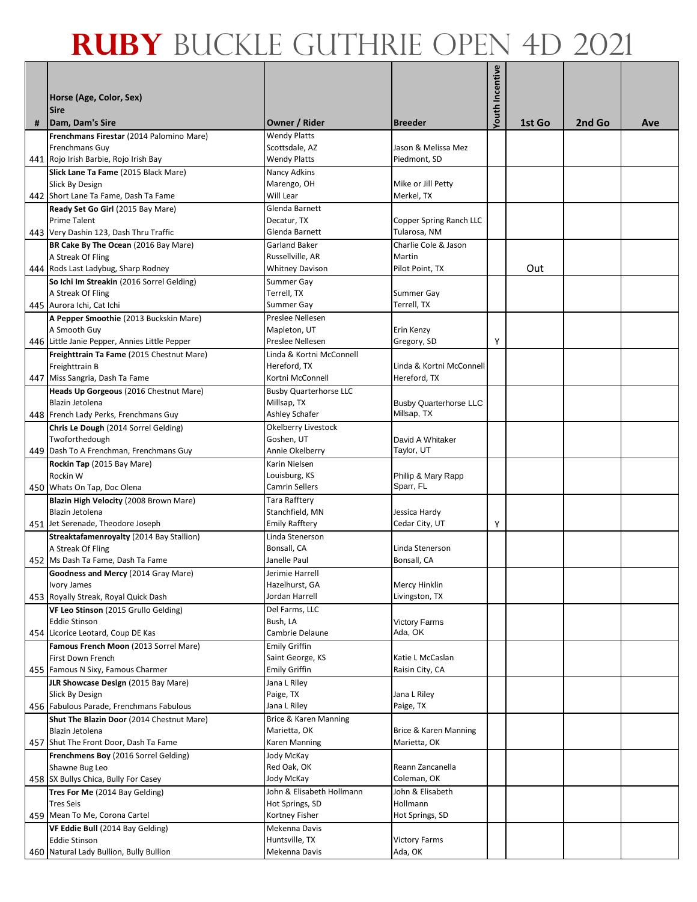# RUBY BUCKLE GUTHRIE OPEN 4D 2021

| # | Horse (Age, Color, Sex)<br>Sire<br>Dam, Dam's Sire | Owner / Rider | Breeder | Youth Incentive | 1st Go | 2nd Go | Ave |
|---|---|---|---|---|---|---|---|
| 441 | **Frenchmans Firestar** (2014 Palomino Mare)<br>Frenchmans Guy<br>Rojo Irish Barbie, Rojo Irish Bay | Wendy Platts<br>Scottsdale, AZ<br>Wendy Platts | Jason & Melissa Mez<br>Piedmont, SD | | | | |
| 442 | **Slick Lane Ta Fame** (2015 Black Mare)<br>Slick By Design<br>Short Lane Ta Fame, Dash Ta Fame | Nancy Adkins<br>Marengo, OH<br>Will Lear | Mike or Jill Petty<br>Merkel, TX | | | | |
| 443 | **Ready Set Go Girl** (2015 Bay Mare)<br>Prime Talent<br>Very Dashin 123, Dash Thru Traffic | Glenda Barnett<br>Decatur, TX<br>Glenda Barnett | Copper Spring Ranch LLC<br>Tularosa, NM | | | | |
| 444 | **BR Cake By The Ocean** (2016 Bay Mare)<br>A Streak Of Fling<br>Rods Last Ladybug, Sharp Rodney | Garland Baker<br>Russellville, AR<br>Whitney Davison | Charlie Cole & Jason Martin<br>Pilot Point, TX | | Out | | |
| 445 | **So Ichi Im Streakin** (2016 Sorrel Gelding)<br>A Streak Of Fling<br>Aurora Ichi, Cat Ichi | Summer Gay<br>Terrell, TX<br>Summer Gay | Summer Gay<br>Terrell, TX | | | | |
| 446 | **A Pepper Smoothie** (2013 Buckskin Mare)<br>A Smooth Guy<br>Little Janie Pepper, Annies Little Pepper | Preslee Nellesen<br>Mapleton, UT<br>Preslee Nellesen | Erin Kenzy<br>Gregory, SD | Y | | | |
| 447 | **Freighttrain Ta Fame** (2015 Chestnut Mare)<br>Freighttrain B<br>Miss Sangria, Dash Ta Fame | Linda & Kortni McConnell<br>Hereford, TX<br>Kortni McConnell | Linda & Kortni McConnell<br>Hereford, TX | | | | |
| 448 | **Heads Up Gorgeous** (2016 Chestnut Mare)<br>Blazin Jetolena<br>French Lady Perks, Frenchmans Guy | Busby Quarterhorse LLC<br>Millsap, TX<br>Ashley Schafer | Busby Quarterhorse LLC<br>Millsap, TX | | | | |
| 449 | **Chris Le Dough** (2014 Sorrel Gelding)<br>Twoforthedough<br>Dash To A Frenchman, Frenchmans Guy | Okelberry Livestock<br>Goshen, UT<br>Annie Okelberry | David A Whitaker<br>Taylor, UT | | | | |
| 450 | **Rockin Tap** (2015 Bay Mare)<br>Rockin W<br>Whats On Tap, Doc Olena | Karin Nielsen<br>Louisburg, KS<br>Camrin Sellers | Phillip & Mary Rapp<br>Sparr, FL | | | | |
| 451 | **Blazin High Velocity** (2008 Brown Mare)<br>Blazin Jetolena<br>Jet Serenade, Theodore Joseph | Tara Rafftery<br>Stanchfield, MN<br>Emily Rafftery | Jessica Hardy<br>Cedar City, UT | Y | | | |
| 452 | **Streaktafamenroyalty** (2014 Bay Stallion)<br>A Streak Of Fling<br>Ms Dash Ta Fame, Dash Ta Fame | Linda Stenerson<br>Bonsall, CA<br>Janelle Paul | Linda Stenerson<br>Bonsall, CA | | | | |
| 453 | **Goodness and Mercy** (2014 Gray Mare)<br>Ivory James<br>Royally Streak, Royal Quick Dash | Jerimie Harrell<br>Hazelhurst, GA<br>Jordan Harrell | Mercy Hinklin<br>Livingston, TX | | | | |
| 454 | **VF Leo Stinson** (2015 Grullo Gelding)<br>Eddie Stinson<br>Licorice Leotard, Coup DE Kas | Del Farms, LLC<br>Bush, LA<br>Cambrie Delaune | Victory Farms<br>Ada, OK | | | | |
| 455 | **Famous French Moon** (2013 Sorrel Mare)<br>First Down French<br>Famous N Sixy, Famous Charmer | Emily Griffin<br>Saint George, KS<br>Emily Griffin | Katie L McCaslan<br>Raisin City, CA | | | | |
| 456 | **JLR Showcase Design** (2015 Bay Mare)<br>Slick By Design<br>Fabulous Parade, Frenchmans Fabulous | Jana L Riley<br>Paige, TX<br>Jana L Riley | Jana L Riley<br>Paige, TX | | | | |
| 457 | **Shut The Blazin Door** (2014 Chestnut Mare)<br>Blazin Jetolena<br>Shut The Front Door, Dash Ta Fame | Brice & Karen Manning<br>Marietta, OK<br>Karen Manning | Brice & Karen Manning<br>Marietta, OK | | | | |
| 458 | **Frenchmens Boy** (2016 Sorrel Gelding)<br>Shawne Bug Leo<br>SX Bullys Chica, Bully For Casey | Jody McKay<br>Red Oak, OK<br>Jody McKay | Reann Zancanella<br>Coleman, OK | | | | |
| 459 | **Tres For Me** (2014 Bay Gelding)<br>Tres Seis<br>Mean To Me, Corona Cartel | John & Elisabeth Hollmann<br>Hot Springs, SD<br>Kortney Fisher | John & Elisabeth Hollmann<br>Hot Springs, SD | | | | |
| 460 | **VF Eddie Bull** (2014 Bay Gelding)<br>Eddie Stinson<br>Natural Lady Bullion, Bully Bullion | Mekenna Davis<br>Huntsville, TX<br>Mekenna Davis | Victory Farms<br>Ada, OK | | | | |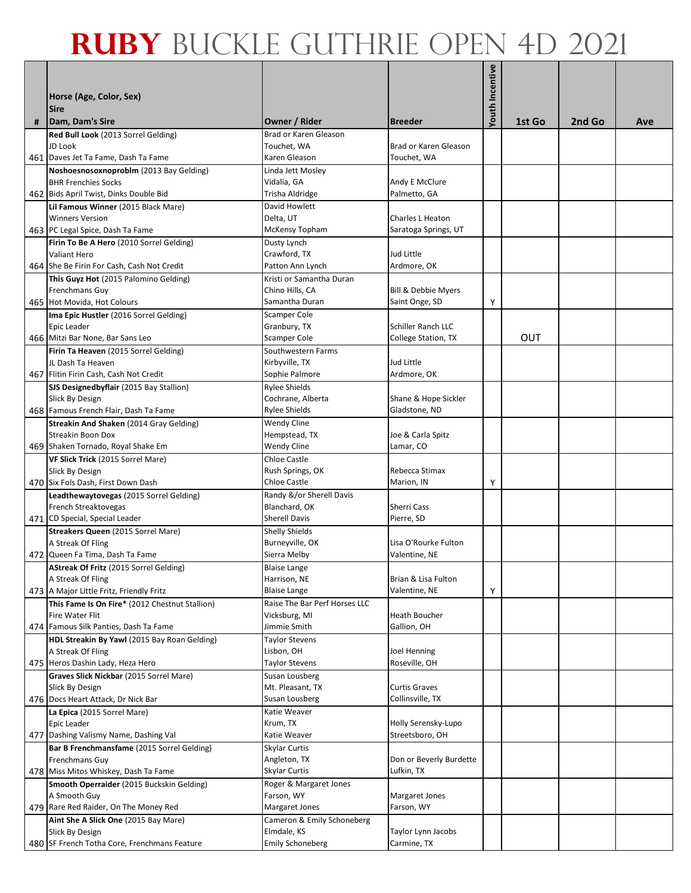# RUBY BUCKLE GUTHRIE OPEN 4D 2021

| # | Horse (Age, Color, Sex)<br>Sire<br>Dam, Dam's Sire | Owner / Rider | Breeder | Youth Incentive | 1st Go | 2nd Go | Ave |
|---|---|---|---|---|---|---|---|
| 461 | **Red Bull Look** (2013 Sorrel Gelding)<br>JD Look<br>Daves Jet Ta Fame, Dash Ta Fame | Brad or Karen Gleason<br>Touchet, WA<br>Karen Gleason | Brad or Karen Gleason<br>Touchet, WA | | | | |
| 462 | **Noshoesnosoxnoproblm** (2013 Bay Gelding)<br>BHR Frenchies Socks<br>Bids April Twist, Dinks Double Bid | Linda Jett Mosley<br>Vidalia, GA<br>Trisha Aldridge | Andy E McClure<br>Palmetto, GA | | | | |
| 463 | **Lil Famous Winner** (2015 Black Mare)<br>Winners Version<br>PC Legal Spice, Dash Ta Fame | David Howlett<br>Delta, UT<br>McKensy Topham | Charles L Heaton<br>Saratoga Springs, UT | | | | |
| 464 | **Firin To Be A Hero** (2010 Sorrel Gelding)<br>Valiant Hero<br>She Be Firin For Cash, Cash Not Credit | Dusty Lynch<br>Crawford, TX<br>Patton Ann Lynch | Jud Little<br>Ardmore, OK | | | | |
| 465 | **This Guyz Hot** (2015 Palomino Gelding)<br>Frenchmans Guy<br>Hot Movida, Hot Colours | Kristi or Samantha Duran<br>Chino Hills, CA<br>Samantha Duran | Bill & Debbie Myers<br>Saint Onge, SD | Y | | | |
| 466 | **Ima Epic Hustler** (2016 Sorrel Gelding)<br>Epic Leader<br>Mitzi Bar None, Bar Sans Leo | Scamper Cole<br>Granbury, TX<br>Scamper Cole | Schiller Ranch LLC<br>College Station, TX | | OUT | | |
| 467 | **Firin Ta Heaven** (2015 Sorrel Gelding)<br>JL Dash Ta Heaven<br>Flitin Firin Cash, Cash Not Credit | Southwestern Farms<br>Kirbyville, TX<br>Sophie Palmore | Jud Little<br>Ardmore, OK | | | | |
| 468 | **SJS Designedbyflair** (2015 Bay Stallion)<br>Slick By Design<br>Famous French Flair, Dash Ta Fame | Rylee Shields<br>Cochrane, Alberta<br>Rylee Shields | Shane & Hope Sickler<br>Gladstone, ND | | | | |
| 469 | **Streakin And Shaken** (2014 Gray Gelding)<br>Streakin Boon Dox<br>Shaken Tornado, Royal Shake Em | Wendy Cline<br>Hempstead, TX<br>Wendy Cline | Joe & Carla Spitz<br>Lamar, CO | | | | |
| 470 | **VF Slick Trick** (2015 Sorrel Mare)<br>Slick By Design<br>Six Fols Dash, First Down Dash | Chloe Castle<br>Rush Springs, OK<br>Chloe Castle | Rebecca Stimax<br>Marion, IN | Y | | | |
| 471 | **Leadthewaytovegas** (2015 Sorrel Gelding)<br>French Streaktovegas<br>CD Special, Special Leader | Randy &/or Sherell Davis<br>Blanchard, OK<br>Sherell Davis | Sherri Cass<br>Pierre, SD | | | | |
| 472 | **Streakers Queen** (2015 Sorrel Mare)<br>A Streak Of Fling<br>Queen Fa Tima, Dash Ta Fame | Shelly Shields<br>Burneyville, OK<br>Sierra Melby | Lisa O'Rourke Fulton<br>Valentine, NE | | | | |
| 473 | **AStreak Of Fritz** (2015 Sorrel Gelding)<br>A Streak Of Fling<br>A Major Little Fritz, Friendly Fritz | Blaise Lange<br>Harrison, NE<br>Blaise Lange | Brian & Lisa Fulton<br>Valentine, NE | Y | | | |
| 474 | **This Fame Is On Fire*** (2012 Chestnut Stallion)<br>Fire Water Flit<br>Famous Silk Panties, Dash Ta Fame | Raise The Bar Perf Horses LLC<br>Vicksburg, MI<br>Jimmie Smith | Heath Boucher<br>Gallion, OH | | | | |
| 475 | **HDL Streakin By Yawl** (2015 Bay Roan Gelding)<br>A Streak Of Fling<br>Heros Dashin Lady, Heza Hero | Taylor Stevens<br>Lisbon, OH<br>Taylor Stevens | Joel Henning<br>Roseville, OH | | | | |
| 476 | **Graves Slick Nickbar** (2015 Sorrel Mare)<br>Slick By Design<br>Docs Heart Attack, Dr Nick Bar | Susan Lousberg<br>Mt. Pleasant, TX<br>Susan Lousberg | Curtis Graves<br>Collinsville, TX | | | | |
| 477 | **La Epica** (2015 Sorrel Mare)<br>Epic Leader<br>Dashing Valismy Name, Dashing Val | Katie Weaver<br>Krum, TX<br>Katie Weaver | Holly Serensky-Lupo<br>Streetsboro, OH | | | | |
| 478 | **Bar B Frenchmansfame** (2015 Sorrel Gelding)<br>Frenchmans Guy<br>Miss Mitos Whiskey, Dash Ta Fame | Skylar Curtis<br>Angleton, TX<br>Skylar Curtis | Don or Beverly Burdette<br>Lufkin, TX | | | | |
| 479 | **Smooth Operraider** (2015 Buckskin Gelding)<br>A Smooth Guy<br>Rare Red Raider, On The Money Red | Roger & Margaret Jones<br>Farson, WY<br>Margaret Jones | Margaret Jones<br>Farson, WY | | | | |
| 480 | **Aint She A Slick One** (2015 Bay Mare)<br>Slick By Design<br>SF French Totha Core, Frenchmans Feature | Cameron & Emily Schoneberg<br>Elmdale, KS<br>Emily Schoneberg | Taylor Lynn Jacobs<br>Carmine, TX | | | | |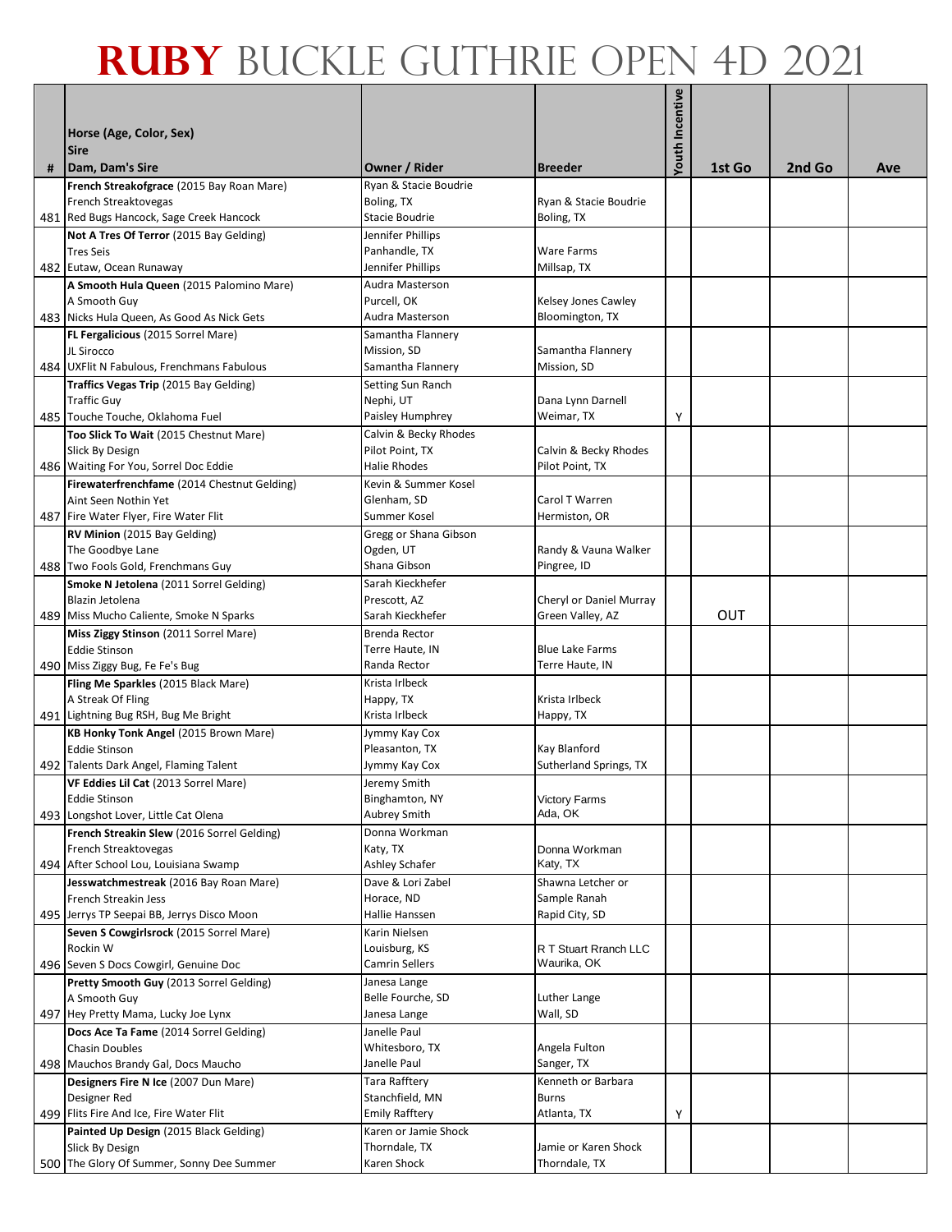# RUBY BUCKLE GUTHRIE OPEN 4D 2021

| # | Horse (Age, Color, Sex)<br>Sire<br>Dam, Dam's Sire | Owner / Rider | Breeder | Youth Incentive | 1st Go | 2nd Go | Ave |
|---|---|---|---|---|---|---|---|
| 481 | **French Streakofgrace** (2015 Bay Roan Mare)<br>French Streaktovegas<br>Red Bugs Hancock, Sage Creek Hancock | Ryan & Stacie Boudrie<br>Boling, TX<br>Stacie Boudrie | Ryan & Stacie Boudrie<br>Boling, TX | | | | |
| 482 | **Not A Tres Of Terror** (2015 Bay Gelding)<br>Tres Seis<br>Eutaw, Ocean Runaway | Jennifer Phillips<br>Panhandle, TX<br>Jennifer Phillips | Ware Farms<br>Millsap, TX | | | | |
| 483 | **A Smooth Hula Queen** (2015 Palomino Mare)<br>A Smooth Guy<br>Nicks Hula Queen, As Good As Nick Gets | Audra Masterson<br>Purcell, OK<br>Audra Masterson | Kelsey Jones Cawley<br>Bloomington, TX | | | | |
| 484 | **FL Fergalicious** (2015 Sorrel Mare)<br>JL Sirocco<br>UXFlit N Fabulous, Frenchmans Fabulous | Samantha Flannery<br>Mission, SD<br>Samantha Flannery | Samantha Flannery<br>Mission, SD | | | | |
| 485 | **Traffics Vegas Trip** (2015 Bay Gelding)<br>Traffic Guy<br>Touche Touche, Oklahoma Fuel | Setting Sun Ranch<br>Nephi, UT<br>Paisley Humphrey | Dana Lynn Darnell<br>Weimar, TX | Y | | | |
| 486 | **Too Slick To Wait** (2015 Chestnut Mare)<br>Slick By Design<br>Waiting For You, Sorrel Doc Eddie | Calvin & Becky Rhodes<br>Pilot Point, TX<br>Halie Rhodes | Calvin & Becky Rhodes<br>Pilot Point, TX | | | | |
| 487 | **Firewaterfrenchfame** (2014 Chestnut Gelding)<br>Aint Seen Nothin Yet<br>Fire Water Flyer, Fire Water Flit | Kevin & Summer Kosel<br>Glenham, SD<br>Summer Kosel | Carol T Warren<br>Hermiston, OR | | | | |
| 488 | **RV Minion** (2015 Bay Gelding)<br>The Goodbye Lane<br>Two Fools Gold, Frenchmans Guy | Gregg or Shana Gibson<br>Ogden, UT<br>Shana Gibson | Randy & Vauna Walker<br>Pingree, ID | | | | |
| 489 | **Smoke N Jetolena** (2011 Sorrel Gelding)<br>Blazin Jetolena<br>Miss Mucho Caliente, Smoke N Sparks | Sarah Kieckhefer<br>Prescott, AZ<br>Sarah Kieckhefer | Cheryl or Daniel Murray<br>Green Valley, AZ | | OUT | | |
| 490 | **Miss Ziggy Stinson** (2011 Sorrel Mare)<br>Eddie Stinson<br>Miss Ziggy Bug, Fe Fe's Bug | Brenda Rector<br>Terre Haute, IN<br>Randa Rector | Blue Lake Farms<br>Terre Haute, IN | | | | |
| 491 | **Fling Me Sparkles** (2015 Black Mare)<br>A Streak Of Fling<br>Lightning Bug RSH, Bug Me Bright | Krista Irlbeck<br>Happy, TX<br>Krista Irlbeck | Krista Irlbeck<br>Happy, TX | | | | |
| 492 | **KB Honky Tonk Angel** (2015 Brown Mare)<br>Eddie Stinson<br>Talents Dark Angel, Flaming Talent | Jymmy Kay Cox<br>Pleasanton, TX<br>Jymmy Kay Cox | Kay Blanford<br>Sutherland Springs, TX | | | | |
| 493 | **VF Eddies Lil Cat** (2013 Sorrel Mare)<br>Eddie Stinson<br>Longshot Lover, Little Cat Olena | Jeremy Smith<br>Binghamton, NY<br>Aubrey Smith | Victory Farms<br>Ada, OK | | | | |
| 494 | **French Streakin Slew** (2016 Sorrel Gelding)<br>French Streaktovegas<br>After School Lou, Louisiana Swamp | Donna Workman<br>Katy, TX<br>Ashley Schafer | Donna Workman<br>Katy, TX | | | | |
| 495 | **Jesswatchmestreak** (2016 Bay Roan Mare)<br>French Streakin Jess<br>Jerrys TP Seepai BB, Jerrys Disco Moon | Dave & Lori Zabel<br>Horace, ND<br>Hallie Hanssen | Shawna Letcher or<br>Sample Ranah<br>Rapid City, SD | | | | |
| 496 | **Seven S Cowgirlsrock** (2015 Sorrel Mare)<br>Rockin W<br>Seven S Docs Cowgirl, Genuine Doc | Karin Nielsen<br>Louisburg, KS<br>Camrin Sellers | R T Stuart Rranch LLC<br>Waurika, OK | | | | |
| 497 | **Pretty Smooth Guy** (2013 Sorrel Gelding)<br>A Smooth Guy<br>Hey Pretty Mama, Lucky Joe Lynx | Janesa Lange<br>Belle Fourche, SD<br>Janesa Lange | Luther Lange<br>Wall, SD | | | | |
| 498 | **Docs Ace Ta Fame** (2014 Sorrel Gelding)<br>Chasin Doubles<br>Mauchos Brandy Gal, Docs Maucho | Janelle Paul<br>Whitesboro, TX<br>Janelle Paul | Angela Fulton<br>Sanger, TX | | | | |
| 499 | **Designers Fire N Ice** (2007 Dun Mare)<br>Designer Red<br>Flits Fire And Ice, Fire Water Flit | Tara Rafftery<br>Stanchfield, MN<br>Emily Rafftery | Kenneth or Barbara<br>Burns<br>Atlanta, TX | Y | | | |
| 500 | **Painted Up Design** (2015 Black Gelding)<br>Slick By Design<br>The Glory Of Summer, Sonny Dee Summer | Karen or Jamie Shock<br>Thorndale, TX<br>Karen Shock | Jamie or Karen Shock<br>Thorndale, TX | | | | |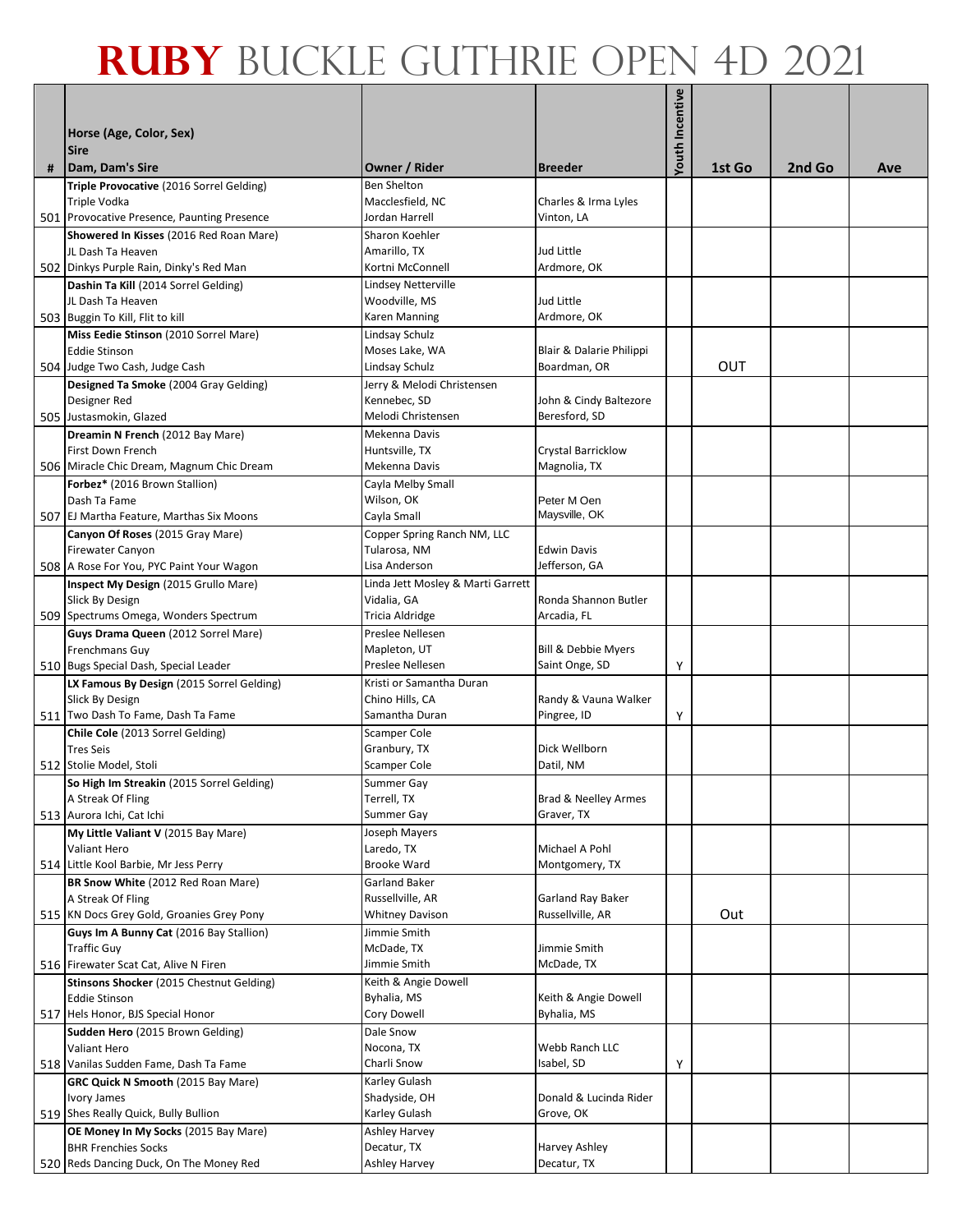# RUBY BUCKLE GUTHRIE OPEN 4D 2021

| # | Horse (Age, Color, Sex)<br>Sire<br>Dam, Dam's Sire | Owner / Rider | Breeder | Youth Incentive | 1st Go | 2nd Go | Ave |
|---|---|---|---|---|---|---|---|
| 501 | **Triple Provocative** (2016 Sorrel Gelding)<br>Triple Vodka<br>Provocative Presence, Paunting Presence | Ben Shelton<br>Macclesfield, NC<br>Jordan Harrell | Charles & Irma Lyles<br>Vinton, LA | | | | |
| 502 | **Showered In Kisses** (2016 Red Roan Mare)<br>JL Dash Ta Heaven<br>Dinkys Purple Rain, Dinky's Red Man | Sharon Koehler<br>Amarillo, TX<br>Kortni McConnell | Jud Little<br>Ardmore, OK | | | | |
| 503 | **Dashin Ta Kill** (2014 Sorrel Gelding)<br>JL Dash Ta Heaven<br>Buggin To Kill, Flit to kill | Lindsey Netterville<br>Woodville, MS<br>Karen Manning | Jud Little<br>Ardmore, OK | | | | |
| 504 | **Miss Eedie Stinson** (2010 Sorrel Mare)<br>Eddie Stinson<br>Judge Two Cash, Judge Cash | Lindsay Schulz<br>Moses Lake, WA<br>Lindsay Schulz | Blair & Dalarie Philippi<br>Boardman, OR | | OUT | | |
| 505 | **Designed Ta Smoke** (2004 Gray Gelding)<br>Designer Red<br>Justasmokin, Glazed | Jerry & Melodi Christensen<br>Kennebec, SD<br>Melodi Christensen | John & Cindy Baltezore<br>Beresford, SD | | | | |
| 506 | **Dreamin N French** (2012 Bay Mare)<br>First Down French<br>Miracle Chic Dream, Magnum Chic Dream | Mekenna Davis<br>Huntsville, TX<br>Mekenna Davis | Crystal Barricklow<br>Magnolia, TX | | | | |
| 507 | **Forbez*** (2016 Brown Stallion)<br>Dash Ta Fame<br>EJ Martha Feature, Marthas Six Moons | Cayla Melby Small<br>Wilson, OK<br>Cayla Small | Peter M Oen<br>Maysville, OK | | | | |
| 508 | **Canyon Of Roses** (2015 Gray Mare)<br>Firewater Canyon<br>A Rose For You, PYC Paint Your Wagon | Copper Spring Ranch NM, LLC<br>Tularosa, NM<br>Lisa Anderson | Edwin Davis<br>Jefferson, GA | | | | |
| 509 | **Inspect My Design** (2015 Grullo Mare)<br>Slick By Design<br>Spectrums Omega, Wonders Spectrum | Linda Jett Mosley & Marti Garrett<br>Vidalia, GA<br>Tricia Aldridge | Ronda Shannon Butler<br>Arcadia, FL | | | | |
| 510 | **Guys Drama Queen** (2012 Sorrel Mare)<br>Frenchmans Guy<br>Bugs Special Dash, Special Leader | Preslee Nellesen<br>Mapleton, UT<br>Preslee Nellesen | Bill & Debbie Myers<br>Saint Onge, SD | Y | | | |
| 511 | **LX Famous By Design** (2015 Sorrel Gelding)<br>Slick By Design<br>Two Dash To Fame, Dash Ta Fame | Kristi or Samantha Duran<br>Chino Hills, CA<br>Samantha Duran | Randy & Vauna Walker<br>Pingree, ID | Y | | | |
| 512 | **Chile Cole** (2013 Sorrel Gelding)<br>Tres Seis<br>Stolie Model, Stoli | Scamper Cole<br>Granbury, TX<br>Scamper Cole | Dick Wellborn<br>Datil, NM | | | | |
| 513 | **So High Im Streakin** (2015 Sorrel Gelding)<br>A Streak Of Fling<br>Aurora Ichi, Cat Ichi | Summer Gay<br>Terrell, TX<br>Summer Gay | Brad & Neelley Armes<br>Graver, TX | | | | |
| 514 | **My Little Valiant V** (2015 Bay Mare)<br>Valiant Hero<br>Little Kool Barbie, Mr Jess Perry | Joseph Mayers<br>Laredo, TX<br>Brooke Ward | Michael A Pohl<br>Montgomery, TX | | | | |
| 515 | **BR Snow White** (2012 Red Roan Mare)<br>A Streak Of Fling<br>KN Docs Grey Gold, Groanies Grey Pony | Garland Baker<br>Russellville, AR<br>Whitney Davison | Garland Ray Baker<br>Russellville, AR | | Out | | |
| 516 | **Guys Im A Bunny Cat** (2016 Bay Stallion)<br>Traffic Guy<br>Firewater Scat Cat, Alive N Firen | Jimmie Smith<br>McDade, TX<br>Jimmie Smith | Jimmie Smith<br>McDade, TX | | | | |
| 517 | **Stinsons Shocker** (2015 Chestnut Gelding)<br>Eddie Stinson<br>Hels Honor, BJS Special Honor | Keith & Angie Dowell<br>Byhalia, MS<br>Cory Dowell | Keith & Angie Dowell<br>Byhalia, MS | | | | |
| 518 | **Sudden Hero** (2015 Brown Gelding)<br>Valiant Hero<br>Vanilas Sudden Fame, Dash Ta Fame | Dale Snow<br>Nocona, TX<br>Charli Snow | Webb Ranch LLC<br>Isabel, SD | Y | | | |
| 519 | **GRC Quick N Smooth** (2015 Bay Mare)<br>Ivory James<br>Shes Really Quick, Bully Bullion | Karley Gulash<br>Shadyside, OH<br>Karley Gulash | Donald & Lucinda Rider<br>Grove, OK | | | | |
| 520 | **OE Money In My Socks** (2015 Bay Mare)<br>BHR Frenchies Socks<br>Reds Dancing Duck, On The Money Red | Ashley Harvey<br>Decatur, TX<br>Ashley Harvey | Harvey Ashley<br>Decatur, TX | | | | |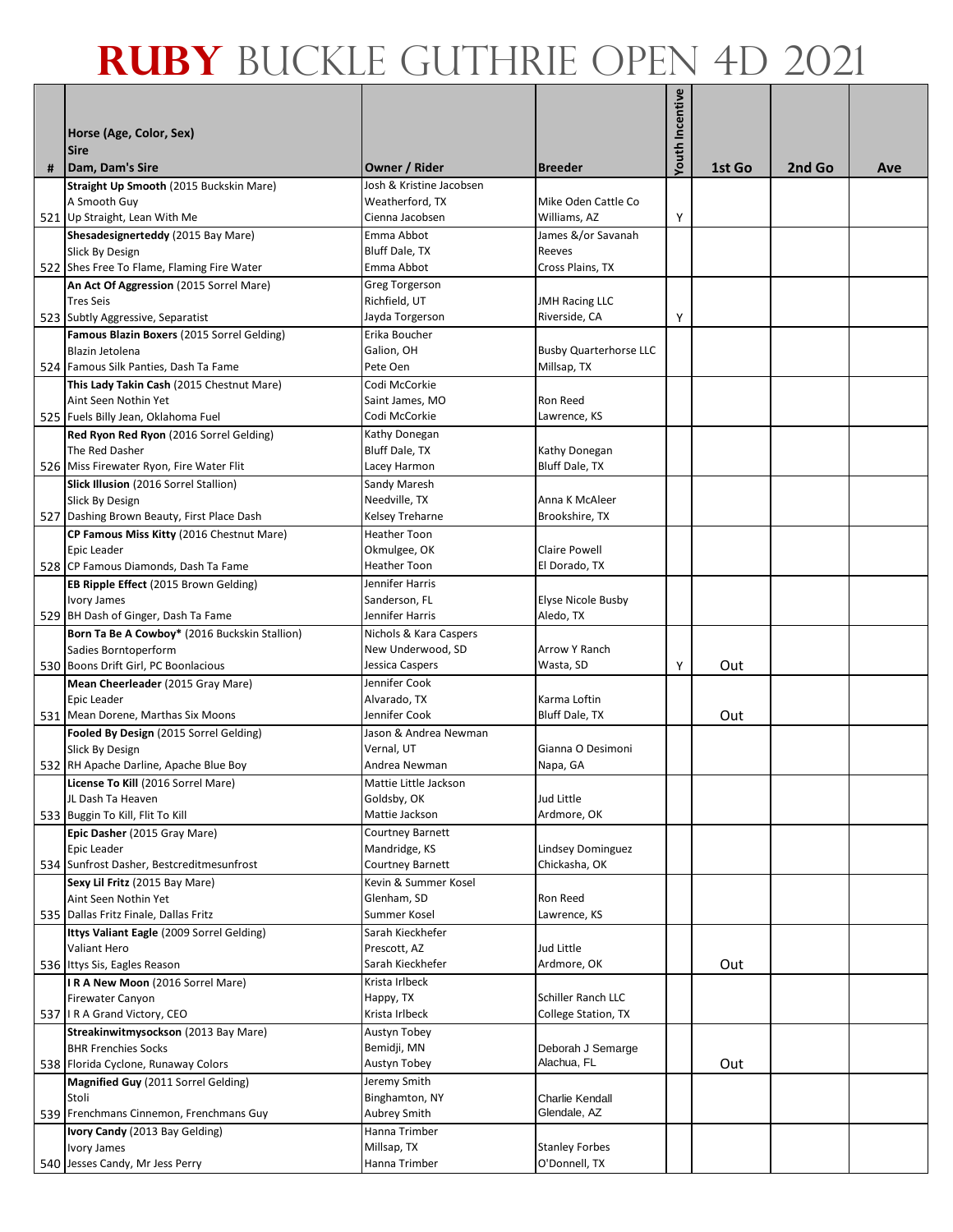# RUBY BUCKLE GUTHRIE OPEN 4D 2021

| # | Horse (Age, Color, Sex)<br>Sire<br>Dam, Dam's Sire | Owner / Rider | Breeder | Youth Incentive | 1st Go | 2nd Go | Ave |
|---|---|---|---|---|---|---|---|
| 521 | **Straight Up Smooth** (2015 Buckskin Mare)<br>A Smooth Guy<br>Up Straight, Lean With Me | Josh & Kristine Jacobsen<br>Weatherford, TX<br>Cienna Jacobsen | Mike Oden Cattle Co<br>Williams, AZ | Y | | | |
| 522 | **Shesadesignerteddy** (2015 Bay Mare)<br>Slick By Design<br>Shes Free To Flame, Flaming Fire Water | Emma Abbot<br>Bluff Dale, TX<br>Emma Abbot | James &/or Savanah Reeves<br>Cross Plains, TX | | | | |
| 523 | **An Act Of Aggression** (2015 Sorrel Mare)<br>Tres Seis<br>Subtly Aggressive, Separatist | Greg Torgerson<br>Richfield, UT<br>Jayda Torgerson | JMH Racing LLC<br>Riverside, CA | Y | | | |
| 524 | **Famous Blazin Boxers** (2015 Sorrel Gelding)<br>Blazin Jetolena<br>Famous Silk Panties, Dash Ta Fame | Erika Boucher<br>Galion, OH<br>Pete Oen | Busby Quarterhorse LLC<br>Millsap, TX | | | | |
| 525 | **This Lady Takin Cash** (2015 Chestnut Mare)<br>Aint Seen Nothin Yet<br>Fuels Billy Jean, Oklahoma Fuel | Codi McCorkie<br>Saint James, MO<br>Codi McCorkie | Ron Reed<br>Lawrence, KS | | | | |
| 526 | **Red Ryon Red Ryon** (2016 Sorrel Gelding)<br>The Red Dasher<br>Miss Firewater Ryon, Fire Water Flit | Kathy Donegan<br>Bluff Dale, TX<br>Lacey Harmon | Kathy Donegan<br>Bluff Dale, TX | | | | |
| 527 | **Slick Illusion** (2016 Sorrel Stallion)<br>Slick By Design<br>Dashing Brown Beauty, First Place Dash | Sandy Maresh<br>Needville, TX<br>Kelsey Treharne | Anna K McAleer<br>Brookshire, TX | | | | |
| 528 | **CP Famous Miss Kitty** (2016 Chestnut Mare)<br>Epic Leader<br>CP Famous Diamonds, Dash Ta Fame | Heather Toon<br>Okmulgee, OK<br>Heather Toon | Claire Powell<br>El Dorado, TX | | | | |
| 529 | **EB Ripple Effect** (2015 Brown Gelding)<br>Ivory James<br>BH Dash of Ginger, Dash Ta Fame | Jennifer Harris<br>Sanderson, FL<br>Jennifer Harris | Elyse Nicole Busby<br>Aledo, TX | | | | |
| 530 | **Born Ta Be A Cowboy*** (2016 Buckskin Stallion)<br>Sadies Borntoperform<br>Boons Drift Girl, PC Boonlacious | Nichols & Kara Caspers<br>New Underwood, SD<br>Jessica Caspers | Arrow Y Ranch<br>Wasta, SD | Y | Out | | |
| 531 | **Mean Cheerleader** (2015 Gray Mare)<br>Epic Leader<br>Mean Dorene, Marthas Six Moons | Jennifer Cook<br>Alvarado, TX<br>Jennifer Cook | Karma Loftin<br>Bluff Dale, TX | | Out | | |
| 532 | **Fooled By Design** (2015 Sorrel Gelding)<br>Slick By Design<br>RH Apache Darline, Apache Blue Boy | Jason & Andrea Newman<br>Vernal, UT<br>Andrea Newman | Gianna O Desimoni<br>Napa, GA | | | | |
| 533 | **License To Kill** (2016 Sorrel Mare)<br>JL Dash Ta Heaven<br>Buggin To Kill, Flit To Kill | Mattie Little Jackson<br>Goldsby, OK<br>Mattie Jackson | Jud Little<br>Ardmore, OK | | | | |
| 534 | **Epic Dasher** (2015 Gray Mare)<br>Epic Leader<br>Sunfrost Dasher, Bestcreditmesunfrost | Courtney Barnett<br>Mandridge, KS<br>Courtney Barnett | Lindsey Dominguez<br>Chickasha, OK | | | | |
| 535 | **Sexy Lil Fritz** (2015 Bay Mare)<br>Aint Seen Nothin Yet<br>Dallas Fritz Finale, Dallas Fritz | Kevin & Summer Kosel<br>Glenham, SD<br>Summer Kosel | Ron Reed<br>Lawrence, KS | | | | |
| 536 | **Ittys Valiant Eagle** (2009 Sorrel Gelding)<br>Valiant Hero<br>Ittys Sis, Eagles Reason | Sarah Kieckhefer<br>Prescott, AZ<br>Sarah Kieckhefer | Jud Little<br>Ardmore, OK | | Out | | |
| 537 | **I R A New Moon** (2016 Sorrel Mare)<br>Firewater Canyon<br>I R A Grand Victory, CEO | Krista Irlbeck<br>Happy, TX<br>Krista Irlbeck | Schiller Ranch LLC<br>College Station, TX | | | | |
| 538 | **Streakinwitmysockson** (2013 Bay Mare)<br>BHR Frenchies Socks<br>Florida Cyclone, Runaway Colors | Austyn Tobey<br>Bemidji, MN<br>Austyn Tobey | Deborah J Semarge<br>Alachua, FL | | Out | | |
| 539 | **Magnified Guy** (2011 Sorrel Gelding)<br>Stoli<br>Frenchmans Cinnemon, Frenchmans Guy | Jeremy Smith<br>Binghamton, NY<br>Aubrey Smith | Charlie Kendall<br>Glendale, AZ | | | | |
| 540 | **Ivory Candy** (2013 Bay Gelding)<br>Ivory James<br>Jesses Candy, Mr Jess Perry | Hanna Trimber<br>Millsap, TX<br>Hanna Trimber | Stanley Forbes<br>O'Donnell, TX | | | | |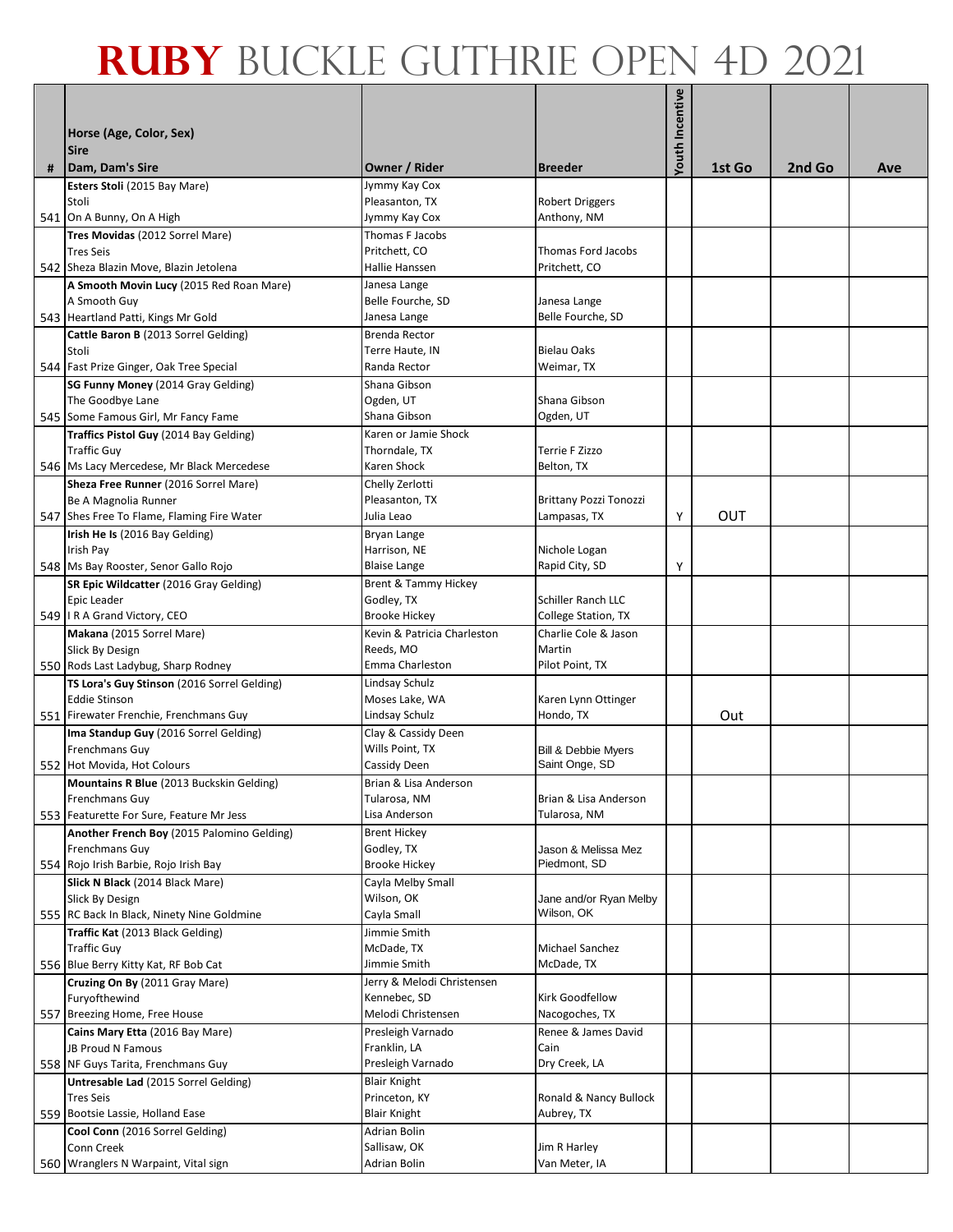# RUBY BUCKLE GUTHRIE OPEN 4D 2021

| # | Horse (Age, Color, Sex)<br>Sire<br>Dam, Dam's Sire | Owner / Rider | Breeder | Youth Incentive | 1st Go | 2nd Go | Ave |
|---|---|---|---|---|---|---|---|
| 541 | **Esters Stoli** (2015 Bay Mare)<br>Stoli<br>On A Bunny, On A High | Jymmy Kay Cox<br>Pleasanton, TX<br>Jymmy Kay Cox | Robert Driggers<br>Anthony, NM | | | | |
| 542 | **Tres Movidas** (2012 Sorrel Mare)<br>Tres Seis<br>Sheza Blazin Move, Blazin Jetolena | Thomas F Jacobs<br>Pritchett, CO<br>Hallie Hanssen | Thomas Ford Jacobs<br>Pritchett, CO | | | | |
| 543 | **A Smooth Movin Lucy** (2015 Red Roan Mare)<br>A Smooth Guy<br>Heartland Patti, Kings Mr Gold | Janesa Lange<br>Belle Fourche, SD<br>Janesa Lange | Janesa Lange<br>Belle Fourche, SD | | | | |
| 544 | **Cattle Baron B** (2013 Sorrel Gelding)<br>Stoli<br>Fast Prize Ginger, Oak Tree Special | Brenda Rector<br>Terre Haute, IN<br>Randa Rector | Bielau Oaks<br>Weimar, TX | | | | |
| 545 | **SG Funny Money** (2014 Gray Gelding)<br>The Goodbye Lane<br>Some Famous Girl, Mr Fancy Fame | Shana Gibson<br>Ogden, UT<br>Shana Gibson | Shana Gibson<br>Ogden, UT | | | | |
| 546 | **Traffics Pistol Guy** (2014 Bay Gelding)<br>Traffic Guy<br>Ms Lacy Mercedese, Mr Black Mercedese | Karen or Jamie Shock<br>Thorndale, TX<br>Karen Shock | Terrie F Zizzo<br>Belton, TX | | | | |
| 547 | **Sheza Free Runner** (2016 Sorrel Mare)<br>Be A Magnolia Runner<br>Shes Free To Flame, Flaming Fire Water | Chelly Zerlotti<br>Pleasanton, TX<br>Julia Leao | Brittany Pozzi Tonozzi<br>Lampasas, TX | Y | OUT | | |
| 548 | **Irish He Is** (2016 Bay Gelding)<br>Irish Pay<br>Ms Bay Rooster, Senor Gallo Rojo | Bryan Lange<br>Harrison, NE<br>Blaise Lange | Nichole Logan<br>Rapid City, SD | Y | | | |
| 549 | **SR Epic Wildcatter** (2016 Gray Gelding)<br>Epic Leader<br>I R A Grand Victory, CEO | Brent & Tammy Hickey<br>Godley, TX<br>Brooke Hickey | Schiller Ranch LLC<br>College Station, TX | | | | |
| 550 | **Makana** (2015 Sorrel Mare)<br>Slick By Design<br>Rods Last Ladybug, Sharp Rodney | Kevin & Patricia Charleston<br>Reeds, MO<br>Emma Charleston | Charlie Cole & Jason Martin<br>Pilot Point, TX | | | | |
| 551 | **TS Lora's Guy Stinson** (2016 Sorrel Gelding)<br>Eddie Stinson<br>Firewater Frenchie, Frenchmans Guy | Lindsay Schulz<br>Moses Lake, WA<br>Lindsay Schulz | Karen Lynn Ottinger<br>Hondo, TX | | Out | | |
| 552 | **Ima Standup Guy** (2016 Sorrel Gelding)<br>Frenchmans Guy<br>Hot Movida, Hot Colours | Clay & Cassidy Deen<br>Wills Point, TX<br>Cassidy Deen | Bill & Debbie Myers<br>Saint Onge, SD | | | | |
| 553 | **Mountains R Blue** (2013 Buckskin Gelding)<br>Frenchmans Guy<br>Featurette For Sure, Feature Mr Jess | Brian & Lisa Anderson<br>Tularosa, NM<br>Lisa Anderson | Brian & Lisa Anderson<br>Tularosa, NM | | | | |
| 554 | **Another French Boy** (2015 Palomino Gelding)<br>Frenchmans Guy<br>Rojo Irish Barbie, Rojo Irish Bay | Brent Hickey<br>Godley, TX<br>Brooke Hickey | Jason & Melissa Mez<br>Piedmont, SD | | | | |
| 555 | **Slick N Black** (2014 Black Mare)<br>Slick By Design<br>RC Back In Black, Ninety Nine Goldmine | Cayla Melby Small<br>Wilson, OK<br>Cayla Small | Jane and/or Ryan Melby<br>Wilson, OK | | | | |
| 556 | **Traffic Kat** (2013 Black Gelding)<br>Traffic Guy<br>Blue Berry Kitty Kat, RF Bob Cat | Jimmie Smith<br>McDade, TX<br>Jimmie Smith | Michael Sanchez<br>McDade, TX | | | | |
| 557 | **Cruzing On By** (2011 Gray Mare)<br>Furyofthewind<br>Breezing Home, Free House | Jerry & Melodi Christensen<br>Kennebec, SD<br>Melodi Christensen | Kirk Goodfellow<br>Nacogoches, TX | | | | |
| 558 | **Cains Mary Etta** (2016 Bay Mare)<br>JB Proud N Famous<br>NF Guys Tarita, Frenchmans Guy | Presleigh Varnado<br>Franklin, LA<br>Presleigh Varnado | Renee & James David Cain<br>Dry Creek, LA | | | | |
| 559 | **Untresable Lad** (2015 Sorrel Gelding)<br>Tres Seis<br>Bootsie Lassie, Holland Ease | Blair Knight<br>Princeton, KY<br>Blair Knight | Ronald & Nancy Bullock<br>Aubrey, TX | | | | |
| 560 | **Cool Conn** (2016 Sorrel Gelding)<br>Conn Creek<br>Wranglers N Warpaint, Vital sign | Adrian Bolin<br>Sallisaw, OK<br>Adrian Bolin | Jim R Harley<br>Van Meter, IA | | | | |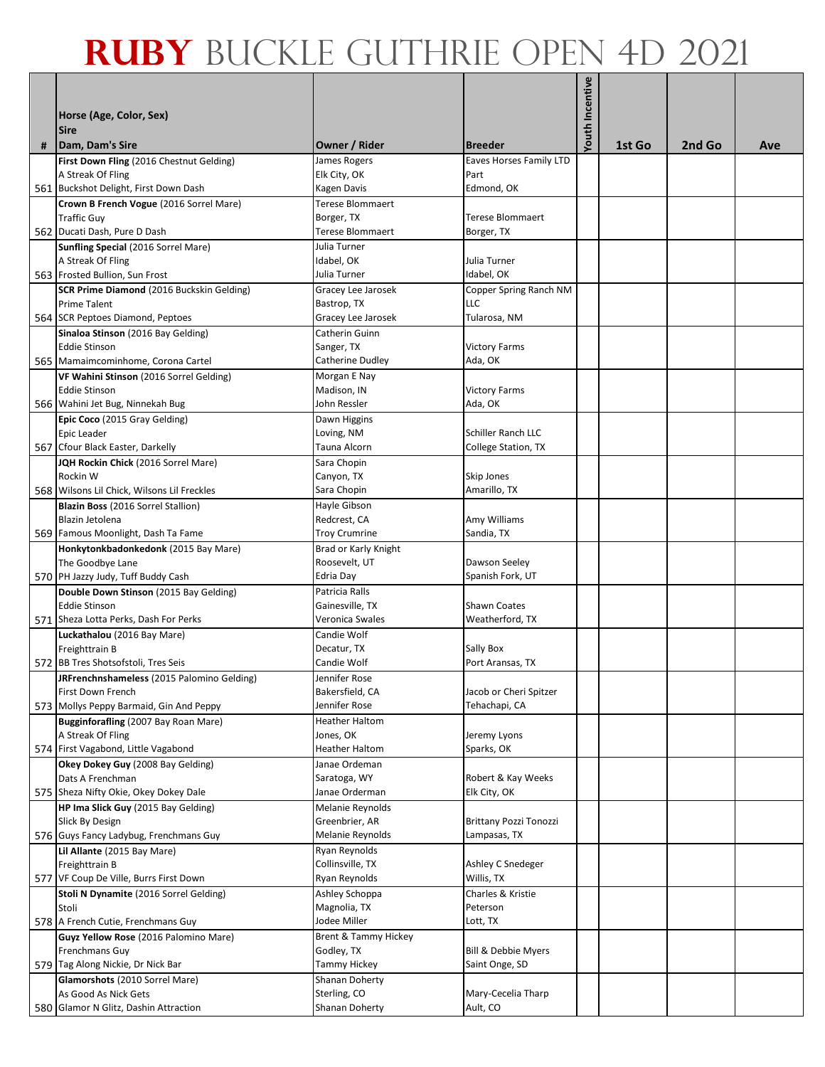# RUBY BUCKLE GUTHRIE OPEN 4D 2021

| # | Horse (Age, Color, Sex) Sire Dam, Dam's Sire | Owner / Rider | Breeder | Youth Incentive | 1st Go | 2nd Go | Ave |
|---|---|---|---|---|---|---|---|
| 561 | **First Down Fling** (2016 Chestnut Gelding) A Streak Of Fling Buckshot Delight, First Down Dash | James Rogers Elk City, OK Kagen Davis | Eaves Horses Family LTD Part Edmond, OK | | | | |
| 562 | **Crown B French Vogue** (2016 Sorrel Mare) Traffic Guy Ducati Dash, Pure D Dash | Terese Blommaert Borger, TX Terese Blommaert | Terese Blommaert Borger, TX | | | | |
| 563 | **Sunfling Special** (2016 Sorrel Mare) A Streak Of Fling Frosted Bullion, Sun Frost | Julia Turner Idabel, OK Julia Turner | Julia Turner Idabel, OK | | | | |
| 564 | **SCR Prime Diamond** (2016 Buckskin Gelding) Prime Talent SCR Peptoes Diamond, Peptoes | Gracey Lee Jarosek Bastrop, TX Gracey Lee Jarosek | Copper Spring Ranch NM LLC Tularosa, NM | | | | |
| 565 | **Sinaloa Stinson** (2016 Bay Gelding) Eddie Stinson Mamaimcominhome, Corona Cartel | Catherin Guinn Sanger, TX Catherine Dudley | Victory Farms Ada, OK | | | | |
| 566 | **VF Wahini Stinson** (2016 Sorrel Gelding) Eddie Stinson Wahini Jet Bug, Ninnekah Bug | Morgan E Nay Madison, IN John Ressler | Victory Farms Ada, OK | | | | |
| 567 | **Epic Coco** (2015 Gray Gelding) Epic Leader Cfour Black Easter, Darkelly | Dawn Higgins Loving, NM Tauna Alcorn | Schiller Ranch LLC College Station, TX | | | | |
| 568 | **JQH Rockin Chick** (2016 Sorrel Mare) Rockin W Wilsons Lil Chick, Wilsons Lil Freckles | Sara Chopin Canyon, TX Sara Chopin | Skip Jones Amarillo, TX | | | | |
| 569 | **Blazin Boss** (2016 Sorrel Stallion) Blazin Jetolena Famous Moonlight, Dash Ta Fame | Hayle Gibson Redcrest, CA Troy Crumrine | Amy Williams Sandia, TX | | | | |
| 570 | **Honkytonkbadonkedonk** (2015 Bay Mare) The Goodbye Lane PH Jazzy Judy, Tuff Buddy Cash | Brad or Karly Knight Roosevelt, UT Edria Day | Dawson Seeley Spanish Fork, UT | | | | |
| 571 | **Double Down Stinson** (2015 Bay Gelding) Eddie Stinson Sheza Lotta Perks, Dash For Perks | Patricia Ralls Gainesville, TX Veronica Swales | Shawn Coates Weatherford, TX | | | | |
| 572 | **Luckathalou** (2016 Bay Mare) Freighttrain B BB Tres Shotsofstoli, Tres Seis | Candie Wolf Decatur, TX Candie Wolf | Sally Box Port Aransas, TX | | | | |
| 573 | **JRFrenchnshameless** (2015 Palomino Gelding) First Down French Mollys Peppy Barmaid, Gin And Peppy | Jennifer Rose Bakersfield, CA Jennifer Rose | Jacob or Cheri Spitzer Tehachapi, CA | | | | |
| 574 | **Bugginforafling** (2007 Bay Roan Mare) A Streak Of Fling First Vagabond, Little Vagabond | Heather Haltom Jones, OK Heather Haltom | Jeremy Lyons Sparks, OK | | | | |
| 575 | **Okey Dokey Guy** (2008 Bay Gelding) Dats A Frenchman Sheza Nifty Okie, Okey Dokey Dale | Janae Ordeman Saratoga, WY Janae Orderman | Robert & Kay Weeks Elk City, OK | | | | |
| 576 | **HP Ima Slick Guy** (2015 Bay Gelding) Slick By Design Guys Fancy Ladybug, Frenchmans Guy | Melanie Reynolds Greenbrier, AR Melanie Reynolds | Brittany Pozzi Tonozzi Lampasas, TX | | | | |
| 577 | **Lil Allante** (2015 Bay Mare) Freighttrain B VF Coup De Ville, Burrs First Down | Ryan Reynolds Collinsville, TX Ryan Reynolds | Ashley C Snedeger Willis, TX | | | | |
| 578 | **Stoli N Dynamite** (2016 Sorrel Gelding) Stoli A French Cutie, Frenchmans Guy | Ashley Schoppa Magnolia, TX Jodee Miller | Charles & Kristie Peterson Lott, TX | | | | |
| 579 | **Guyz Yellow Rose** (2016 Palomino Mare) Frenchmans Guy Tag Along Nickie, Dr Nick Bar | Brent & Tammy Hickey Godley, TX Tammy Hickey | Bill & Debbie Myers Saint Onge, SD | | | | |
| 580 | **Glamorshots** (2010 Sorrel Mare) As Good As Nick Gets Glamor N Glitz, Dashin Attraction | Shanan Doherty Sterling, CO Shanan Doherty | Mary-Cecelia Tharp Ault, CO | | | | |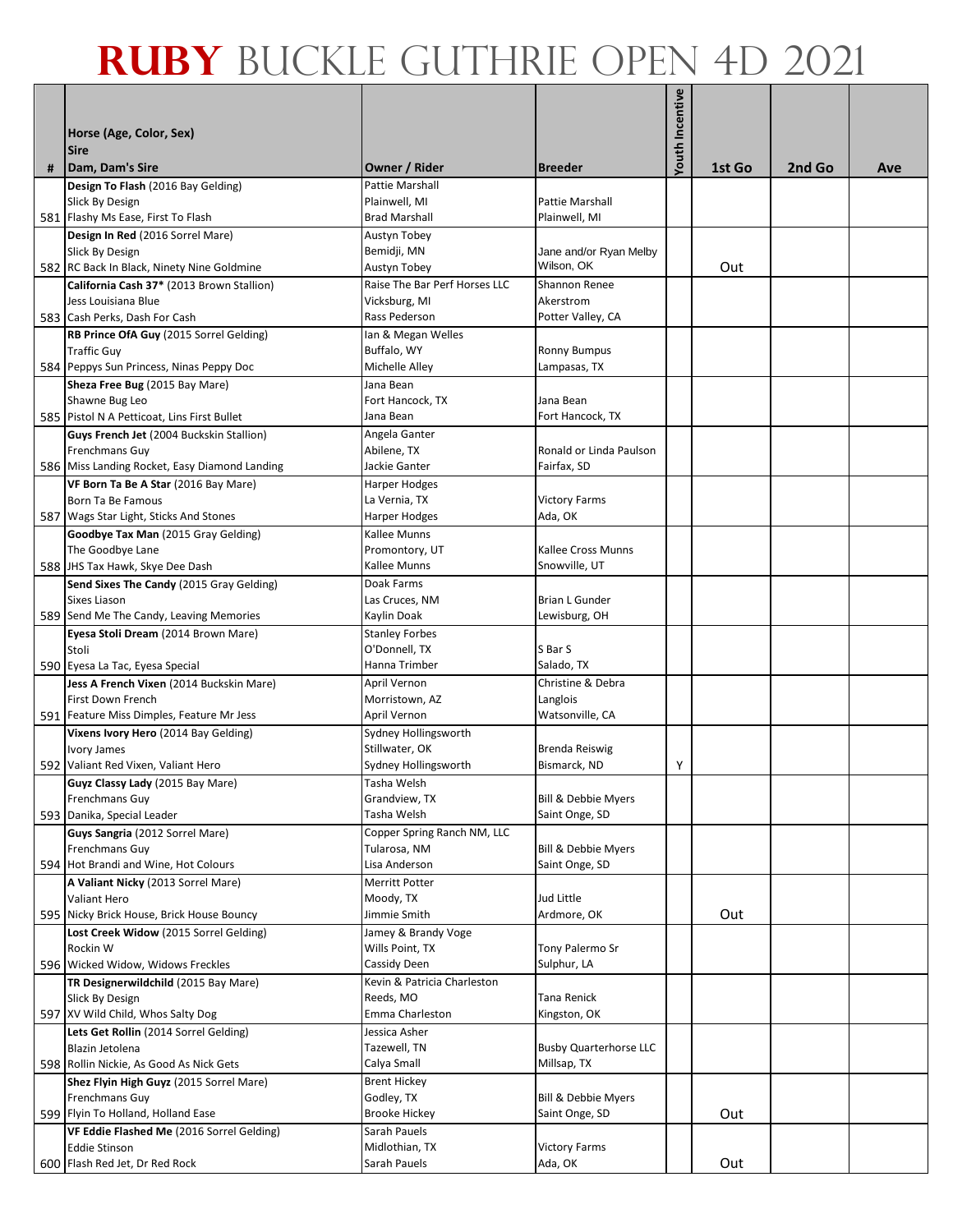# RUBY BUCKLE GUTHRIE OPEN 4D 2021

| # | Horse (Age, Color, Sex)<br>Sire<br>Dam, Dam's Sire | Owner / Rider | Breeder | Youth Incentive | 1st Go | 2nd Go | Ave |
|---|---|---|---|---|---|---|---|
| 581 | **Design To Flash** (2016 Bay Gelding)<br>Slick By Design<br>Flashy Ms Ease, First To Flash | Pattie Marshall<br>Plainwell, MI<br>Brad Marshall | Pattie Marshall<br>Plainwell, MI | | | | |
| 582 | **Design In Red** (2016 Sorrel Mare)<br>Slick By Design<br>RC Back In Black, Ninety Nine Goldmine | Austyn Tobey<br>Bemidji, MN<br>Austyn Tobey | Jane and/or Ryan Melby<br>Wilson, OK | | Out | | |
| 583 | **California Cash 37*** (2013 Brown Stallion)<br>Jess Louisiana Blue<br>Cash Perks, Dash For Cash | Raise The Bar Perf Horses LLC<br>Vicksburg, MI<br>Rass Pederson | Shannon Renee<br>Akerstrom<br>Potter Valley, CA | | | | |
| 584 | **RB Prince OfA Guy** (2015 Sorrel Gelding)<br>Traffic Guy<br>Peppys Sun Princess, Ninas Peppy Doc | Ian & Megan Welles<br>Buffalo, WY<br>Michelle Alley | Ronny Bumpus<br>Lampasas, TX | | | | |
| 585 | **Sheza Free Bug** (2015 Bay Mare)<br>Shawne Bug Leo<br>Pistol N A Petticoat, Lins First Bullet | Jana Bean<br>Fort Hancock, TX<br>Jana Bean | Jana Bean<br>Fort Hancock, TX | | | | |
| 586 | **Guys French Jet** (2004 Buckskin Stallion)<br>Frenchmans Guy<br>Miss Landing Rocket, Easy Diamond Landing | Angela Ganter<br>Abilene, TX<br>Jackie Ganter | Ronald or Linda Paulson<br>Fairfax, SD | | | | |
| 587 | **VF Born Ta Be A Star** (2016 Bay Mare)<br>Born Ta Be Famous<br>Wags Star Light, Sticks And Stones | Harper Hodges<br>La Vernia, TX<br>Harper Hodges | Victory Farms<br>Ada, OK | | | | |
| 588 | **Goodbye Tax Man** (2015 Gray Gelding)<br>The Goodbye Lane<br>JHS Tax Hawk, Skye Dee Dash | Kallee Munns<br>Promontory, UT<br>Kallee Munns | Kallee Cross Munns<br>Snowville, UT | | | | |
| 589 | **Send Sixes The Candy** (2015 Gray Gelding)<br>Sixes Liason<br>Send Me The Candy, Leaving Memories | Doak Farms<br>Las Cruces, NM<br>Kaylin Doak | Brian L Gunder<br>Lewisburg, OH | | | | |
| 590 | **Eyesa Stoli Dream** (2014 Brown Mare)<br>Stoli<br>Eyesa La Tac, Eyesa Special | Stanley Forbes<br>O'Donnell, TX<br>Hanna Trimber | S Bar S<br>Salado, TX | | | | |
| 591 | **Jess A French Vixen** (2014 Buckskin Mare)<br>First Down French<br>Feature Miss Dimples, Feature Mr Jess | April Vernon<br>Morristown, AZ<br>April Vernon | Christine & Debra<br>Langlois<br>Watsonville, CA | | | | |
| 592 | **Vixens Ivory Hero** (2014 Bay Gelding)<br>Ivory James<br>Valiant Red Vixen, Valiant Hero | Sydney Hollingsworth<br>Stillwater, OK<br>Sydney Hollingsworth | Brenda Reiswig<br>Bismarck, ND | Y | | | |
| 593 | **Guyz Classy Lady** (2015 Bay Mare)<br>Frenchmans Guy<br>Danika, Special Leader | Tasha Welsh<br>Grandview, TX<br>Tasha Welsh | Bill & Debbie Myers<br>Saint Onge, SD | | | | |
| 594 | **Guys Sangria** (2012 Sorrel Mare)<br>Frenchmans Guy<br>Hot Brandi and Wine, Hot Colours | Copper Spring Ranch NM, LLC<br>Tularosa, NM<br>Lisa Anderson | Bill & Debbie Myers<br>Saint Onge, SD | | | | |
| 595 | **A Valiant Nicky** (2013 Sorrel Mare)<br>Valiant Hero<br>Nicky Brick House, Brick House Bouncy | Merritt Potter<br>Moody, TX<br>Jimmie Smith | Jud Little<br>Ardmore, OK | | Out | | |
| 596 | **Lost Creek Widow** (2015 Sorrel Gelding)<br>Rockin W<br>Wicked Widow, Widows Freckles | Jamey & Brandy Voge<br>Wills Point, TX<br>Cassidy Deen | Tony Palermo Sr<br>Sulphur, LA | | | | |
| 597 | **TR Designerwildchild** (2015 Bay Mare)<br>Slick By Design<br>XV Wild Child, Whos Salty Dog | Kevin & Patricia Charleston<br>Reeds, MO<br>Emma Charleston | Tana Renick<br>Kingston, OK | | | | |
| 598 | **Lets Get Rollin** (2014 Sorrel Gelding)<br>Blazin Jetolena<br>Rollin Nickie, As Good As Nick Gets | Jessica Asher<br>Tazewell, TN<br>Calya Small | Busby Quarterhorse LLC<br>Millsap, TX | | | | |
| 599 | **Shez Flyin High Guyz** (2015 Sorrel Mare)<br>Frenchmans Guy<br>Flyin To Holland, Holland Ease | Brent Hickey<br>Godley, TX<br>Brooke Hickey | Bill & Debbie Myers<br>Saint Onge, SD | | Out | | |
| 600 | **VF Eddie Flashed Me** (2016 Sorrel Gelding)<br>Eddie Stinson<br>Flash Red Jet, Dr Red Rock | Sarah Pauels<br>Midlothian, TX<br>Sarah Pauels | Victory Farms<br>Ada, OK | | Out | | |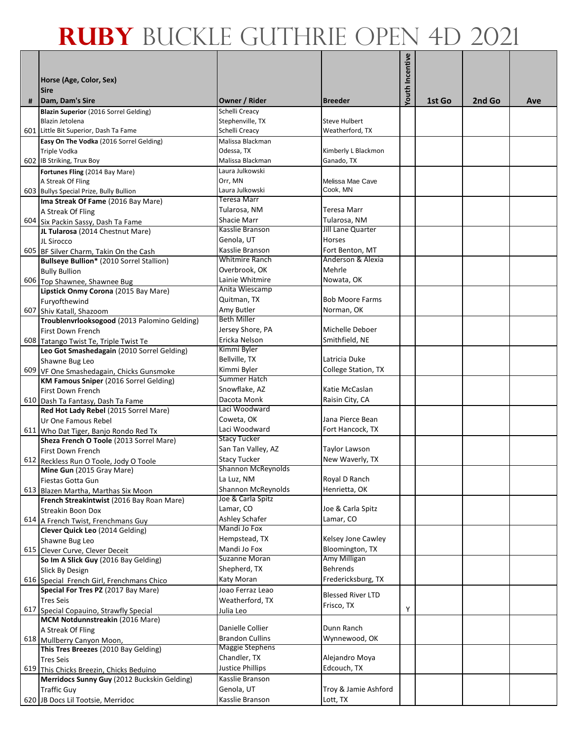# RUBY BUCKLE GUTHRIE OPEN 4D 2021

| # | Horse (Age, Color, Sex)<br>Sire<br>Dam, Dam's Sire | Owner / Rider | Breeder | Youth Incentive | 1st Go | 2nd Go | Ave |
|---|---|---|---|---|---|---|---|
| 601 | **Blazin Superior** (2016 Sorrel Gelding)<br>Blazin Jetolena<br>Little Bit Superior, Dash Ta Fame | Schelli Creacy<br>Stephenville, TX<br>Schelli Creacy | Steve Hulbert<br>Weatherford, TX | | | | |
| 602 | **Easy On The Vodka** (2016 Sorrel Gelding)<br>Triple Vodka<br>IB Striking, Trux Boy | Malissa Blackman<br>Odessa, TX<br>Malissa Blackman | Kimberly L Blackmon<br>Ganado, TX | | | | |
| 603 | **Fortunes Fling** (2014 Bay Mare)<br>A Streak Of Fling<br>Bullys Special Prize, Bully Bullion | Laura Julkowski<br>Orr, MN<br>Laura Julkowski | Melissa Mae Cave<br>Cook, MN | | | | |
| 604 | **Ima Streak Of Fame** (2016 Bay Mare)<br>A Streak Of Fling<br>Six Packin Sassy, Dash Ta Fame | Teresa Marr<br>Tularosa, NM<br>Shacie Marr | Teresa Marr<br>Tularosa, NM | | | | |
| 605 | **JL Tularosa** (2014 Chestnut Mare)<br>JL Sirocco<br>BF Silver Charm, Takin On the Cash | Kasslie Branson<br>Genola, UT<br>Kasslie Branson | Jill Lane Quarter Horses<br>Fort Benton, MT | | | | |
| 606 | **Bullseye Bullion*** (2010 Sorrel Stallion)<br>Bully Bullion<br>Top Shawnee, Shawnee Bug | Whitmire Ranch<br>Overbrook, OK<br>Lainie Whitmire | Anderson & Alexia Mehrle<br>Nowata, OK | | | | |
| 607 | **Lipstick Onmy Corona** (2015 Bay Mare)<br>Furyofthewind<br>Shiv Katall, Shazoom | Anita Wiescamp<br>Quitman, TX<br>Amy Butler | Bob Moore Farms<br>Norman, OK | | | | |
| 608 | **Troublenvrlooksogood** (2013 Palomino Gelding)<br>First Down French<br>Tatango Twist Te, Triple Twist Te | Beth Miller<br>Jersey Shore, PA<br>Ericka Nelson | Michelle Deboer<br>Smithfield, NE | | | | |
| 609 | **Leo Got Smashedagain** (2010 Sorrel Gelding)<br>Shawne Bug Leo<br>VF One Smashedagain, Chicks Gunsmoke | Kimmi Byler<br>Bellville, TX<br>Kimmi Byler | Latricia Duke<br>College Station, TX | | | | |
| 610 | **KM Famous Sniper** (2016 Sorrel Gelding)<br>First Down French<br>Dash Ta Fantasy, Dash Ta Fame | Summer Hatch<br>Snowflake, AZ<br>Dacota Monk | Katie McCaslan<br>Raisin City, CA | | | | |
| 611 | **Red Hot Lady Rebel** (2015 Sorrel Mare)<br>Ur One Famous Rebel<br>Who Dat Tiger, Banjo Rondo Red Tx | Laci Woodward<br>Coweta, OK<br>Laci Woodward | Jana Pierce Bean<br>Fort Hancock, TX | | | | |
| 612 | **Sheza French O Toole** (2013 Sorrel Mare)<br>First Down French<br>Reckless Run O Toole, Jody O Toole | Stacy Tucker<br>San Tan Valley, AZ<br>Stacy Tucker | Taylor Lawson<br>New Waverly, TX | | | | |
| 613 | **Mine Gun** (2015 Gray Mare)<br>Fiestas Gotta Gun<br>Blazen Martha, Marthas Six Moon | Shannon McReynolds<br>La Luz, NM<br>Shannon McReynolds | Royal D Ranch<br>Henrietta, OK | | | | |
| 614 | **French Streakintwist** (2016 Bay Roan Mare)<br>Streakin Boon Dox<br>A French Twist, Frenchmans Guy | Joe & Carla Spitz<br>Lamar, CO<br>Ashley Schafer | Joe & Carla Spitz<br>Lamar, CO | | | | |
| 615 | **Clever Quick Leo** (2014 Gelding)<br>Shawne Bug Leo<br>Clever Curve, Clever Deceit | Mandi Jo Fox<br>Hempstead, TX<br>Mandi Jo Fox | Kelsey Jone Cawley<br>Bloomington, TX | | | | |
| 616 | **So Im A Slick Guy** (2016 Bay Gelding)<br>Slick By Design<br>Special French Girl, Frenchmans Chico | Suzanne Moran<br>Shepherd, TX<br>Katy Moran | Amy Milligan Behrends<br>Fredericksburg, TX | | | | |
| 617 | **Special For Tres PZ** (2017 Bay Mare)<br>Tres Seis<br>Special Copauino, Strawfly Special | Joao Ferraz Leao<br>Weatherford, TX<br>Julia Leo | Blessed River LTD<br>Frisco, TX | Y | | | |
| 618 | **MCM Notdunnstreakin** (2016 Mare)<br>A Streak Of Fling<br>Mullberry Canyon Moon, | Danielle Collier<br>Brandon Cullins | Dunn Ranch<br>Wynnewood, OK | | | | |
| 619 | **This Tres Breezes** (2010 Bay Gelding)<br>Tres Seis<br>This Chicks Breezin, Chicks Beduino | Maggie Stephens<br>Chandler, TX<br>Justice Phillips | Alejandro Moya<br>Edcouch, TX | | | | |
| 620 | **Merridocs Sunny Guy** (2012 Buckskin Gelding)<br>Traffic Guy<br>JB Docs Lil Tootsie, Merridoc | Kasslie Branson<br>Genola, UT<br>Kasslie Branson | Troy & Jamie Ashford<br>Lott, TX | | | | |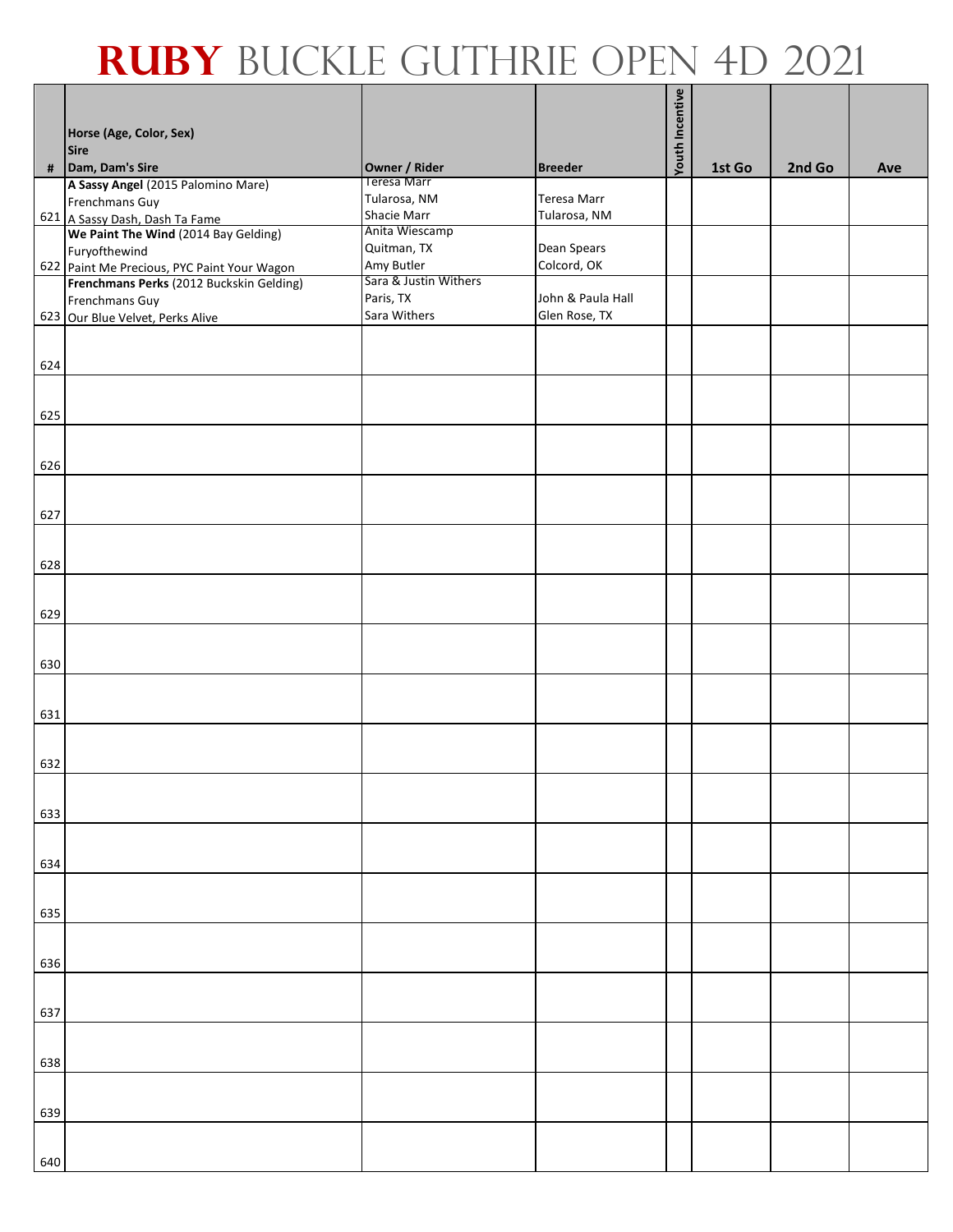# RUBY BUCKLE GUTHRIE OPEN 4D 2021

| # | Horse (Age, Color, Sex)<br>Sire<br>Dam, Dam's Sire | Owner / Rider | Breeder | Youth Incentive | 1st Go | 2nd Go | Ave |
|---|---|---|---|---|---|---|---|
| 621 | **A Sassy Angel** (2015 Palomino Mare)<br>Frenchmans Guy<br>A Sassy Dash, Dash Ta Fame | Teresa Marr<br>Tularosa, NM<br>Shacie Marr | Teresa Marr<br>Tularosa, NM | | | | |
| 622 | **We Paint The Wind** (2014 Bay Gelding)<br>Furyofthewind<br>Paint Me Precious, PYC Paint Your Wagon | Anita Wiescamp<br>Quitman, TX<br>Amy Butler | Dean Spears<br>Colcord, OK | | | | |
| 623 | **Frenchmans Perks** (2012 Buckskin Gelding)<br>Frenchmans Guy<br>Our Blue Velvet, Perks Alive | Sara & Justin Withers<br>Paris, TX<br>Sara Withers | John & Paula Hall<br>Glen Rose, TX | | | | |
| 624 | | | | | | | |
| 625 | | | | | | | |
| 626 | | | | | | | |
| 627 | | | | | | | |
| 628 | | | | | | | |
| 629 | | | | | | | |
| 630 | | | | | | | |
| 631 | | | | | | | |
| 632 | | | | | | | |
| 633 | | | | | | | |
| 634 | | | | | | | |
| 635 | | | | | | | |
| 636 | | | | | | | |
| 637 | | | | | | | |
| 638 | | | | | | | |
| 639 | | | | | | | |
| 640 | | | | | | | |